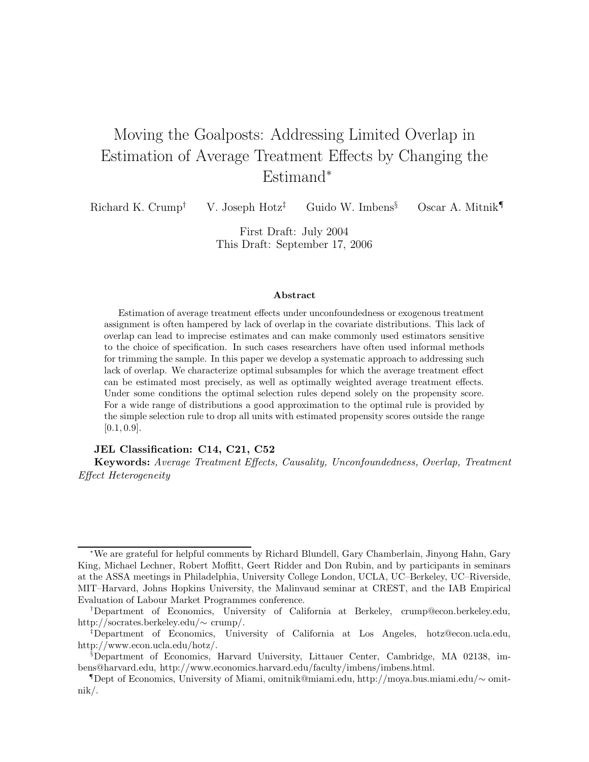# Moving the Goalposts: Addressing Limited Overlap in Estimation of Average Treatment Effects by Changing the Estimand*

Richard K. Crump[†] V. Joseph Hotz[‡] Guido W. Imbens[§] Oscar A. Mitnik[¶]

First Draft: July 2004
This Draft: September 17, 2006

### Abstract

Estimation of average treatment effects under unconfoundedness or exogenous treatment assignment is often hampered by lack of overlap in the covariate distributions. This lack of overlap can lead to imprecise estimates and can make commonly used estimators sensitive to the choice of specification. In such cases researchers have often used informal methods for trimming the sample. In this paper we develop a systematic approach to addressing such lack of overlap. We characterize optimal subsamples for which the average treatment effect can be estimated most precisely, as well as optimally weighted average treatment effects. Under some conditions the optimal selection rules depend solely on the propensity score. For a wide range of distributions a good approximation to the optimal rule is provided by the simple selection rule to drop all units with estimated propensity scores outside the range $[0.1, 0.9]$.

**JEL Classification: C14, C21, C52**

**Keywords:** *Average Treatment Effects, Causality, Unconfoundedness, Overlap, Treatment Effect Heterogeneity*

---

*We are grateful for helpful comments by Richard Blundell, Gary Chamberlain, Jinyong Hahn, Gary King, Michael Lechner, Robert Moffitt, Geert Ridder and Don Rubin, and by participants in seminars at the ASSA meetings in Philadelphia, University College London, UCLA, UC–Berkeley, UC–Riverside, MIT–Harvard, Johns Hopkins University, the Malinvaud seminar at CREST, and the IAB Empirical Evaluation of Labour Market Programmes conference.

[†]Department of Economics, University of California at Berkeley, crump@econ.berkeley.edu, http://socrates.berkeley.edu/∼ crump/.

[‡]Department of Economics, University of California at Los Angeles, hotz@econ.ucla.edu, http://www.econ.ucla.edu/hotz/.

[§]Department of Economics, Harvard University, Littauer Center, Cambridge, MA 02138, imbens@harvard.edu, http://www.economics.harvard.edu/faculty/imbens/imbens.html.

[¶]Dept of Economics, University of Miami, omitnik@miami.edu, http://moya.bus.miami.edu/∼ omitnik/.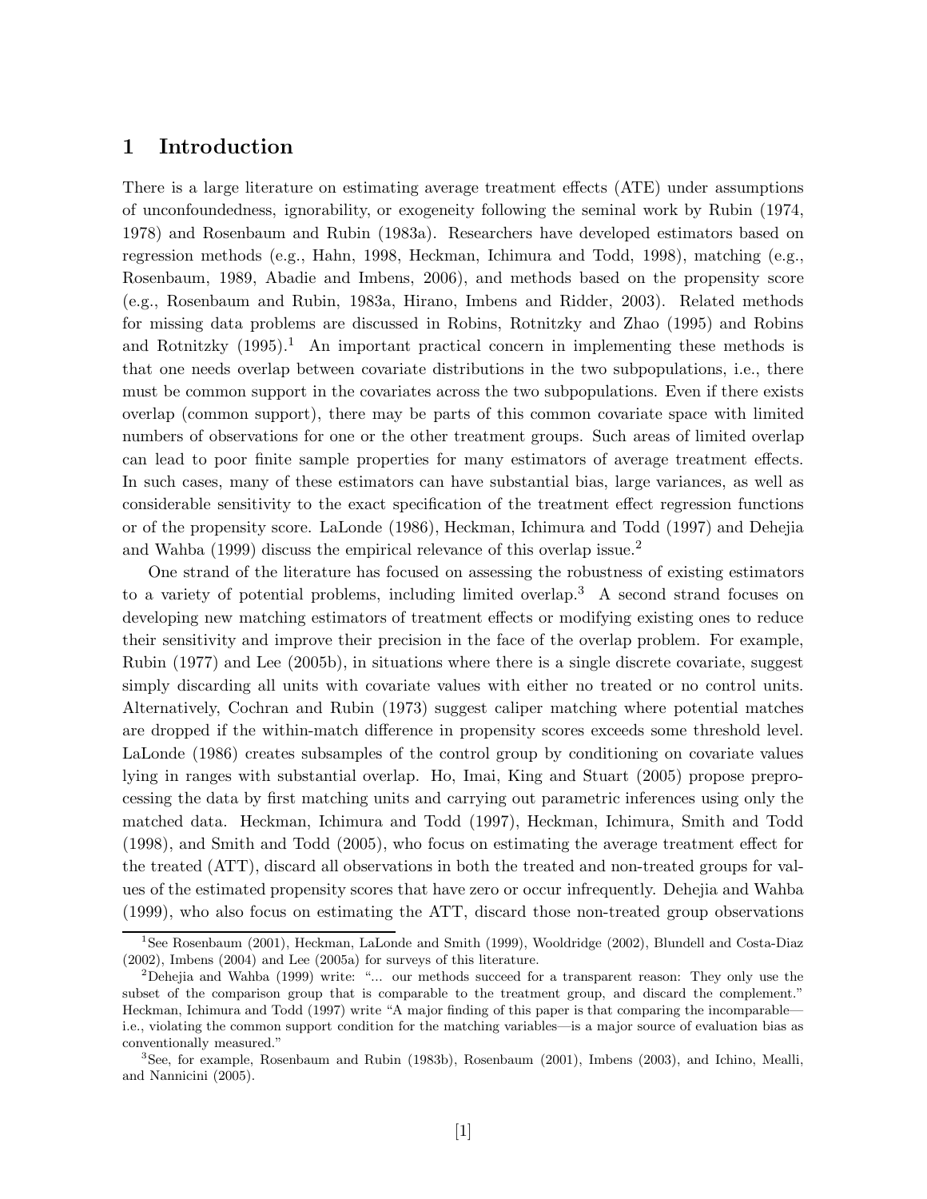## 1 Introduction

There is a large literature on estimating average treatment effects (ATE) under assumptions of unconfoundedness, ignorability, or exogeneity following the seminal work by Rubin (1974, 1978) and Rosenbaum and Rubin (1983a). Researchers have developed estimators based on regression methods (e.g., Hahn, 1998, Heckman, Ichimura and Todd, 1998), matching (e.g., Rosenbaum, 1989, Abadie and Imbens, 2006), and methods based on the propensity score (e.g., Rosenbaum and Rubin, 1983a, Hirano, Imbens and Ridder, 2003). Related methods for missing data problems are discussed in Robins, Rotnitzky and Zhao (1995) and Robins and Rotnitzky (1995).[1] An important practical concern in implementing these methods is that one needs overlap between covariate distributions in the two subpopulations, i.e., there must be common support in the covariates across the two subpopulations. Even if there exists overlap (common support), there may be parts of this common covariate space with limited numbers of observations for one or the other treatment groups. Such areas of limited overlap can lead to poor finite sample properties for many estimators of average treatment effects. In such cases, many of these estimators can have substantial bias, large variances, as well as considerable sensitivity to the exact specification of the treatment effect regression functions or of the propensity score. LaLonde (1986), Heckman, Ichimura and Todd (1997) and Dehejia and Wahba (1999) discuss the empirical relevance of this overlap issue.[2]

One strand of the literature has focused on assessing the robustness of existing estimators to a variety of potential problems, including limited overlap.[3] A second strand focuses on developing new matching estimators of treatment effects or modifying existing ones to reduce their sensitivity and improve their precision in the face of the overlap problem. For example, Rubin (1977) and Lee (2005b), in situations where there is a single discrete covariate, suggest simply discarding all units with covariate values with either no treated or no control units. Alternatively, Cochran and Rubin (1973) suggest caliper matching where potential matches are dropped if the within-match difference in propensity scores exceeds some threshold level. LaLonde (1986) creates subsamples of the control group by conditioning on covariate values lying in ranges with substantial overlap. Ho, Imai, King and Stuart (2005) propose preprocessing the data by first matching units and carrying out parametric inferences using only the matched data. Heckman, Ichimura and Todd (1997), Heckman, Ichimura, Smith and Todd (1998), and Smith and Todd (2005), who focus on estimating the average treatment effect for the treated (ATT), discard all observations in both the treated and non-treated groups for values of the estimated propensity scores that have zero or occur infrequently. Dehejia and Wahba (1999), who also focus on estimating the ATT, discard those non-treated group observations

[1] See Rosenbaum (2001), Heckman, LaLonde and Smith (1999), Wooldridge (2002), Blundell and Costa-Diaz (2002), Imbens (2004) and Lee (2005a) for surveys of this literature.

[2] Dehejia and Wahba (1999) write: "... our methods succeed for a transparent reason: They only use the subset of the comparison group that is comparable to the treatment group, and discard the complement." Heckman, Ichimura and Todd (1997) write "A major finding of this paper is that comparing the incomparable—i.e., violating the common support condition for the matching variables—is a major source of evaluation bias as conventionally measured."

[3] See, for example, Rosenbaum and Rubin (1983b), Rosenbaum (2001), Imbens (2003), and Ichino, Mealli, and Nannicini (2005).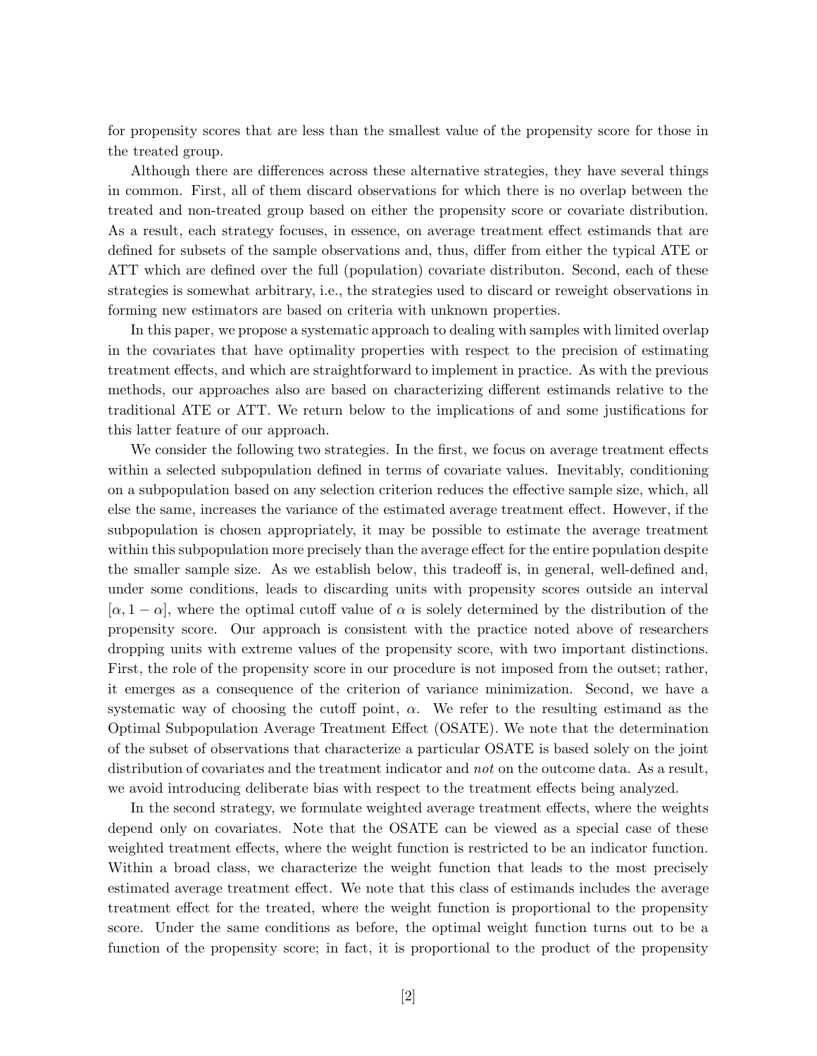for propensity scores that are less than the smallest value of the propensity score for those in the treated group.

Although there are differences across these alternative strategies, they have several things in common. First, all of them discard observations for which there is no overlap between the treated and non-treated group based on either the propensity score or covariate distribution. As a result, each strategy focuses, in essence, on average treatment effect estimands that are defined for subsets of the sample observations and, thus, differ from either the typical ATE or ATT which are defined over the full (population) covariate distributon. Second, each of these strategies is somewhat arbitrary, i.e., the strategies used to discard or reweight observations in forming new estimators are based on criteria with unknown properties.

In this paper, we propose a systematic approach to dealing with samples with limited overlap in the covariates that have optimality properties with respect to the precision of estimating treatment effects, and which are straightforward to implement in practice. As with the previous methods, our approaches also are based on characterizing different estimands relative to the traditional ATE or ATT. We return below to the implications of and some justifications for this latter feature of our approach.

We consider the following two strategies. In the first, we focus on average treatment effects within a selected subpopulation defined in terms of covariate values. Inevitably, conditioning on a subpopulation based on any selection criterion reduces the effective sample size, which, all else the same, increases the variance of the estimated average treatment effect. However, if the subpopulation is chosen appropriately, it may be possible to estimate the average treatment within this subpopulation more precisely than the average effect for the entire population despite the smaller sample size. As we establish below, this tradeoff is, in general, well-defined and, under some conditions, leads to discarding units with propensity scores outside an interval $[\alpha, 1-\alpha]$, where the optimal cutoff value of $\alpha$ is solely determined by the distribution of the propensity score. Our approach is consistent with the practice noted above of researchers dropping units with extreme values of the propensity score, with two important distinctions. First, the role of the propensity score in our procedure is not imposed from the outset; rather, it emerges as a consequence of the criterion of variance minimization. Second, we have a systematic way of choosing the cutoff point, $\alpha$. We refer to the resulting estimand as the Optimal Subpopulation Average Treatment Effect (OSATE). We note that the determination of the subset of observations that characterize a particular OSATE is based solely on the joint distribution of covariates and the treatment indicator and *not* on the outcome data. As a result, we avoid introducing deliberate bias with respect to the treatment effects being analyzed.

In the second strategy, we formulate weighted average treatment effects, where the weights depend only on covariates. Note that the OSATE can be viewed as a special case of these weighted treatment effects, where the weight function is restricted to be an indicator function. Within a broad class, we characterize the weight function that leads to the most precisely estimated average treatment effect. We note that this class of estimands includes the average treatment effect for the treated, where the weight function is proportional to the propensity score. Under the same conditions as before, the optimal weight function turns out to be a function of the propensity score; in fact, it is proportional to the product of the propensity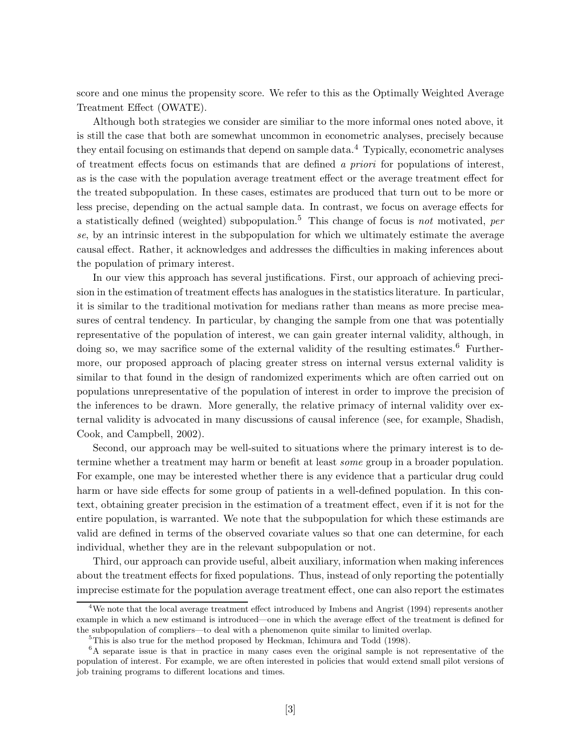score and one minus the propensity score. We refer to this as the Optimally Weighted Average Treatment Effect (OWATE).

Although both strategies we consider are similiar to the more informal ones noted above, it is still the case that both are somewhat uncommon in econometric analyses, precisely because they entail focusing on estimands that depend on sample data.[4] Typically, econometric analyses of treatment effects focus on estimands that are defined *a priori* for populations of interest, as is the case with the population average treatment effect or the average treatment effect for the treated subpopulation. In these cases, estimates are produced that turn out to be more or less precise, depending on the actual sample data. In contrast, we focus on average effects for a statistically defined (weighted) subpopulation.[5] This change of focus is *not* motivated, *per se*, by an intrinsic interest in the subpopulation for which we ultimately estimate the average causal effect. Rather, it acknowledges and addresses the difficulties in making inferences about the population of primary interest.

In our view this approach has several justifications. First, our approach of achieving precision in the estimation of treatment effects has analogues in the statistics literature. In particular, it is similar to the traditional motivation for medians rather than means as more precise measures of central tendency. In particular, by changing the sample from one that was potentially representative of the population of interest, we can gain greater internal validity, although, in doing so, we may sacrifice some of the external validity of the resulting estimates.[6] Furthermore, our proposed approach of placing greater stress on internal versus external validity is similar to that found in the design of randomized experiments which are often carried out on populations unrepresentative of the population of interest in order to improve the precision of the inferences to be drawn. More generally, the relative primacy of internal validity over external validity is advocated in many discussions of causal inference (see, for example, Shadish, Cook, and Campbell, 2002).

Second, our approach may be well-suited to situations where the primary interest is to determine whether a treatment may harm or benefit at least *some* group in a broader population. For example, one may be interested whether there is any evidence that a particular drug could harm or have side effects for some group of patients in a well-defined population. In this context, obtaining greater precision in the estimation of a treatment effect, even if it is not for the entire population, is warranted. We note that the subpopulation for which these estimands are valid are defined in terms of the observed covariate values so that one can determine, for each individual, whether they are in the relevant subpopulation or not.

Third, our approach can provide useful, albeit auxiliary, information when making inferences about the treatment effects for fixed populations. Thus, instead of only reporting the potentially imprecise estimate for the population average treatment effect, one can also report the estimates

[4] We note that the local average treatment effect introduced by Imbens and Angrist (1994) represents another example in which a new estimand is introduced—one in which the average effect of the treatment is defined for the subpopulation of compliers—to deal with a phenomenon quite similar to limited overlap.

[5] This is also true for the method proposed by Heckman, Ichimura and Todd (1998).

[6] A separate issue is that in practice in many cases even the original sample is not representative of the population of interest. For example, we are often interested in policies that would extend small pilot versions of job training programs to different locations and times.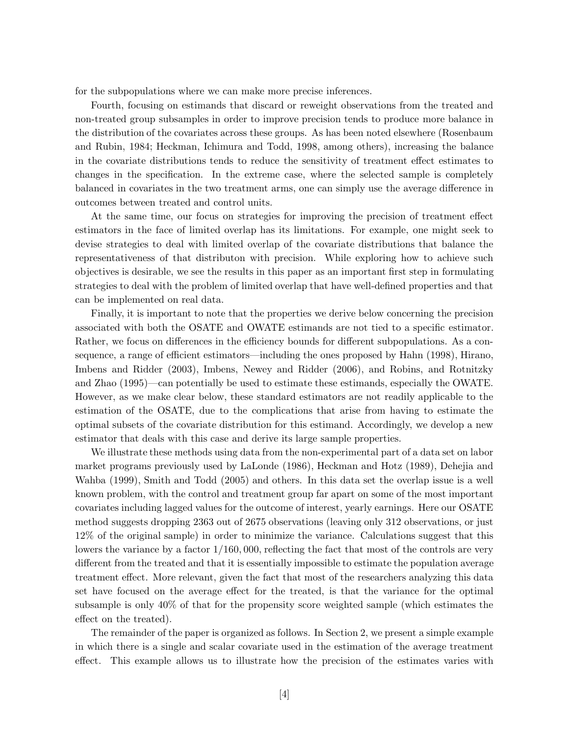for the subpopulations where we can make more precise inferences.

Fourth, focusing on estimands that discard or reweight observations from the treated and non-treated group subsamples in order to improve precision tends to produce more balance in the distribution of the covariates across these groups. As has been noted elsewhere (Rosenbaum and Rubin, 1984; Heckman, Ichimura and Todd, 1998, among others), increasing the balance in the covariate distributions tends to reduce the sensitivity of treatment effect estimates to changes in the specification. In the extreme case, where the selected sample is completely balanced in covariates in the two treatment arms, one can simply use the average difference in outcomes between treated and control units.

At the same time, our focus on strategies for improving the precision of treatment effect estimators in the face of limited overlap has its limitations. For example, one might seek to devise strategies to deal with limited overlap of the covariate distributions that balance the representativeness of that distributon with precision. While exploring how to achieve such objectives is desirable, we see the results in this paper as an important first step in formulating strategies to deal with the problem of limited overlap that have well-defined properties and that can be implemented on real data.

Finally, it is important to note that the properties we derive below concerning the precision associated with both the OSATE and OWATE estimands are not tied to a specific estimator. Rather, we focus on differences in the efficiency bounds for different subpopulations. As a consequence, a range of efficient estimators—including the ones proposed by Hahn (1998), Hirano, Imbens and Ridder (2003), Imbens, Newey and Ridder (2006), and Robins, and Rotnitzky and Zhao (1995)—can potentially be used to estimate these estimands, especially the OWATE. However, as we make clear below, these standard estimators are not readily applicable to the estimation of the OSATE, due to the complications that arise from having to estimate the optimal subsets of the covariate distribution for this estimand. Accordingly, we develop a new estimator that deals with this case and derive its large sample properties.

We illustrate these methods using data from the non-experimental part of a data set on labor market programs previously used by LaLonde (1986), Heckman and Hotz (1989), Dehejia and Wahba (1999), Smith and Todd (2005) and others. In this data set the overlap issue is a well known problem, with the control and treatment group far apart on some of the most important covariates including lagged values for the outcome of interest, yearly earnings. Here our OSATE method suggests dropping 2363 out of 2675 observations (leaving only 312 observations, or just 12% of the original sample) in order to minimize the variance. Calculations suggest that this lowers the variance by a factor $1/160,000$, reflecting the fact that most of the controls are very different from the treated and that it is essentially impossible to estimate the population average treatment effect. More relevant, given the fact that most of the researchers analyzing this data set have focused on the average effect for the treated, is that the variance for the optimal subsample is only 40% of that for the propensity score weighted sample (which estimates the effect on the treated).

The remainder of the paper is organized as follows. In Section 2, we present a simple example in which there is a single and scalar covariate used in the estimation of the average treatment effect. This example allows us to illustrate how the precision of the estimates varies with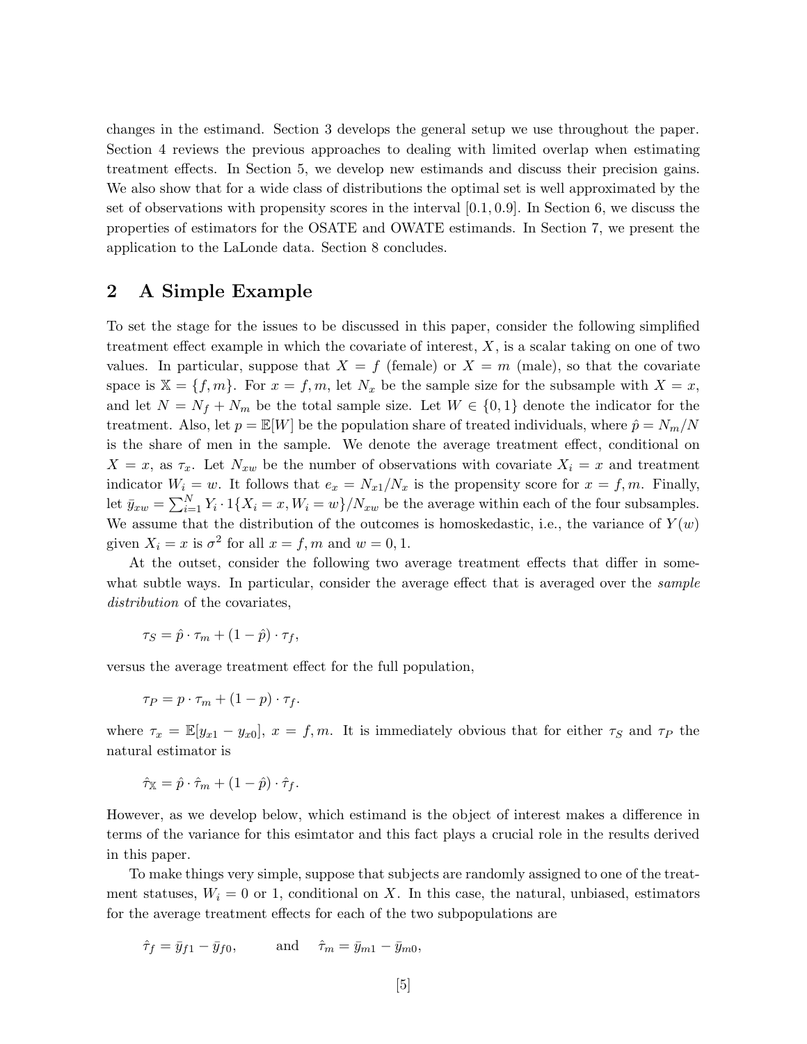changes in the estimand. Section 3 develops the general setup we use throughout the paper. Section 4 reviews the previous approaches to dealing with limited overlap when estimating treatment effects. In Section 5, we develop new estimands and discuss their precision gains. We also show that for a wide class of distributions the optimal set is well approximated by the set of observations with propensity scores in the interval $[0.1, 0.9]$. In Section 6, we discuss the properties of estimators for the OSATE and OWATE estimands. In Section 7, we present the application to the LaLonde data. Section 8 concludes.

## 2 A Simple Example

To set the stage for the issues to be discussed in this paper, consider the following simplified treatment effect example in which the covariate of interest, $X$, is a scalar taking on one of two values. In particular, suppose that $X = f$ (female) or $X = m$ (male), so that the covariate space is $\mathbb{X} = \{f, m\}$. For $x = f, m$, let $N_x$ be the sample size for the subsample with $X = x$, and let $N = N_f + N_m$ be the total sample size. Let $W \in \{0, 1\}$ denote the indicator for the treatment. Also, let $p = \mathbb{E}[W]$ be the population share of treated individuals, where $\hat{p} = N_m/N$ is the share of men in the sample. We denote the average treatment effect, conditional on $X = x$, as $\tau_x$. Let $N_{xw}$ be the number of observations with covariate $X_i = x$ and treatment indicator $W_i = w$. It follows that $e_x = N_{x1}/N_x$ is the propensity score for $x = f, m$. Finally, let $\bar{y}_{xw} = \sum_{i=1}^{N} Y_i \cdot 1\{X_i = x, W_i = w\}/N_{xw}$ be the average within each of the four subsamples. We assume that the distribution of the outcomes is homoskedastic, i.e., the variance of $Y(w)$ given $X_i = x$ is $\sigma^2$ for all $x = f, m$ and $w = 0, 1$.

At the outset, consider the following two average treatment effects that differ in somewhat subtle ways. In particular, consider the average effect that is averaged over the *sample distribution* of the covariates,

$$\tau_S = \hat{p} \cdot \tau_m + (1 - \hat{p}) \cdot \tau_f,$$

versus the average treatment effect for the full population,

$$\tau_P = p \cdot \tau_m + (1 - p) \cdot \tau_f.$$

where $\tau_x = \mathbb{E}[y_{x1} - y_{x0}]$, $x = f, m$. It is immediately obvious that for either $\tau_S$ and $\tau_P$ the natural estimator is

$$\hat{\tau}_{\mathbb{X}} = \hat{p} \cdot \hat{\tau}_m + (1 - \hat{p}) \cdot \hat{\tau}_f.$$

However, as we develop below, which estimand is the object of interest makes a difference in terms of the variance for this esimtator and this fact plays a crucial role in the results derived in this paper.

To make things very simple, suppose that subjects are randomly assigned to one of the treatment statuses, $W_i = 0$ or $1$, conditional on $X$. In this case, the natural, unbiased, estimators for the average treatment effects for each of the two subpopulations are

$$\hat{\tau}_f = \bar{y}_{f1} - \bar{y}_{f0}, \qquad \text{and} \qquad \hat{\tau}_m = \bar{y}_{m1} - \bar{y}_{m0},$$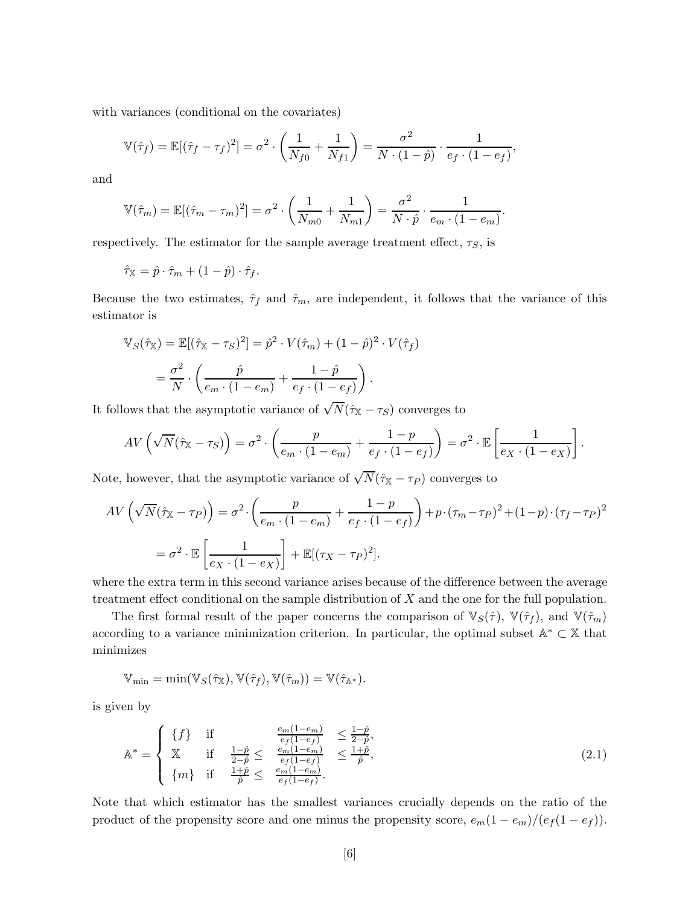with variances (conditional on the covariates)

$$\mathbb{V}(\hat{\tau}_f) = \mathbb{E}[(\hat{\tau}_f - \tau_f)^2] = \sigma^2 \cdot \left( \frac{1}{N_{f0}} + \frac{1}{N_{f1}} \right) = \frac{\sigma^2}{N \cdot (1 - \hat{p})} \cdot \frac{1}{e_f \cdot (1 - e_f)},$$

and

$$\mathbb{V}(\hat{\tau}_m) = \mathbb{E}[(\hat{\tau}_m - \tau_m)^2] = \sigma^2 \cdot \left( \frac{1}{N_{m0}} + \frac{1}{N_{m1}} \right) = \frac{\sigma^2}{N \cdot \hat{p}} \cdot \frac{1}{e_m \cdot (1 - e_m)}.$$

respectively. The estimator for the sample average treatment effect, $\tau_S$, is

$$\hat{\tau}_{\mathbb{X}} = \hat{p} \cdot \hat{\tau}_m + (1 - \hat{p}) \cdot \hat{\tau}_f.$$

Because the two estimates, $\hat{\tau}_f$ and $\hat{\tau}_m$, are independent, it follows that the variance of this estimator is

$$\begin{aligned}
\mathbb{V}_S(\hat{\tau}_{\mathbb{X}}) = \mathbb{E}[(\hat{\tau}_{\mathbb{X}} - \tau_S)^2] &= \hat{p}^2 \cdot V(\hat{\tau}_m) + (1 - \hat{p})^2 \cdot V(\hat{\tau}_f) \\
&= \frac{\sigma^2}{N} \cdot \left( \frac{\hat{p}}{e_m \cdot (1 - e_m)} + \frac{1 - \hat{p}}{e_f \cdot (1 - e_f)} \right).
\end{aligned}$$

It follows that the asymptotic variance of $\sqrt{N}(\hat{\tau}_{\mathbb{X}} - \tau_S)$ converges to

$$AV\left(\sqrt{N}(\hat{\tau}_{\mathbb{X}} - \tau_S)\right) = \sigma^2 \cdot \left( \frac{p}{e_m \cdot (1 - e_m)} + \frac{1 - p}{e_f \cdot (1 - e_f)} \right) = \sigma^2 \cdot \mathbb{E}\left[ \frac{1}{e_X \cdot (1 - e_X)} \right].$$

Note, however, that the asymptotic variance of $\sqrt{N}(\hat{\tau}_{\mathbb{X}} - \tau_P)$ converges to

$$\begin{aligned}
AV\left(\sqrt{N}(\hat{\tau}_{\mathbb{X}} - \tau_P)\right) &= \sigma^2 \cdot \left( \frac{p}{e_m \cdot (1 - e_m)} + \frac{1 - p}{e_f \cdot (1 - e_f)} \right) + p \cdot (\tau_m - \tau_P)^2 + (1 - p) \cdot (\tau_f - \tau_P)^2 \\
&= \sigma^2 \cdot \mathbb{E}\left[ \frac{1}{e_X \cdot (1 - e_X)} \right] + \mathbb{E}[(\tau_X - \tau_P)^2].
\end{aligned}$$

where the extra term in this second variance arises because of the difference between the average treatment effect conditional on the sample distribution of $X$ and the one for the full population.

The first formal result of the paper concerns the comparison of $\mathbb{V}_S(\hat{\tau})$, $\mathbb{V}(\hat{\tau}_f)$, and $\mathbb{V}(\hat{\tau}_m)$ according to a variance minimization criterion. In particular, the optimal subset $\mathbb{A}^* \subset \mathbb{X}$ that minimizes

$$\mathbb{V}_{\min} = \min(\mathbb{V}_S(\hat{\tau}_{\mathbb{X}}), \mathbb{V}(\hat{\tau}_f), \mathbb{V}(\hat{\tau}_m)) = \mathbb{V}(\hat{\tau}_{\mathbb{A}^*}).$$

is given by

$$\mathbb{A}^* = \begin{cases} \{f\} & \text{if} \quad \frac{e_m(1-e_m)}{e_f(1-e_f)} \leq \frac{1-\hat{p}}{2-\hat{p}}, \\ \mathbb{X} & \text{if} \quad \frac{1-\hat{p}}{2-\hat{p}} \leq \frac{e_m(1-e_m)}{e_f(1-e_f)} \leq \frac{1+\hat{p}}{\hat{p}}, \\ \{m\} & \text{if} \quad \frac{1+\hat{p}}{\hat{p}} \leq \frac{e_m(1-e_m)}{e_f(1-e_f)}. \end{cases} \tag{2.1}$$

Note that which estimator has the smallest variances crucially depends on the ratio of the product of the propensity score and one minus the propensity score, $e_m(1 - e_m)/(e_f(1 - e_f))$.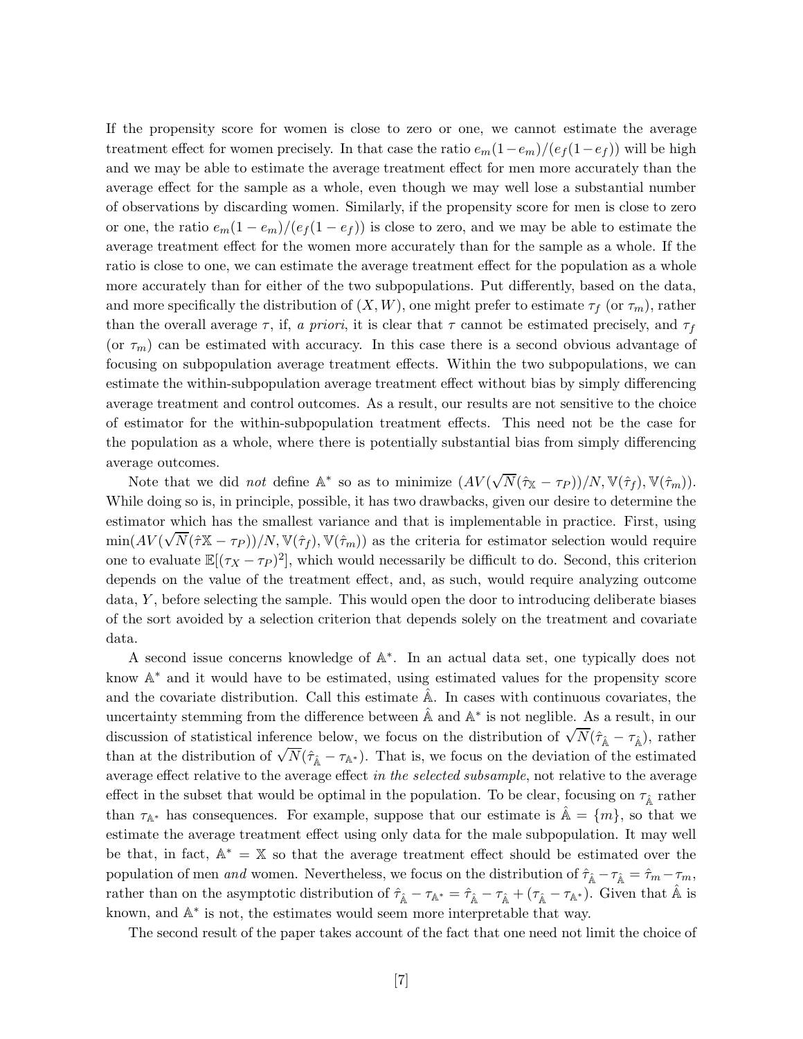If the propensity score for women is close to zero or one, we cannot estimate the average treatment effect for women precisely. In that case the ratio $e_m(1-e_m)/(e_f(1-e_f))$ will be high and we may be able to estimate the average treatment effect for men more accurately than the average effect for the sample as a whole, even though we may well lose a substantial number of observations by discarding women. Similarly, if the propensity score for men is close to zero or one, the ratio $e_m(1-e_m)/(e_f(1-e_f))$ is close to zero, and we may be able to estimate the average treatment effect for the women more accurately than for the sample as a whole. If the ratio is close to one, we can estimate the average treatment effect for the population as a whole more accurately than for either of the two subpopulations. Put differently, based on the data, and more specifically the distribution of $(X, W)$, one might prefer to estimate $\tau_f$ (or $\tau_m$), rather than the overall average $\tau$, if, *a priori*, it is clear that $\tau$ cannot be estimated precisely, and $\tau_f$ (or $\tau_m$) can be estimated with accuracy. In this case there is a second obvious advantage of focusing on subpopulation average treatment effects. Within the two subpopulations, we can estimate the within-subpopulation average treatment effect without bias by simply differencing average treatment and control outcomes. As a result, our results are not sensitive to the choice of estimator for the within-subpopulation treatment effects. This need not be the case for the population as a whole, where there is potentially substantial bias from simply differencing average outcomes.

Note that we did *not* define $\mathbb{A}^*$ so as to minimize $(AV(\sqrt{N}(\hat{\tau}_{\mathbb{X}} - \tau_P))/N, \mathbb{V}(\hat{\tau}_f), \mathbb{V}(\hat{\tau}_m))$. While doing so is, in principle, possible, it has two drawbacks, given our desire to determine the estimator which has the smallest variance and that is implementable in practice. First, using $\min(AV(\sqrt{N}(\hat{\tau}\mathbb{X} - \tau_P))/N, \mathbb{V}(\hat{\tau}_f), \mathbb{V}(\hat{\tau}_m))$ as the criteria for estimator selection would require one to evaluate $\mathbb{E}[(\tau_X - \tau_P)^2]$, which would necessarily be difficult to do. Second, this criterion depends on the value of the treatment effect, and, as such, would require analyzing outcome data, $Y$, before selecting the sample. This would open the door to introducing deliberate biases of the sort avoided by a selection criterion that depends solely on the treatment and covariate data.

A second issue concerns knowledge of $\mathbb{A}^*$. In an actual data set, one typically does not know $\mathbb{A}^*$ and it would have to be estimated, using estimated values for the propensity score and the covariate distribution. Call this estimate $\hat{\mathbb{A}}$. In cases with continuous covariates, the uncertainty stemming from the difference between $\hat{\mathbb{A}}$ and $\mathbb{A}^*$ is not neglible. As a result, in our discussion of statistical inference below, we focus on the distribution of $\sqrt{N}(\hat{\tau}_{\hat{\mathbb{A}}} - \tau_{\hat{\mathbb{A}}})$, rather than at the distribution of $\sqrt{N}(\hat{\tau}_{\hat{\mathbb{A}}} - \tau_{\mathbb{A}^*})$. That is, we focus on the deviation of the estimated average effect relative to the average effect *in the selected subsample*, not relative to the average effect in the subset that would be optimal in the population. To be clear, focusing on $\tau_{\hat{\mathbb{A}}}$ rather than $\tau_{\mathbb{A}^*}$ has consequences. For example, suppose that our estimate is $\hat{\mathbb{A}} = \{m\}$, so that we estimate the average treatment effect using only data for the male subpopulation. It may well be that, in fact, $\mathbb{A}^* = \mathbb{X}$ so that the average treatment effect should be estimated over the population of men *and* women. Nevertheless, we focus on the distribution of $\hat{\tau}_{\hat{\mathbb{A}}} - \tau_{\hat{\mathbb{A}}} = \hat{\tau}_m - \tau_m$, rather than on the asymptotic distribution of $\hat{\tau}_{\hat{\mathbb{A}}} - \tau_{\mathbb{A}^*} = \hat{\tau}_{\hat{\mathbb{A}}} - \tau_{\hat{\mathbb{A}}} + (\tau_{\hat{\mathbb{A}}} - \tau_{\mathbb{A}^*})$. Given that $\hat{\mathbb{A}}$ is known, and $\mathbb{A}^*$ is not, the estimates would seem more interpretable that way.

The second result of the paper takes account of the fact that one need not limit the choice of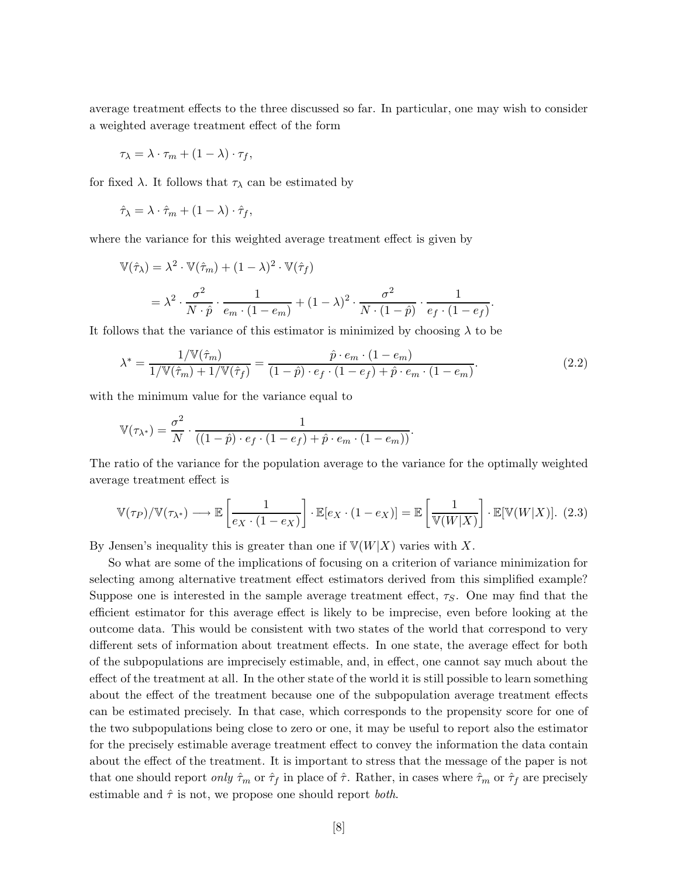average treatment effects to the three discussed so far. In particular, one may wish to consider a weighted average treatment effect of the form

$$\tau_\lambda = \lambda \cdot \tau_m + (1 - \lambda) \cdot \tau_f,$$

for fixed $\lambda$. It follows that $\tau_\lambda$ can be estimated by

$$\hat{\tau}_\lambda = \lambda \cdot \hat{\tau}_m + (1 - \lambda) \cdot \hat{\tau}_f,$$

where the variance for this weighted average treatment effect is given by

$$\begin{aligned}
\mathbb{V}(\hat{\tau}_\lambda) &= \lambda^2 \cdot \mathbb{V}(\hat{\tau}_m) + (1 - \lambda)^2 \cdot \mathbb{V}(\hat{\tau}_f) \\
&= \lambda^2 \cdot \frac{\sigma^2}{N \cdot \hat{p}} \cdot \frac{1}{e_m \cdot (1 - e_m)} + (1 - \lambda)^2 \cdot \frac{\sigma^2}{N \cdot (1 - \hat{p})} \cdot \frac{1}{e_f \cdot (1 - e_f)}.
\end{aligned}$$

It follows that the variance of this estimator is minimized by choosing $\lambda$ to be

$$\lambda^* = \frac{1/\mathbb{V}(\hat{\tau}_m)}{1/\mathbb{V}(\hat{\tau}_m) + 1/\mathbb{V}(\hat{\tau}_f)} = \frac{\hat{p} \cdot e_m \cdot (1 - e_m)}{(1 - \hat{p}) \cdot e_f \cdot (1 - e_f) + \hat{p} \cdot e_m \cdot (1 - e_m)}. \tag{2.2}$$

with the minimum value for the variance equal to

$$\mathbb{V}(\tau_{\lambda^*}) = \frac{\sigma^2}{N} \cdot \frac{1}{((1 - \hat{p}) \cdot e_f \cdot (1 - e_f) + \hat{p} \cdot e_m \cdot (1 - e_m))}.$$

The ratio of the variance for the population average to the variance for the optimally weighted average treatment effect is

$$\mathbb{V}(\tau_P)/\mathbb{V}(\tau_{\lambda^*}) \longrightarrow \mathbb{E}\left[\frac{1}{e_X \cdot (1 - e_X)}\right] \cdot \mathbb{E}[e_X \cdot (1 - e_X)] = \mathbb{E}\left[\frac{1}{\mathbb{V}(W|X)}\right] \cdot \mathbb{E}[\mathbb{V}(W|X)]. \tag{2.3}$$

By Jensen's inequality this is greater than one if $\mathbb{V}(W|X)$ varies with $X$.

So what are some of the implications of focusing on a criterion of variance minimization for selecting among alternative treatment effect estimators derived from this simplified example? Suppose one is interested in the sample average treatment effect, $\tau_S$. One may find that the efficient estimator for this average effect is likely to be imprecise, even before looking at the outcome data. This would be consistent with two states of the world that correspond to very different sets of information about treatment effects. In one state, the average effect for both of the subpopulations are imprecisely estimable, and, in effect, one cannot say much about the effect of the treatment at all. In the other state of the world it is still possible to learn something about the effect of the treatment because one of the subpopulation average treatment effects can be estimated precisely. In that case, which corresponds to the propensity score for one of the two subpopulations being close to zero or one, it may be useful to report also the estimator for the precisely estimable average treatment effect to convey the information the data contain about the effect of the treatment. It is important to stress that the message of the paper is not that one should report *only* $\hat{\tau}_m$ or $\hat{\tau}_f$ in place of $\hat{\tau}$. Rather, in cases where $\hat{\tau}_m$ or $\hat{\tau}_f$ are precisely estimable and $\hat{\tau}$ is not, we propose one should report *both*.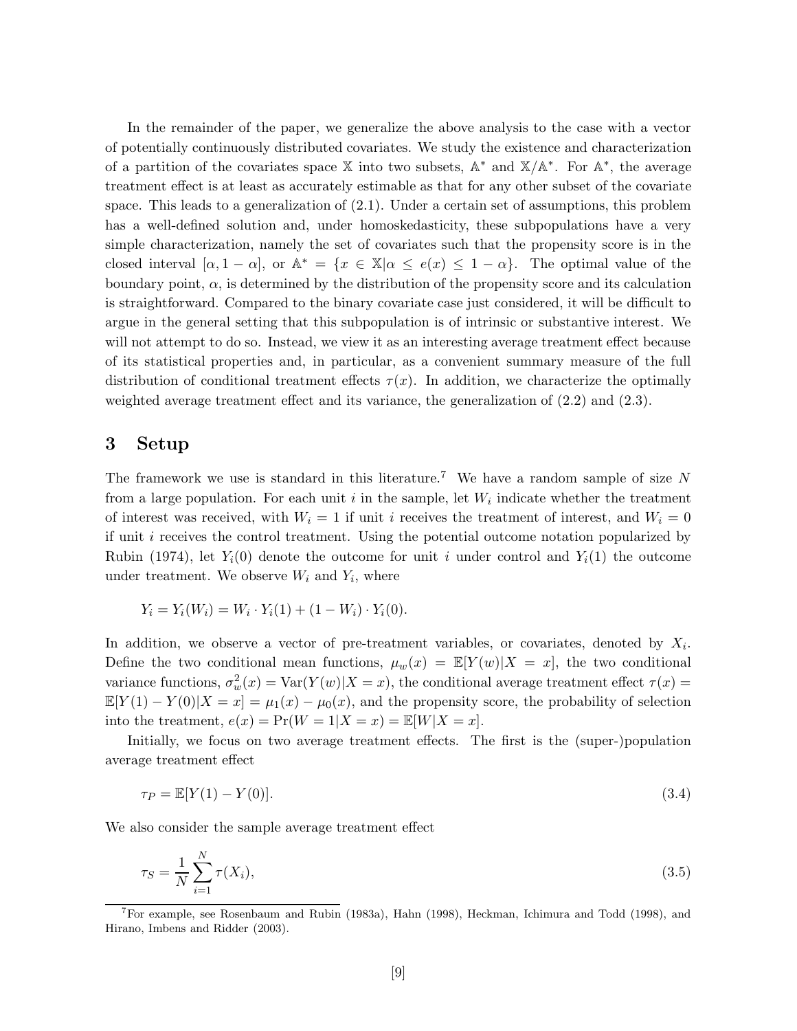In the remainder of the paper, we generalize the above analysis to the case with a vector of potentially continuously distributed covariates. We study the existence and characterization of a partition of the covariates space $\mathbb{X}$ into two subsets, $\mathbb{A}^*$ and $\mathbb{X}/\mathbb{A}^*$. For $\mathbb{A}^*$, the average treatment effect is at least as accurately estimable as that for any other subset of the covariate space. This leads to a generalization of (2.1). Under a certain set of assumptions, this problem has a well-defined solution and, under homoskedasticity, these subpopulations have a very simple characterization, namely the set of covariates such that the propensity score is in the closed interval $[\alpha, 1-\alpha]$, or $\mathbb{A}^* = \{x \in \mathbb{X} | \alpha \leq e(x) \leq 1-\alpha\}$. The optimal value of the boundary point, $\alpha$, is determined by the distribution of the propensity score and its calculation is straightforward. Compared to the binary covariate case just considered, it will be difficult to argue in the general setting that this subpopulation is of intrinsic or substantive interest. We will not attempt to do so. Instead, we view it as an interesting average treatment effect because of its statistical properties and, in particular, as a convenient summary measure of the full distribution of conditional treatment effects $\tau(x)$. In addition, we characterize the optimally weighted average treatment effect and its variance, the generalization of (2.2) and (2.3).

## 3 Setup

The framework we use is standard in this literature.[7] We have a random sample of size $N$ from a large population. For each unit $i$ in the sample, let $W_i$ indicate whether the treatment of interest was received, with $W_i = 1$ if unit $i$ receives the treatment of interest, and $W_i = 0$ if unit $i$ receives the control treatment. Using the potential outcome notation popularized by Rubin (1974), let $Y_i(0)$ denote the outcome for unit $i$ under control and $Y_i(1)$ the outcome under treatment. We observe $W_i$ and $Y_i$, where

$$Y_i = Y_i(W_i) = W_i \cdot Y_i(1) + (1 - W_i) \cdot Y_i(0).$$

In addition, we observe a vector of pre-treatment variables, or covariates, denoted by $X_i$. Define the two conditional mean functions, $\mu_w(x) = \mathbb{E}[Y(w)|X = x]$, the two conditional variance functions, $\sigma_w^2(x) = \text{Var}(Y(w)|X = x)$, the conditional average treatment effect $\tau(x) = \mathbb{E}[Y(1) - Y(0)|X = x] = \mu_1(x) - \mu_0(x)$, and the propensity score, the probability of selection into the treatment, $e(x) = \Pr(W = 1|X = x) = \mathbb{E}[W|X = x]$.

Initially, we focus on two average treatment effects. The first is the (super-)population average treatment effect

$$\tau_P = \mathbb{E}[Y(1) - Y(0)]. \tag{3.4}$$

We also consider the sample average treatment effect

$$\tau_S = \frac{1}{N}\sum_{i=1}^{N} \tau(X_i), \tag{3.5}$$

[7] For example, see Rosenbaum and Rubin (1983a), Hahn (1998), Heckman, Ichimura and Todd (1998), and Hirano, Imbens and Ridder (2003).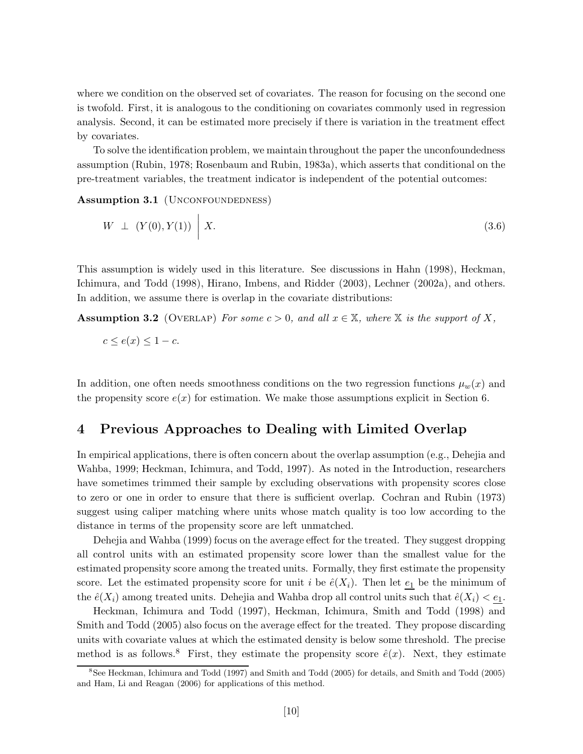where we condition on the observed set of covariates. The reason for focusing on the second one is twofold. First, it is analogous to the conditioning on covariates commonly used in regression analysis. Second, it can be estimated more precisely if there is variation in the treatment effect by covariates.

To solve the identification problem, we maintain throughout the paper the unconfoundedness assumption (Rubin, 1978; Rosenbaum and Rubin, 1983a), which asserts that conditional on the pre-treatment variables, the treatment indicator is independent of the potential outcomes:

**Assumption 3.1** (Unconfoundedness)

$$W \perp (Y(0), Y(1)) \;\Big|\; X. \tag{3.6}$$

This assumption is widely used in this literature. See discussions in Hahn (1998), Heckman, Ichimura, and Todd (1998), Hirano, Imbens, and Ridder (2003), Lechner (2002a), and others. In addition, we assume there is overlap in the covariate distributions:

**Assumption 3.2** (Overlap) *For some $c > 0$, and all $x \in \mathbb{X}$, where $\mathbb{X}$ is the support of $X$,*

$$c \leq e(x) \leq 1 - c.$$

In addition, one often needs smoothness conditions on the two regression functions $\mu_w(x)$ and the propensity score $e(x)$ for estimation. We make those assumptions explicit in Section 6.

## 4 Previous Approaches to Dealing with Limited Overlap

In empirical applications, there is often concern about the overlap assumption (e.g., Dehejia and Wahba, 1999; Heckman, Ichimura, and Todd, 1997). As noted in the Introduction, researchers have sometimes trimmed their sample by excluding observations with propensity scores close to zero or one in order to ensure that there is sufficient overlap. Cochran and Rubin (1973) suggest using caliper matching where units whose match quality is too low according to the distance in terms of the propensity score are left unmatched.

Dehejia and Wahba (1999) focus on the average effect for the treated. They suggest dropping all control units with an estimated propensity score lower than the smallest value for the estimated propensity score among the treated units. Formally, they first estimate the propensity score. Let the estimated propensity score for unit $i$ be $\hat{e}(X_i)$. Then let $\underline{e_1}$ be the minimum of the $\hat{e}(X_i)$ among treated units. Dehejia and Wahba drop all control units such that $\hat{e}(X_i) < \underline{e_1}$.

Heckman, Ichimura and Todd (1997), Heckman, Ichimura, Smith and Todd (1998) and Smith and Todd (2005) also focus on the average effect for the treated. They propose discarding units with covariate values at which the estimated density is below some threshold. The precise method is as follows.[8] First, they estimate the propensity score $\hat{e}(x)$. Next, they estimate

[8] See Heckman, Ichimura and Todd (1997) and Smith and Todd (2005) for details, and Smith and Todd (2005) and Ham, Li and Reagan (2006) for applications of this method.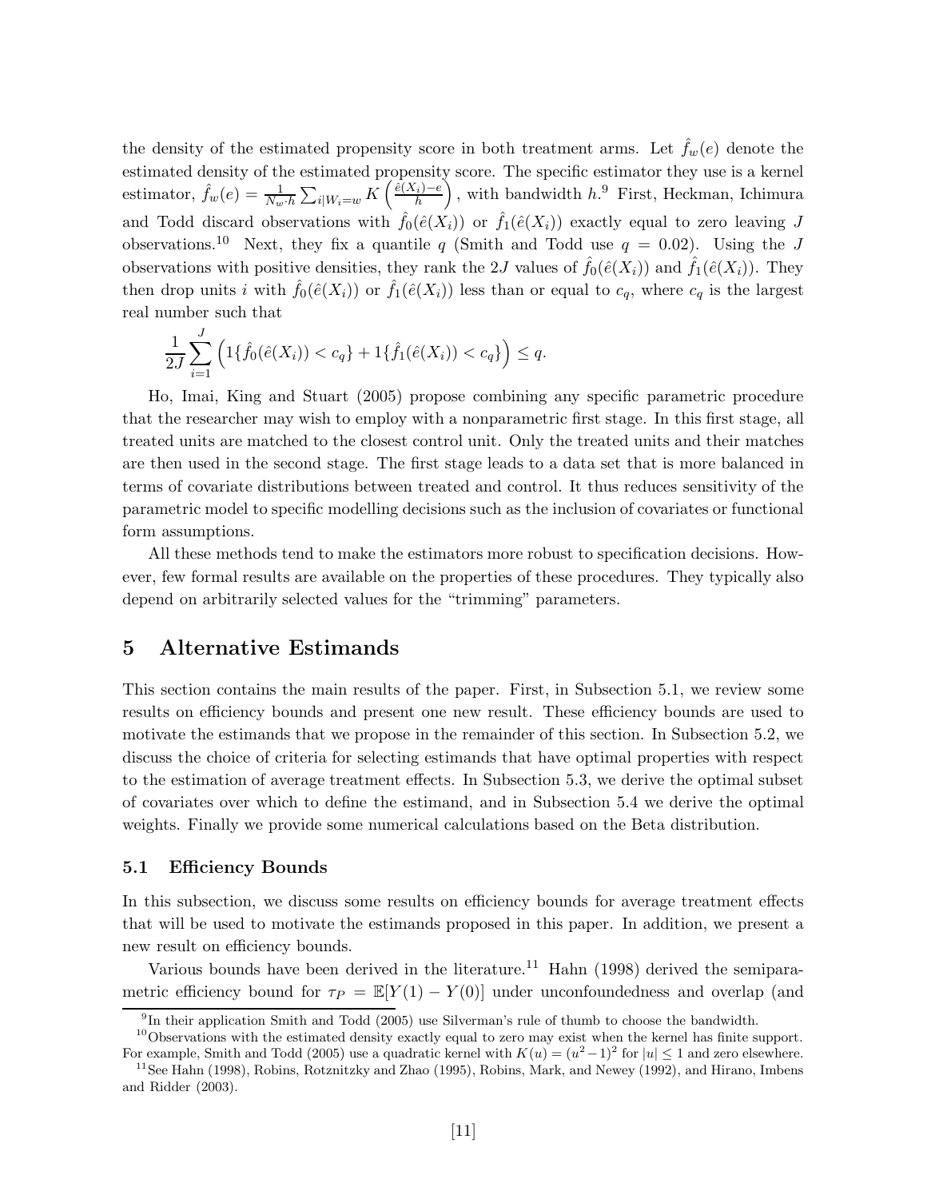the density of the estimated propensity score in both treatment arms. Let $\hat{f}_w(e)$ denote the estimated density of the estimated propensity score. The specific estimator they use is a kernel estimator, $\hat{f}_w(e) = \frac{1}{N_w \cdot h} \sum_{i|W_i=w} K\left(\frac{\hat{e}(X_i)-e}{h}\right)$, with bandwidth $h$.[9] First, Heckman, Ichimura and Todd discard observations with $\hat{f}_0(\hat{e}(X_i))$ or $\hat{f}_1(\hat{e}(X_i))$ exactly equal to zero leaving $J$ observations.[10] Next, they fix a quantile $q$ (Smith and Todd use $q = 0.02$). Using the $J$ observations with positive densities, they rank the $2J$ values of $\hat{f}_0(\hat{e}(X_i))$ and $\hat{f}_1(\hat{e}(X_i))$. They then drop units $i$ with $\hat{f}_0(\hat{e}(X_i))$ or $\hat{f}_1(\hat{e}(X_i))$ less than or equal to $c_q$, where $c_q$ is the largest real number such that

$$\frac{1}{2J}\sum_{i=1}^{J}\left(1\{\hat{f}_0(\hat{e}(X_i)) < c_q\} + 1\{\hat{f}_1(\hat{e}(X_i)) < c_q\}\right) \leq q.$$

Ho, Imai, King and Stuart (2005) propose combining any specific parametric procedure that the researcher may wish to employ with a nonparametric first stage. In this first stage, all treated units are matched to the closest control unit. Only the treated units and their matches are then used in the second stage. The first stage leads to a data set that is more balanced in terms of covariate distributions between treated and control. It thus reduces sensitivity of the parametric model to specific modelling decisions such as the inclusion of covariates or functional form assumptions.

All these methods tend to make the estimators more robust to specification decisions. However, few formal results are available on the properties of these procedures. They typically also depend on arbitrarily selected values for the "trimming" parameters.

## 5 Alternative Estimands

This section contains the main results of the paper. First, in Subsection 5.1, we review some results on efficiency bounds and present one new result. These efficiency bounds are used to motivate the estimands that we propose in the remainder of this section. In Subsection 5.2, we discuss the choice of criteria for selecting estimands that have optimal properties with respect to the estimation of average treatment effects. In Subsection 5.3, we derive the optimal subset of covariates over which to define the estimand, and in Subsection 5.4 we derive the optimal weights. Finally we provide some numerical calculations based on the Beta distribution.

### 5.1 Efficiency Bounds

In this subsection, we discuss some results on efficiency bounds for average treatment effects that will be used to motivate the estimands proposed in this paper. In addition, we present a new result on efficiency bounds.

Various bounds have been derived in the literature.[11] Hahn (1998) derived the semiparametric efficiency bound for $\tau_P = \mathbb{E}[Y(1) - Y(0)]$ under unconfoundedness and overlap (and

[9] In their application Smith and Todd (2005) use Silverman's rule of thumb to choose the bandwidth.

[10] Observations with the estimated density exactly equal to zero may exist when the kernel has finite support. For example, Smith and Todd (2005) use a quadratic kernel with $K(u) = (u^2 - 1)^2$ for $|u| \leq 1$ and zero elsewhere.

[11] See Hahn (1998), Robins, Rotznitzky and Zhao (1995), Robins, Mark, and Newey (1992), and Hirano, Imbens and Ridder (2003).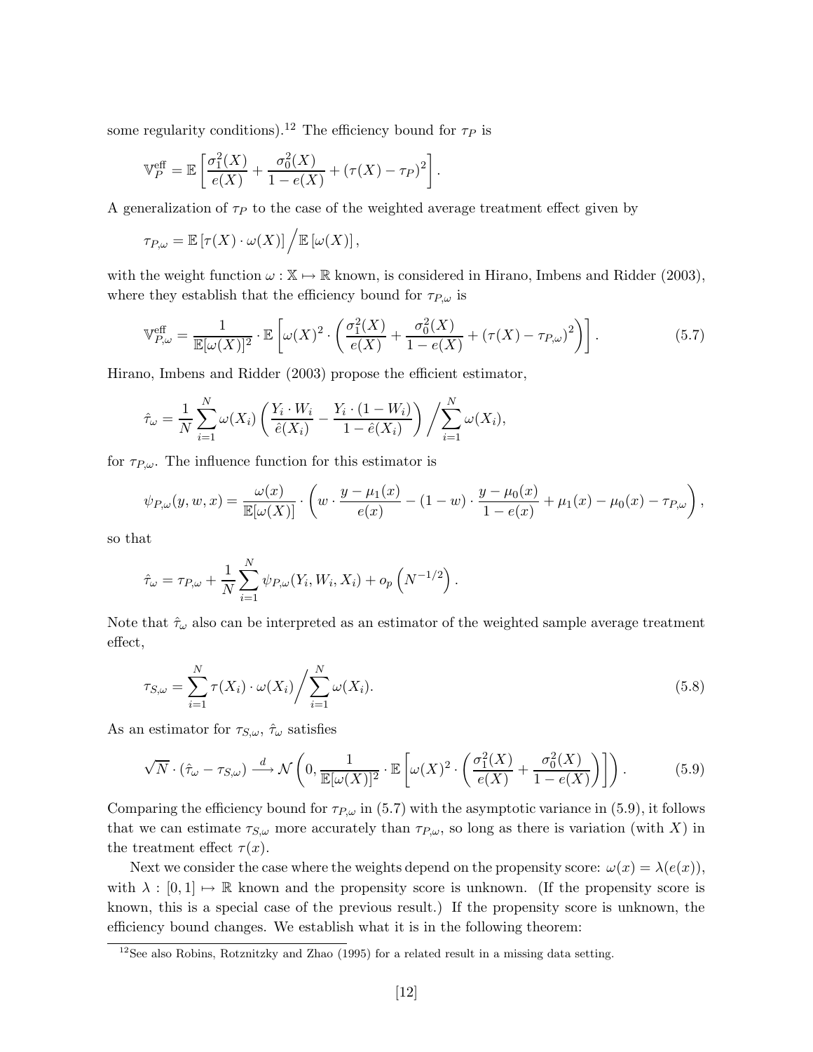some regularity conditions).[12] The efficiency bound for $\tau_P$ is

$$\mathbb{V}_P^{\text{eff}} = \mathbb{E}\left[\frac{\sigma_1^2(X)}{e(X)} + \frac{\sigma_0^2(X)}{1-e(X)} + (\tau(X) - \tau_P)^2\right].$$

A generalization of $\tau_P$ to the case of the weighted average treatment effect given by

$$\tau_{P,\omega} = \mathbb{E}\left[\tau(X) \cdot \omega(X)\right] \Big/ \mathbb{E}\left[\omega(X)\right],$$

with the weight function $\omega : \mathbb{X} \mapsto \mathbb{R}$ known, is considered in Hirano, Imbens and Ridder (2003), where they establish that the efficiency bound for $\tau_{P,\omega}$ is

$$\mathbb{V}_{P,\omega}^{\text{eff}} = \frac{1}{\mathbb{E}[\omega(X)]^2} \cdot \mathbb{E}\left[\omega(X)^2 \cdot \left(\frac{\sigma_1^2(X)}{e(X)} + \frac{\sigma_0^2(X)}{1-e(X)} + (\tau(X) - \tau_{P,\omega})^2\right)\right]. \tag{5.7}$$

Hirano, Imbens and Ridder (2003) propose the efficient estimator,

$$\hat{\tau}_\omega = \frac{1}{N}\sum_{i=1}^N \omega(X_i)\left(\frac{Y_i \cdot W_i}{\hat{e}(X_i)} - \frac{Y_i \cdot (1-W_i)}{1-\hat{e}(X_i)}\right) \Big/ \sum_{i=1}^N \omega(X_i),$$

for $\tau_{P,\omega}$. The influence function for this estimator is

$$\psi_{P,\omega}(y,w,x) = \frac{\omega(x)}{\mathbb{E}[\omega(X)]} \cdot \left(w \cdot \frac{y - \mu_1(x)}{e(x)} - (1-w) \cdot \frac{y - \mu_0(x)}{1-e(x)} + \mu_1(x) - \mu_0(x) - \tau_{P,\omega}\right),$$

so that

$$\hat{\tau}_\omega = \tau_{P,\omega} + \frac{1}{N}\sum_{i=1}^N \psi_{P,\omega}(Y_i, W_i, X_i) + o_p\left(N^{-1/2}\right).$$

Note that $\hat{\tau}_\omega$ also can be interpreted as an estimator of the weighted sample average treatment effect,

$$\tau_{S,\omega} = \sum_{i=1}^N \tau(X_i) \cdot \omega(X_i) \Big/ \sum_{i=1}^N \omega(X_i). \tag{5.8}$$

As an estimator for $\tau_{S,\omega}$, $\hat{\tau}_\omega$ satisfies

$$\sqrt{N} \cdot (\hat{\tau}_\omega - \tau_{S,\omega}) \xrightarrow{d} \mathcal{N}\left(0, \frac{1}{\mathbb{E}[\omega(X)]^2} \cdot \mathbb{E}\left[\omega(X)^2 \cdot \left(\frac{\sigma_1^2(X)}{e(X)} + \frac{\sigma_0^2(X)}{1-e(X)}\right)\right]\right). \tag{5.9}$$

Comparing the efficiency bound for $\tau_{P,\omega}$ in (5.7) with the asymptotic variance in (5.9), it follows that we can estimate $\tau_{S,\omega}$ more accurately than $\tau_{P,\omega}$, so long as there is variation (with $X$) in the treatment effect $\tau(x)$.

Next we consider the case where the weights depend on the propensity score: $\omega(x) = \lambda(e(x))$, with $\lambda : [0,1] \mapsto \mathbb{R}$ known and the propensity score is unknown. (If the propensity score is known, this is a special case of the previous result.) If the propensity score is unknown, the efficiency bound changes. We establish what it is in the following theorem:

[12] See also Robins, Rotznitzky and Zhao (1995) for a related result in a missing data setting.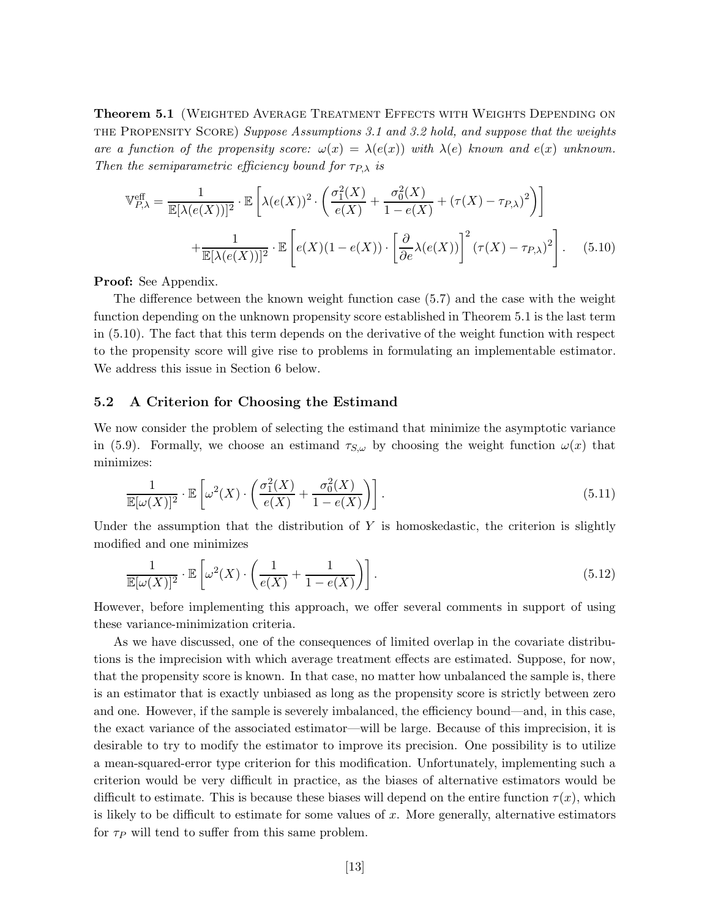**Theorem 5.1** (Weighted Average Treatment Effects with Weights Depending on the Propensity Score) *Suppose Assumptions 3.1 and 3.2 hold, and suppose that the weights are a function of the propensity score: $\omega(x) = \lambda(e(x))$ with $\lambda(e)$ known and $e(x)$ unknown. Then the semiparametric efficiency bound for $\tau_{P,\lambda}$ is*

$$\mathbb{V}^{\text{eff}}_{P,\lambda} = \frac{1}{\mathbb{E}[\lambda(e(X))]^2} \cdot \mathbb{E}\left[\lambda(e(X))^2 \cdot \left(\frac{\sigma_1^2(X)}{e(X)} + \frac{\sigma_0^2(X)}{1-e(X)} + (\tau(X) - \tau_{P,\lambda})^2\right)\right]$$

$$+\frac{1}{\mathbb{E}[\lambda(e(X))]^2} \cdot \mathbb{E}\left[e(X)(1-e(X)) \cdot \left[\frac{\partial}{\partial e}\lambda(e(X))\right]^2 (\tau(X) - \tau_{P,\lambda})^2\right]. \quad (5.10)$$

**Proof:** See Appendix.

The difference between the known weight function case (5.7) and the case with the weight function depending on the unknown propensity score established in Theorem 5.1 is the last term in (5.10). The fact that this term depends on the derivative of the weight function with respect to the propensity score will give rise to problems in formulating an implementable estimator. We address this issue in Section 6 below.

### 5.2 A Criterion for Choosing the Estimand

We now consider the problem of selecting the estimand that minimize the asymptotic variance in (5.9). Formally, we choose an estimand $\tau_{S,\omega}$ by choosing the weight function $\omega(x)$ that minimizes:

$$\frac{1}{\mathbb{E}[\omega(X)]^2} \cdot \mathbb{E}\left[\omega^2(X) \cdot \left(\frac{\sigma_1^2(X)}{e(X)} + \frac{\sigma_0^2(X)}{1-e(X)}\right)\right]. \quad (5.11)$$

Under the assumption that the distribution of $Y$ is homoskedastic, the criterion is slightly modified and one minimizes

$$\frac{1}{\mathbb{E}[\omega(X)]^2} \cdot \mathbb{E}\left[\omega^2(X) \cdot \left(\frac{1}{e(X)} + \frac{1}{1-e(X)}\right)\right]. \quad (5.12)$$

However, before implementing this approach, we offer several comments in support of using these variance-minimization criteria.

As we have discussed, one of the consequences of limited overlap in the covariate distributions is the imprecision with which average treatment effects are estimated. Suppose, for now, that the propensity score is known. In that case, no matter how unbalanced the sample is, there is an estimator that is exactly unbiased as long as the propensity score is strictly between zero and one. However, if the sample is severely imbalanced, the efficiency bound—and, in this case, the exact variance of the associated estimator—will be large. Because of this imprecision, it is desirable to try to modify the estimator to improve its precision. One possibility is to utilize a mean-squared-error type criterion for this modification. Unfortunately, implementing such a criterion would be very difficult in practice, as the biases of alternative estimators would be difficult to estimate. This is because these biases will depend on the entire function $\tau(x)$, which is likely to be difficult to estimate for some values of $x$. More generally, alternative estimators for $\tau_P$ will tend to suffer from this same problem.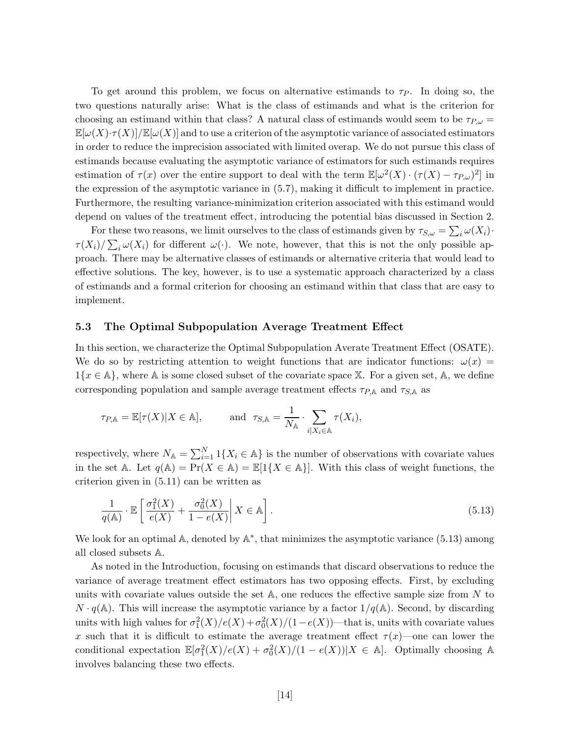To get around this problem, we focus on alternative estimands to $\tau_P$. In doing so, the two questions naturally arise: What is the class of estimands and what is the criterion for choosing an estimand within that class? A natural class of estimands would seem to be $\tau_{P,\omega} = \mathbb{E}[\omega(X)\cdot\tau(X)]/\mathbb{E}[\omega(X)]$ and to use a criterion of the asymptotic variance of associated estimators in order to reduce the imprecision associated with limited overap. We do not pursue this class of estimands because evaluating the asymptotic variance of estimators for such estimands requires estimation of $\tau(x)$ over the entire support to deal with the term $\mathbb{E}[\omega^2(X)\cdot(\tau(X)-\tau_{P,\omega})^2]$ in the expression of the asymptotic variance in (5.7), making it difficult to implement in practice. Furthermore, the resulting variance-minimization criterion associated with this estimand would depend on values of the treatment effect, introducing the potential bias discussed in Section 2.

For these two reasons, we limit ourselves to the class of estimands given by $\tau_{S,\omega} = \sum_i \omega(X_i)\cdot\tau(X_i)/\sum_i \omega(X_i)$ for different $\omega(\cdot)$. We note, however, that this is not the only possible approach. There may be alternative classes of estimands or alternative criteria that would lead to effective solutions. The key, however, is to use a systematic approach characterized by a class of estimands and a formal criterion for choosing an estimand within that class that are easy to implement.

### 5.3 The Optimal Subpopulation Average Treatment Effect

In this section, we characterize the Optimal Subpopulation Averate Treatment Effect (OSATE). We do so by restricting attention to weight functions that are indicator functions: $\omega(x) = 1\{x \in \mathbb{A}\}$, where $\mathbb{A}$ is some closed subset of the covariate space $\mathbb{X}$. For a given set, $\mathbb{A}$, we define corresponding population and sample average treatment effects $\tau_{P,\mathbb{A}}$ and $\tau_{S,\mathbb{A}}$ as

$$\tau_{P,\mathbb{A}} = \mathbb{E}[\tau(X)|X \in \mathbb{A}], \qquad \text{and} \quad \tau_{S,\mathbb{A}} = \frac{1}{N_{\mathbb{A}}}\cdot\sum_{i|X_i\in\mathbb{A}} \tau(X_i),$$

respectively, where $N_{\mathbb{A}} = \sum_{i=1}^{N} 1\{X_i \in \mathbb{A}\}$ is the number of observations with covariate values in the set $\mathbb{A}$. Let $q(\mathbb{A}) = \Pr(X \in \mathbb{A}) = \mathbb{E}[1\{X \in \mathbb{A}\}]$. With this class of weight functions, the criterion given in (5.11) can be written as

$$\frac{1}{q(\mathbb{A})}\cdot\mathbb{E}\left[\left.\frac{\sigma_1^2(X)}{e(X)} + \frac{\sigma_0^2(X)}{1-e(X)}\right| X \in \mathbb{A}\right]. \tag{5.13}$$

We look for an optimal $\mathbb{A}$, denoted by $\mathbb{A}^*$, that minimizes the asymptotic variance (5.13) among all closed subsets $\mathbb{A}$.

As noted in the Introduction, focusing on estimands that discard observations to reduce the variance of average treatment effect estimators has two opposing effects. First, by excluding units with covariate values outside the set $\mathbb{A}$, one reduces the effective sample size from $N$ to $N \cdot q(\mathbb{A})$. This will increase the asymptotic variance by a factor $1/q(\mathbb{A})$. Second, by discarding units with high values for $\sigma_1^2(X)/e(X) + \sigma_0^2(X)/(1-e(X))$—that is, units with covariate values $x$ such that it is difficult to estimate the average treatment effect $\tau(x)$—one can lower the conditional expectation $\mathbb{E}[\sigma_1^2(X)/e(X) + \sigma_0^2(X)/(1-e(X))|X \in \mathbb{A}]$. Optimally choosing $\mathbb{A}$ involves balancing these two effects.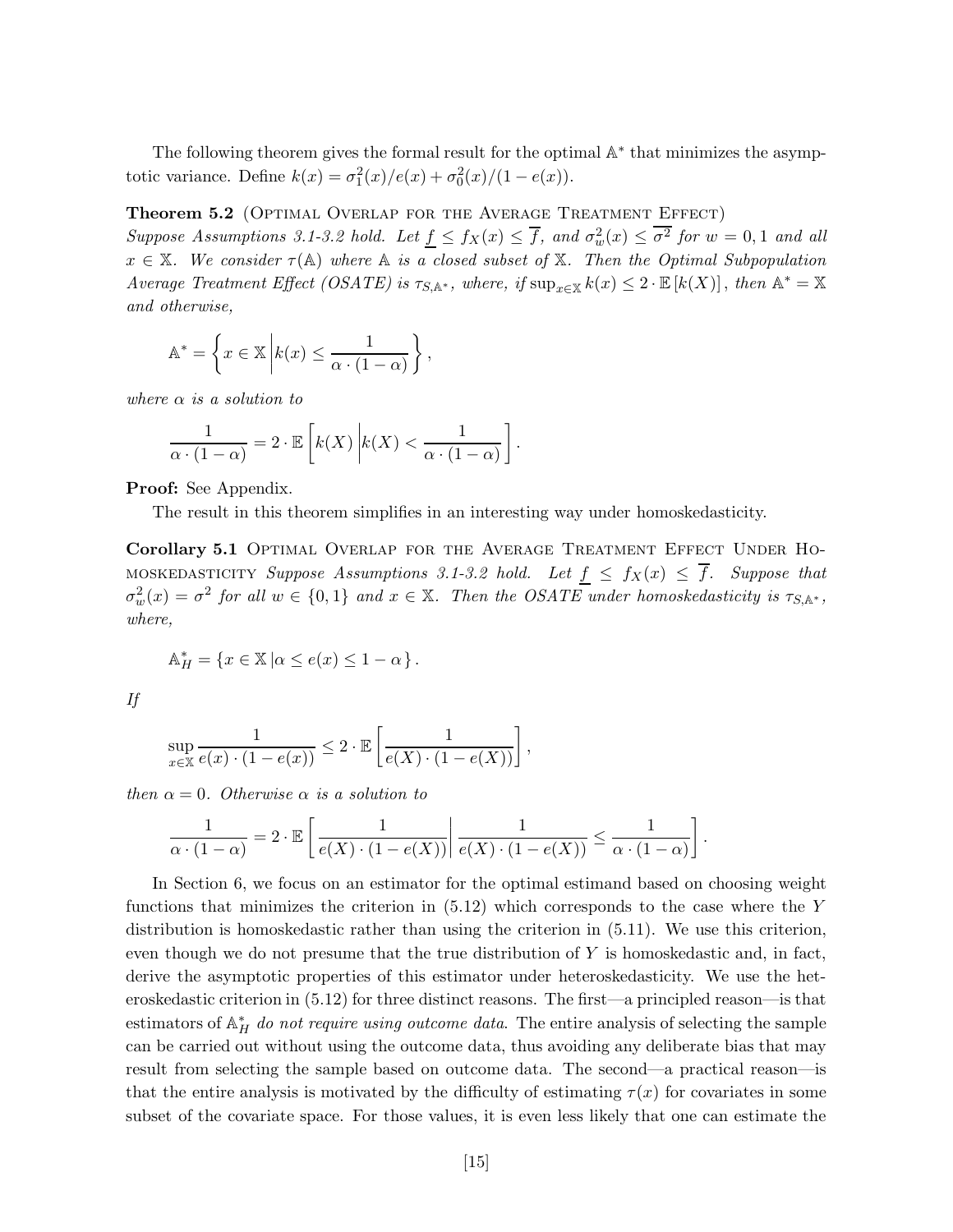The following theorem gives the formal result for the optimal $\mathbb{A}^*$ that minimizes the asymptotic variance. Define $k(x) = \sigma_1^2(x)/e(x) + \sigma_0^2(x)/(1-e(x))$.

**Theorem 5.2** (Optimal Overlap for the Average Treatment Effect)
*Suppose Assumptions 3.1-3.2 hold. Let $\underline{f} \leq f_X(x) \leq \overline{f}$, and $\sigma_w^2(x) \leq \overline{\sigma^2}$ for $w = 0, 1$ and all $x \in \mathbb{X}$. We consider $\tau(\mathbb{A})$ where $\mathbb{A}$ is a closed subset of $\mathbb{X}$. Then the Optimal Subpopulation Average Treatment Effect (OSATE) is $\tau_{S,\mathbb{A}^*}$, where, if $\sup_{x \in \mathbb{X}} k(x) \leq 2 \cdot \mathbb{E}[k(X)]$, then $\mathbb{A}^* = \mathbb{X}$ and otherwise,*

$$\mathbb{A}^* = \left\{ x \in \mathbb{X} \middle| k(x) \leq \frac{1}{\alpha \cdot (1-\alpha)} \right\},$$

*where $\alpha$ is a solution to*

$$\frac{1}{\alpha \cdot (1-\alpha)} = 2 \cdot \mathbb{E}\left[ k(X) \middle| k(X) < \frac{1}{\alpha \cdot (1-\alpha)} \right].$$

**Proof:** See Appendix.

The result in this theorem simplifies in an interesting way under homoskedasticity.

**Corollary 5.1** Optimal Overlap for the Average Treatment Effect Under Homoskedasticity *Suppose Assumptions 3.1-3.2 hold. Let $\underline{f} \leq f_X(x) \leq \overline{f}$. Suppose that $\sigma_w^2(x) = \sigma^2$ for all $w \in \{0, 1\}$ and $x \in \mathbb{X}$. Then the OSATE under homoskedasticity is $\tau_{S,\mathbb{A}^*}$, where,*

$$\mathbb{A}_H^* = \{ x \in \mathbb{X} \,| \alpha \leq e(x) \leq 1 - \alpha \}.$$

*If*

$$\sup_{x \in \mathbb{X}} \frac{1}{e(x) \cdot (1-e(x))} \leq 2 \cdot \mathbb{E}\left[ \frac{1}{e(X) \cdot (1-e(X))} \right],$$

*then $\alpha = 0$. Otherwise $\alpha$ is a solution to*

$$\frac{1}{\alpha \cdot (1-\alpha)} = 2 \cdot \mathbb{E}\left[ \frac{1}{e(X) \cdot (1-e(X))} \middle| \frac{1}{e(X) \cdot (1-e(X))} \leq \frac{1}{\alpha \cdot (1-\alpha)} \right].$$

In Section 6, we focus on an estimator for the optimal estimand based on choosing weight functions that minimizes the criterion in (5.12) which corresponds to the case where the $Y$ distribution is homoskedastic rather than using the criterion in (5.11). We use this criterion, even though we do not presume that the true distribution of $Y$ is homoskedastic and, in fact, derive the asymptotic properties of this estimator under heteroskedasticity. We use the heteroskedastic criterion in (5.12) for three distinct reasons. The first—a principled reason—is that estimators of $\mathbb{A}_H^*$ *do not require using outcome data*. The entire analysis of selecting the sample can be carried out without using the outcome data, thus avoiding any deliberate bias that may result from selecting the sample based on outcome data. The second—a practical reason—is that the entire analysis is motivated by the difficulty of estimating $\tau(x)$ for covariates in some subset of the covariate space. For those values, it is even less likely that one can estimate the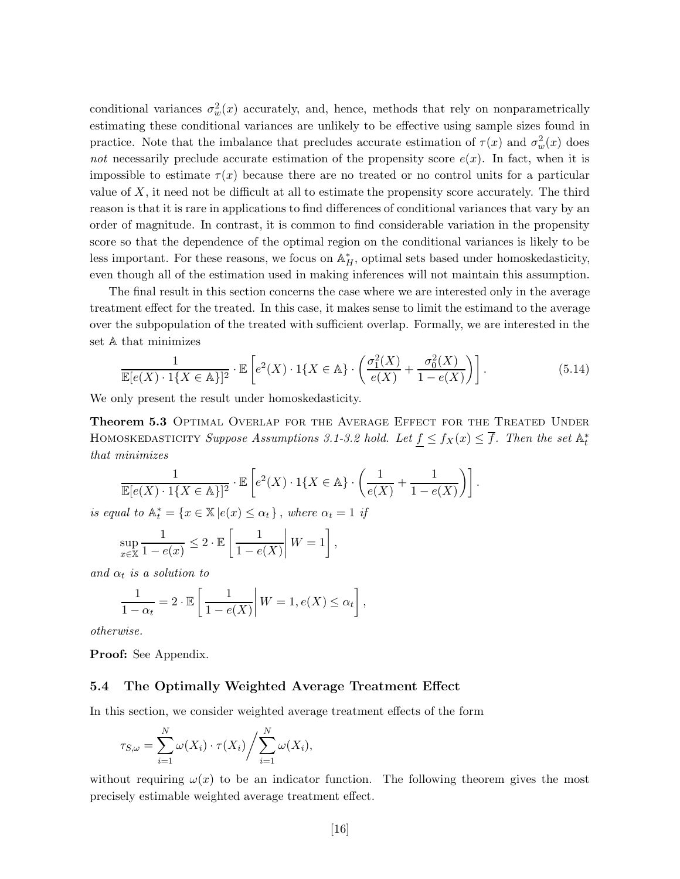conditional variances $\sigma^2_w(x)$ accurately, and, hence, methods that rely on nonparametrically estimating these conditional variances are unlikely to be effective using sample sizes found in practice. Note that the imbalance that precludes accurate estimation of $\tau(x)$ and $\sigma^2_w(x)$ does *not* necessarily preclude accurate estimation of the propensity score $e(x)$. In fact, when it is impossible to estimate $\tau(x)$ because there are no treated or no control units for a particular value of $X$, it need not be difficult at all to estimate the propensity score accurately. The third reason is that it is rare in applications to find differences of conditional variances that vary by an order of magnitude. In contrast, it is common to find considerable variation in the propensity score so that the dependence of the optimal region on the conditional variances is likely to be less important. For these reasons, we focus on $\mathbb{A}^*_H$, optimal sets based under homoskedasticity, even though all of the estimation used in making inferences will not maintain this assumption.

The final result in this section concerns the case where we are interested only in the average treatment effect for the treated. In this case, it makes sense to limit the estimand to the average over the subpopulation of the treated with sufficient overlap. Formally, we are interested in the set $\mathbb{A}$ that minimizes

$$\frac{1}{\mathbb{E}[e(X) \cdot 1\{X \in \mathbb{A}\}]^2} \cdot \mathbb{E}\left[e^2(X) \cdot 1\{X \in \mathbb{A}\} \cdot \left(\frac{\sigma^2_1(X)}{e(X)} + \frac{\sigma^2_0(X)}{1-e(X)}\right)\right]. \tag{5.14}$$

We only present the result under homoskedasticity.

**Theorem 5.3** Optimal Overlap for the Average Effect for the Treated Under Homoskedasticity *Suppose Assumptions 3.1-3.2 hold. Let $\underline{f} \leq f_X(x) \leq \overline{f}$. Then the set $\mathbb{A}^*_t$ that minimizes*

$$\frac{1}{\mathbb{E}[e(X) \cdot 1\{X \in \mathbb{A}\}]^2} \cdot \mathbb{E}\left[e^2(X) \cdot 1\{X \in \mathbb{A}\} \cdot \left(\frac{1}{e(X)} + \frac{1}{1-e(X)}\right)\right].$$

*is equal to $\mathbb{A}^*_t = \{x \in \mathbb{X} \,|\, e(x) \leq \alpha_t\}$, where $\alpha_t = 1$ if*

$$\sup_{x \in \mathbb{X}} \frac{1}{1-e(x)} \leq 2 \cdot \mathbb{E}\left[\left.\frac{1}{1-e(X)}\right| W = 1\right],$$

*and $\alpha_t$ is a solution to*

$$\frac{1}{1-\alpha_t} = 2 \cdot \mathbb{E}\left[\left.\frac{1}{1-e(X)}\right| W = 1, e(X) \leq \alpha_t\right],$$

*otherwise.*

**Proof:** See Appendix.

### 5.4 The Optimally Weighted Average Treatment Effect

In this section, we consider weighted average treatment effects of the form

$$\tau_{S,\omega} = \sum_{i=1}^{N} \omega(X_i) \cdot \tau(X_i) \Big/ \sum_{i=1}^{N} \omega(X_i),$$

without requiring $\omega(x)$ to be an indicator function. The following theorem gives the most precisely estimable weighted average treatment effect.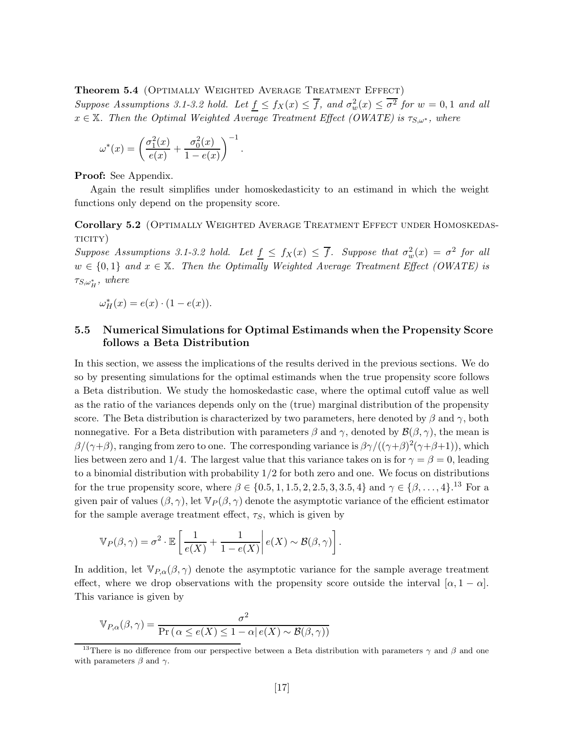**Theorem 5.4** (Optimally Weighted Average Treatment Effect)
*Suppose Assumptions 3.1-3.2 hold. Let $\underline{f} \leq f_X(x) \leq \overline{f}$, and $\sigma_w^2(x) \leq \overline{\sigma^2}$ for $w = 0, 1$ and all $x \in \mathbb{X}$. Then the Optimal Weighted Average Treatment Effect (OWATE) is $\tau_{S,\omega^*}$, where*

$$\omega^*(x) = \left( \frac{\sigma_1^2(x)}{e(x)} + \frac{\sigma_0^2(x)}{1 - e(x)} \right)^{-1}.$$

**Proof:** See Appendix.

Again the result simplifies under homoskedasticity to an estimand in which the weight functions only depend on the propensity score.

**Corollary 5.2** (Optimally Weighted Average Treatment Effect under Homoskedasticity)
*Suppose Assumptions 3.1-3.2 hold. Let $\underline{f} \leq f_X(x) \leq \overline{f}$. Suppose that $\sigma_w^2(x) = \sigma^2$ for all $w \in \{0, 1\}$ and $x \in \mathbb{X}$. Then the Optimally Weighted Average Treatment Effect (OWATE) is $\tau_{S,\omega_H^*}$, where*

$$\omega_H^*(x) = e(x) \cdot (1 - e(x)).$$

### 5.5 Numerical Simulations for Optimal Estimands when the Propensity Score follows a Beta Distribution

In this section, we assess the implications of the results derived in the previous sections. We do so by presenting simulations for the optimal estimands when the true propensity score follows a Beta distribution. We study the homoskedastic case, where the optimal cutoff value as well as the ratio of the variances depends only on the (true) marginal distribution of the propensity score. The Beta distribution is characterized by two parameters, here denoted by $\beta$ and $\gamma$, both nonnegative. For a Beta distribution with parameters $\beta$ and $\gamma$, denoted by $\mathcal{B}(\beta, \gamma)$, the mean is $\beta/(\gamma+\beta)$, ranging from zero to one. The corresponding variance is $\beta\gamma/((\gamma+\beta)^2(\gamma+\beta+1))$, which lies between zero and 1/4. The largest value that this variance takes on is for $\gamma = \beta = 0$, leading to a binomial distribution with probability 1/2 for both zero and one. We focus on distributions for the true propensity score, where $\beta \in \{0.5, 1, 1.5, 2, 2.5, 3, 3.5, 4\}$ and $\gamma \in \{\beta, \ldots, 4\}$.[13] For a given pair of values $(\beta, \gamma)$, let $\mathbb{V}_P(\beta, \gamma)$ denote the asymptotic variance of the efficient estimator for the sample average treatment effect, $\tau_S$, which is given by

$$\mathbb{V}_P(\beta, \gamma) = \sigma^2 \cdot \mathbb{E}\left[ \frac{1}{e(X)} + \frac{1}{1 - e(X)} \middle| e(X) \sim \mathcal{B}(\beta, \gamma) \right].$$

In addition, let $\mathbb{V}_{P,\alpha}(\beta, \gamma)$ denote the asymptotic variance for the sample average treatment effect, where we drop observations with the propensity score outside the interval $[\alpha, 1 - \alpha]$. This variance is given by

$$\mathbb{V}_{P,\alpha}(\beta, \gamma) = \frac{\sigma^2}{\Pr\left( \alpha \leq e(X) \leq 1 - \alpha \middle| e(X) \sim \mathcal{B}(\beta, \gamma) \right)}$$

[13] There is no difference from our perspective between a Beta distribution with parameters $\gamma$ and $\beta$ and one with parameters $\beta$ and $\gamma$.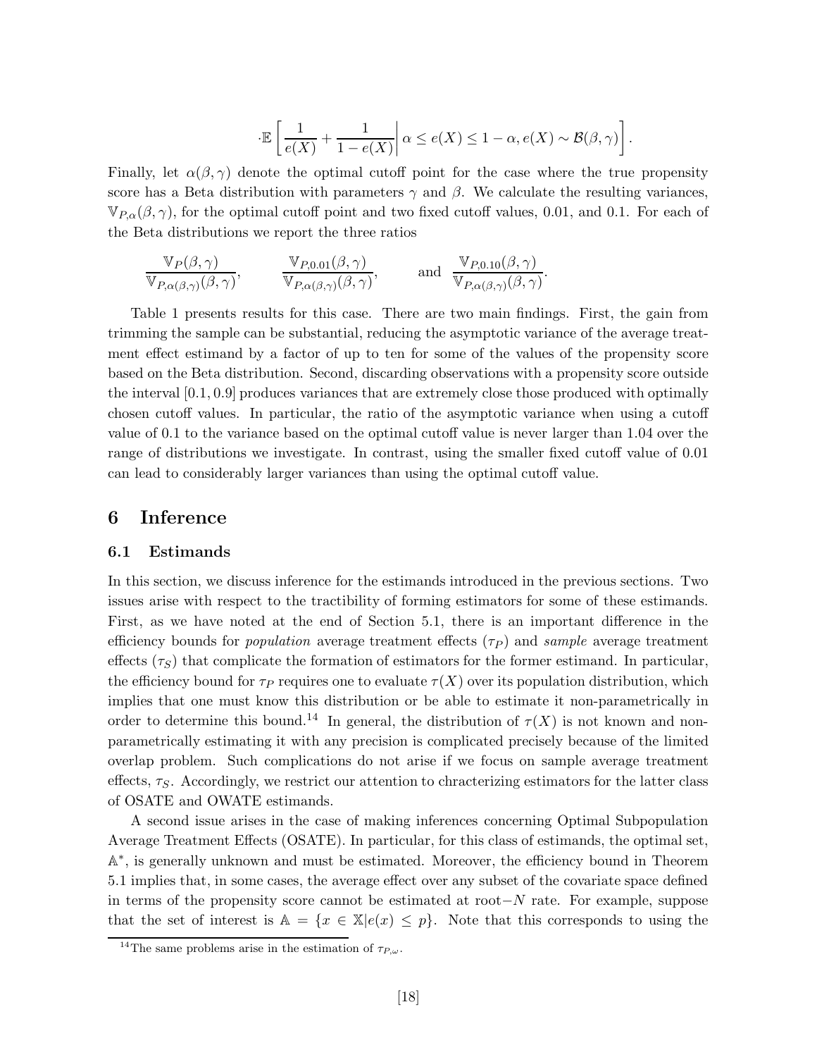$$\cdot \mathbb{E}\left[ \frac{1}{e(X)} + \frac{1}{1-e(X)} \right| \alpha \leq e(X) \leq 1-\alpha, e(X) \sim \mathcal{B}(\beta, \gamma) \bigg].$$

Finally, let $\alpha(\beta, \gamma)$ denote the optimal cutoff point for the case where the true propensity score has a Beta distribution with parameters $\gamma$ and $\beta$. We calculate the resulting variances, $\mathbb{V}_{P,\alpha}(\beta, \gamma)$, for the optimal cutoff point and two fixed cutoff values, 0.01, and 0.1. For each of the Beta distributions we report the three ratios

$$\frac{\mathbb{V}_P(\beta, \gamma)}{\mathbb{V}_{P,\alpha(\beta,\gamma)}(\beta, \gamma)}, \qquad \frac{\mathbb{V}_{P,0.01}(\beta, \gamma)}{\mathbb{V}_{P,\alpha(\beta,\gamma)}(\beta, \gamma)}, \qquad \text{and} \quad \frac{\mathbb{V}_{P,0.10}(\beta, \gamma)}{\mathbb{V}_{P,\alpha(\beta,\gamma)}(\beta, \gamma)}.$$

Table 1 presents results for this case. There are two main findings. First, the gain from trimming the sample can be substantial, reducing the asymptotic variance of the average treatment effect estimand by a factor of up to ten for some of the values of the propensity score based on the Beta distribution. Second, discarding observations with a propensity score outside the interval $[0.1, 0.9]$ produces variances that are extremely close those produced with optimally chosen cutoff values. In particular, the ratio of the asymptotic variance when using a cutoff value of 0.1 to the variance based on the optimal cutoff value is never larger than 1.04 over the range of distributions we investigate. In contrast, using the smaller fixed cutoff value of 0.01 can lead to considerably larger variances than using the optimal cutoff value.

# 6 Inference

## 6.1 Estimands

In this section, we discuss inference for the estimands introduced in the previous sections. Two issues arise with respect to the tractibility of forming estimators for some of these estimands. First, as we have noted at the end of Section 5.1, there is an important difference in the efficiency bounds for *population* average treatment effects ($\tau_P$) and *sample* average treatment effects ($\tau_S$) that complicate the formation of estimators for the former estimand. In particular, the efficiency bound for $\tau_P$ requires one to evaluate $\tau(X)$ over its population distribution, which implies that one must know this distribution or be able to estimate it non-parametrically in order to determine this bound.[14] In general, the distribution of $\tau(X)$ is not known and non-parametrically estimating it with any precision is complicated precisely because of the limited overlap problem. Such complications do not arise if we focus on sample average treatment effects, $\tau_S$. Accordingly, we restrict our attention to chracterizing estimators for the latter class of OSATE and OWATE estimands.

A second issue arises in the case of making inferences concerning Optimal Subpopulation Average Treatment Effects (OSATE). In particular, for this class of estimands, the optimal set, $\mathbb{A}^*$, is generally unknown and must be estimated. Moreover, the efficiency bound in Theorem 5.1 implies that, in some cases, the average effect over any subset of the covariate space defined in terms of the propensity score cannot be estimated at root$-N$ rate. For example, suppose that the set of interest is $\mathbb{A} = \{x \in \mathbb{X} | e(x) \leq p\}$. Note that this corresponds to using the

[14] The same problems arise in the estimation of $\tau_{P,\omega}$.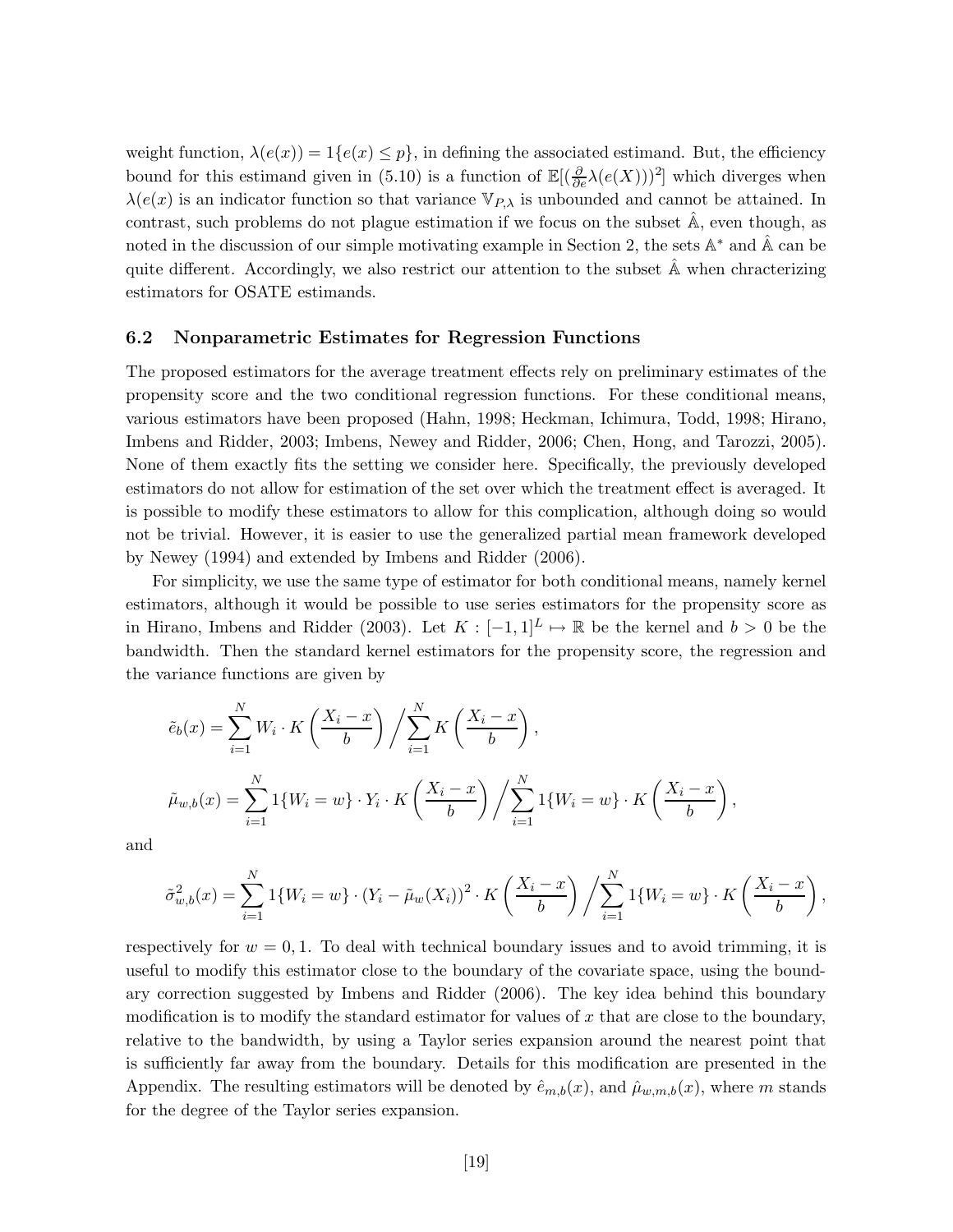weight function, $\lambda(e(x)) = 1\{e(x) \leq p\}$, in defining the associated estimand. But, the efficiency bound for this estimand given in (5.10) is a function of $\mathbb{E}[(\frac{\partial}{\partial e}\lambda(e(X)))^2]$ which diverges when $\lambda(e(x)$ is an indicator function so that variance $\mathbb{V}_{P,\lambda}$ is unbounded and cannot be attained. In contrast, such problems do not plague estimation if we focus on the subset $\hat{\mathbb{A}}$, even though, as noted in the discussion of our simple motivating example in Section 2, the sets $\mathbb{A}^*$ and $\hat{\mathbb{A}}$ can be quite different. Accordingly, we also restrict our attention to the subset $\hat{\mathbb{A}}$ when chracterizing estimators for OSATE estimands.

### 6.2 Nonparametric Estimates for Regression Functions

The proposed estimators for the average treatment effects rely on preliminary estimates of the propensity score and the two conditional regression functions. For these conditional means, various estimators have been proposed (Hahn, 1998; Heckman, Ichimura, Todd, 1998; Hirano, Imbens and Ridder, 2003; Imbens, Newey and Ridder, 2006; Chen, Hong, and Tarozzi, 2005). None of them exactly fits the setting we consider here. Specifically, the previously developed estimators do not allow for estimation of the set over which the treatment effect is averaged. It is possible to modify these estimators to allow for this complication, although doing so would not be trivial. However, it is easier to use the generalized partial mean framework developed by Newey (1994) and extended by Imbens and Ridder (2006).

For simplicity, we use the same type of estimator for both conditional means, namely kernel estimators, although it would be possible to use series estimators for the propensity score as in Hirano, Imbens and Ridder (2003). Let $K : [-1,1]^L \mapsto \mathbb{R}$ be the kernel and $b > 0$ be the bandwidth. Then the standard kernel estimators for the propensity score, the regression and the variance functions are given by

$$\tilde{e}_b(x) = \sum_{i=1}^{N} W_i \cdot K\left(\frac{X_i - x}{b}\right) \Bigg/ \sum_{i=1}^{N} K\left(\frac{X_i - x}{b}\right),$$

$$\tilde{\mu}_{w,b}(x) = \sum_{i=1}^{N} 1\{W_i = w\} \cdot Y_i \cdot K\left(\frac{X_i - x}{b}\right) \Bigg/ \sum_{i=1}^{N} 1\{W_i = w\} \cdot K\left(\frac{X_i - x}{b}\right),$$

and

$$\tilde{\sigma}^2_{w,b}(x) = \sum_{i=1}^{N} 1\{W_i = w\} \cdot (Y_i - \tilde{\mu}_w(X_i))^2 \cdot K\left(\frac{X_i - x}{b}\right) \Bigg/ \sum_{i=1}^{N} 1\{W_i = w\} \cdot K\left(\frac{X_i - x}{b}\right),$$

respectively for $w = 0, 1$. To deal with technical boundary issues and to avoid trimming, it is useful to modify this estimator close to the boundary of the covariate space, using the boundary correction suggested by Imbens and Ridder (2006). The key idea behind this boundary modification is to modify the standard estimator for values of $x$ that are close to the boundary, relative to the bandwidth, by using a Taylor series expansion around the nearest point that is sufficiently far away from the boundary. Details for this modification are presented in the Appendix. The resulting estimators will be denoted by $\hat{e}_{m,b}(x)$, and $\hat{\mu}_{w,m,b}(x)$, where $m$ stands for the degree of the Taylor series expansion.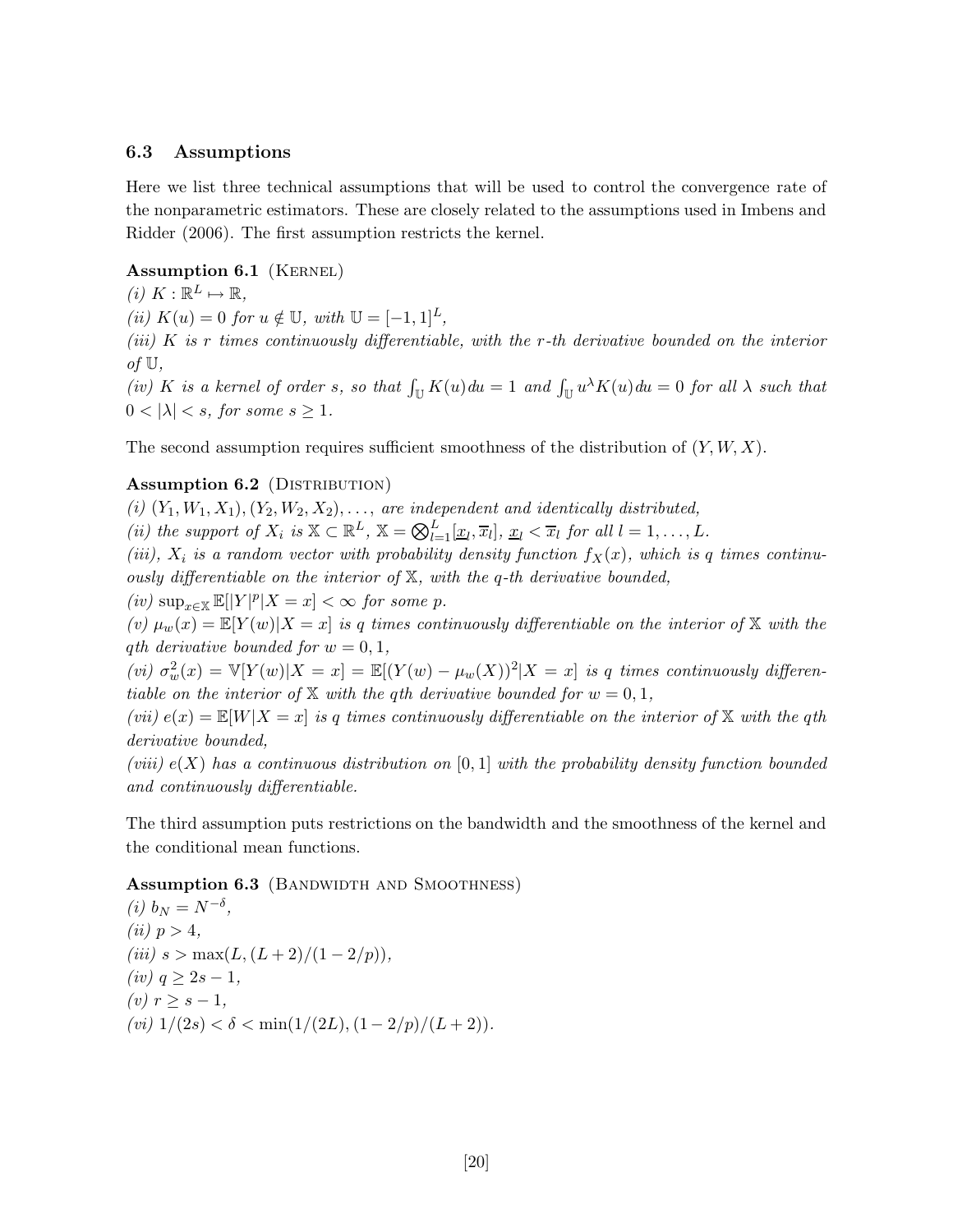### 6.3 Assumptions

Here we list three technical assumptions that will be used to control the convergence rate of the nonparametric estimators. These are closely related to the assumptions used in Imbens and Ridder (2006). The first assumption restricts the kernel.

**Assumption 6.1** (Kernel)
*(i)* $K : \mathbb{R}^L \mapsto \mathbb{R}$,
*(ii)* $K(u) = 0$ *for* $u \notin \mathbb{U}$, *with* $\mathbb{U} = [-1, 1]^L$,
*(iii)* $K$ *is* $r$ *times continuously differentiable, with the* $r$*-th derivative bounded on the interior of* $\mathbb{U}$,
*(iv)* $K$ *is a kernel of order* $s$, *so that* $\int_{\mathbb{U}} K(u)du = 1$ *and* $\int_{\mathbb{U}} u^\lambda K(u)du = 0$ *for all* $\lambda$ *such that* $0 < |\lambda| < s$, *for some* $s \geq 1$.

The second assumption requires sufficient smoothness of the distribution of $(Y, W, X)$.

**Assumption 6.2** (Distribution)
*(i)* $(Y_1, W_1, X_1), (Y_2, W_2, X_2), \ldots,$ *are independent and identically distributed,*
*(ii) the support of* $X_i$ *is* $\mathbb{X} \subset \mathbb{R}^L$, $\mathbb{X} = \bigotimes_{l=1}^{L} [\underline{x}_l, \overline{x}_l]$, $\underline{x}_l < \overline{x}_l$ *for all* $l = 1, \ldots, L$.
*(iii),* $X_i$ *is a random vector with probability density function* $f_X(x)$, *which is* $q$ *times continuously differentiable on the interior of* $\mathbb{X}$, *with the* $q$*-th derivative bounded,*
*(iv)* $\sup_{x \in \mathbb{X}} \mathbb{E}[|Y|^p | X = x] < \infty$ *for some* $p$.
*(v)* $\mu_w(x) = \mathbb{E}[Y(w)|X = x]$ *is* $q$ *times continuously differentiable on the interior of* $\mathbb{X}$ *with the* $q$*th derivative bounded for* $w = 0, 1$,
*(vi)* $\sigma_w^2(x) = \mathbb{V}[Y(w)|X = x] = \mathbb{E}[(Y(w) - \mu_w(X))^2 | X = x]$ *is* $q$ *times continuously differentiable on the interior of* $\mathbb{X}$ *with the* $q$*th derivative bounded for* $w = 0, 1$,
*(vii)* $e(x) = \mathbb{E}[W|X = x]$ *is* $q$ *times continuously differentiable on the interior of* $\mathbb{X}$ *with the* $q$*th derivative bounded,*
*(viii)* $e(X)$ *has a continuous distribution on* $[0, 1]$ *with the probability density function bounded and continuously differentiable.*

The third assumption puts restrictions on the bandwidth and the smoothness of the kernel and the conditional mean functions.

**Assumption 6.3** (Bandwidth and Smoothness)
*(i)* $b_N = N^{-\delta}$,
*(ii)* $p > 4$,
*(iii)* $s > \max(L, (L + 2)/(1 - 2/p))$,
*(iv)* $q \geq 2s - 1$,
*(v)* $r \geq s - 1$,
*(vi)* $1/(2s) < \delta < \min(1/(2L), (1 - 2/p)/(L + 2))$.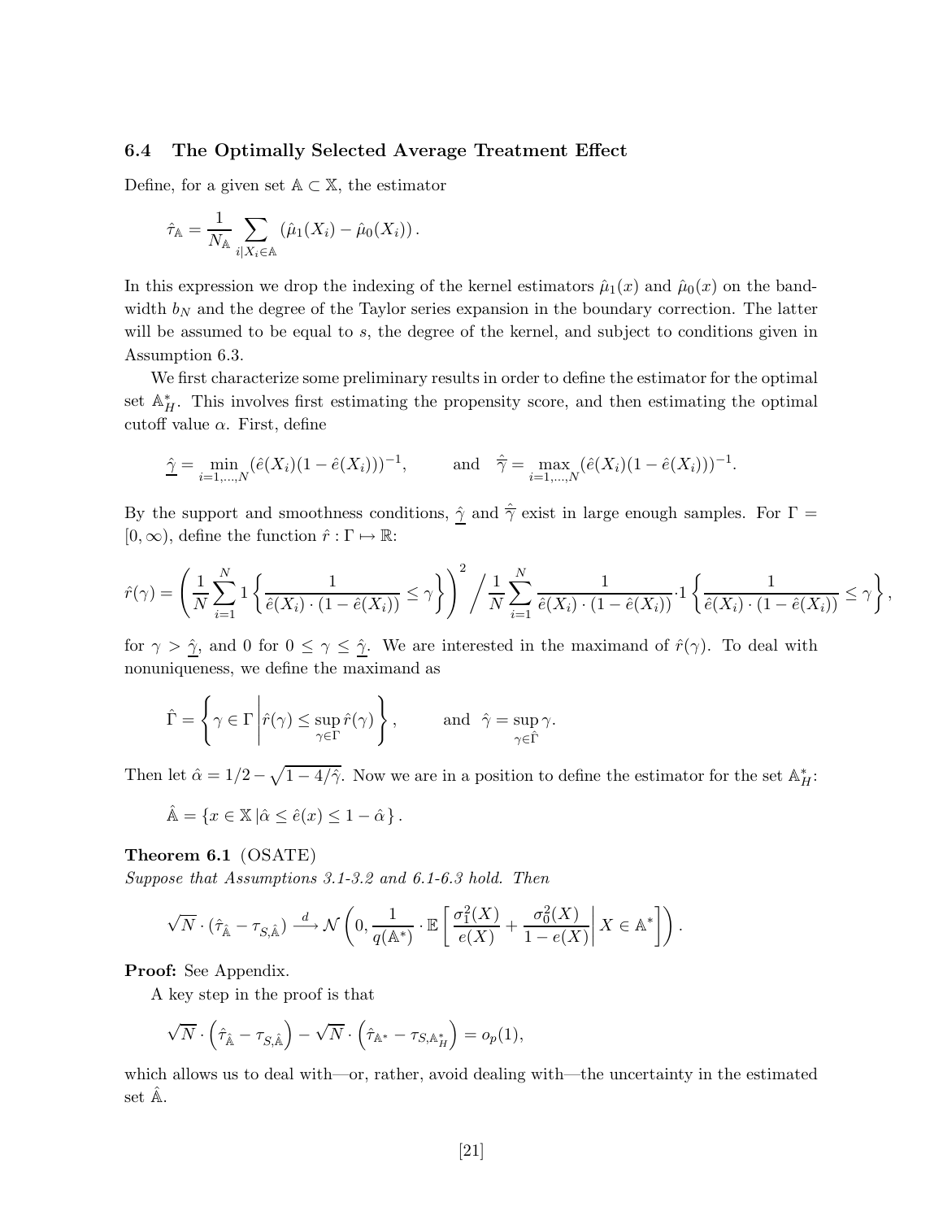### 6.4 The Optimally Selected Average Treatment Effect

Define, for a given set $\mathbb{A} \subset \mathbb{X}$, the estimator

$$\hat{\tau}_{\mathbb{A}} = \frac{1}{N_{\mathbb{A}}} \sum_{i|X_i \in \mathbb{A}} \left(\hat{\mu}_1(X_i) - \hat{\mu}_0(X_i)\right).$$

In this expression we drop the indexing of the kernel estimators $\hat{\mu}_1(x)$ and $\hat{\mu}_0(x)$ on the bandwidth $b_N$ and the degree of the Taylor series expansion in the boundary correction. The latter will be assumed to be equal to $s$, the degree of the kernel, and subject to conditions given in Assumption 6.3.

We first characterize some preliminary results in order to define the estimator for the optimal set $\mathbb{A}^*_H$. This involves first estimating the propensity score, and then estimating the optimal cutoff value $\alpha$. First, define

$$\underline{\hat{\gamma}} = \min_{i=1,\ldots,N} (\hat{e}(X_i)(1-\hat{e}(X_i)))^{-1}, \qquad \text{and} \quad \hat{\bar{\gamma}} = \max_{i=1,\ldots,N} (\hat{e}(X_i)(1-\hat{e}(X_i)))^{-1}.$$

By the support and smoothness conditions, $\underline{\hat{\gamma}}$ and $\hat{\bar{\gamma}}$ exist in large enough samples. For $\Gamma = [0, \infty)$, define the function $\hat{r} : \Gamma \mapsto \mathbb{R}$:

$$\hat{r}(\gamma) = \left(\frac{1}{N}\sum_{i=1}^{N} 1\left\{\frac{1}{\hat{e}(X_i)\cdot(1-\hat{e}(X_i))} \leq \gamma\right\}\right)^2 \Bigg/ \frac{1}{N}\sum_{i=1}^{N} \frac{1}{\hat{e}(X_i)\cdot(1-\hat{e}(X_i))} \cdot 1\left\{\frac{1}{\hat{e}(X_i)\cdot(1-\hat{e}(X_i))} \leq \gamma\right\},$$

for $\gamma > \underline{\hat{\gamma}}$, and 0 for $0 \leq \gamma \leq \underline{\hat{\gamma}}$. We are interested in the maximand of $\hat{r}(\gamma)$. To deal with nonuniqueness, we define the maximand as

$$\hat{\Gamma} = \left\{\gamma \in \Gamma \,\middle|\, \hat{r}(\gamma) \leq \sup_{\gamma \in \Gamma} \hat{r}(\gamma)\right\}, \qquad \text{and} \quad \hat{\gamma} = \sup_{\gamma \in \hat{\Gamma}} \gamma.$$

Then let $\hat{\alpha} = 1/2 - \sqrt{1 - 4/\hat{\gamma}}$. Now we are in a position to define the estimator for the set $\mathbb{A}^*_H$:

$$\hat{\mathbb{A}} = \{x \in \mathbb{X} \,|\hat{\alpha} \leq \hat{e}(x) \leq 1 - \hat{\alpha}\}.$$

**Theorem 6.1** (OSATE)
*Suppose that Assumptions 3.1-3.2 and 6.1-6.3 hold. Then*

$$\sqrt{N} \cdot (\hat{\tau}_{\hat{\mathbb{A}}} - \tau_{S,\hat{\mathbb{A}}}) \xrightarrow{d} \mathcal{N}\left(0, \frac{1}{q(\mathbb{A}^*)} \cdot \mathbb{E}\left[\frac{\sigma_1^2(X)}{e(X)} + \frac{\sigma_0^2(X)}{1-e(X)}\,\middle|\, X \in \mathbb{A}^*\right]\right).$$

**Proof:** See Appendix.

A key step in the proof is that

$$\sqrt{N} \cdot \left(\hat{\tau}_{\hat{\mathbb{A}}} - \tau_{S,\hat{\mathbb{A}}}\right) - \sqrt{N} \cdot \left(\hat{\tau}_{\mathbb{A}^*} - \tau_{S,\mathbb{A}^*_H}\right) = o_p(1),$$

which allows us to deal with—or, rather, avoid dealing with—the uncertainty in the estimated set $\hat{\mathbb{A}}$.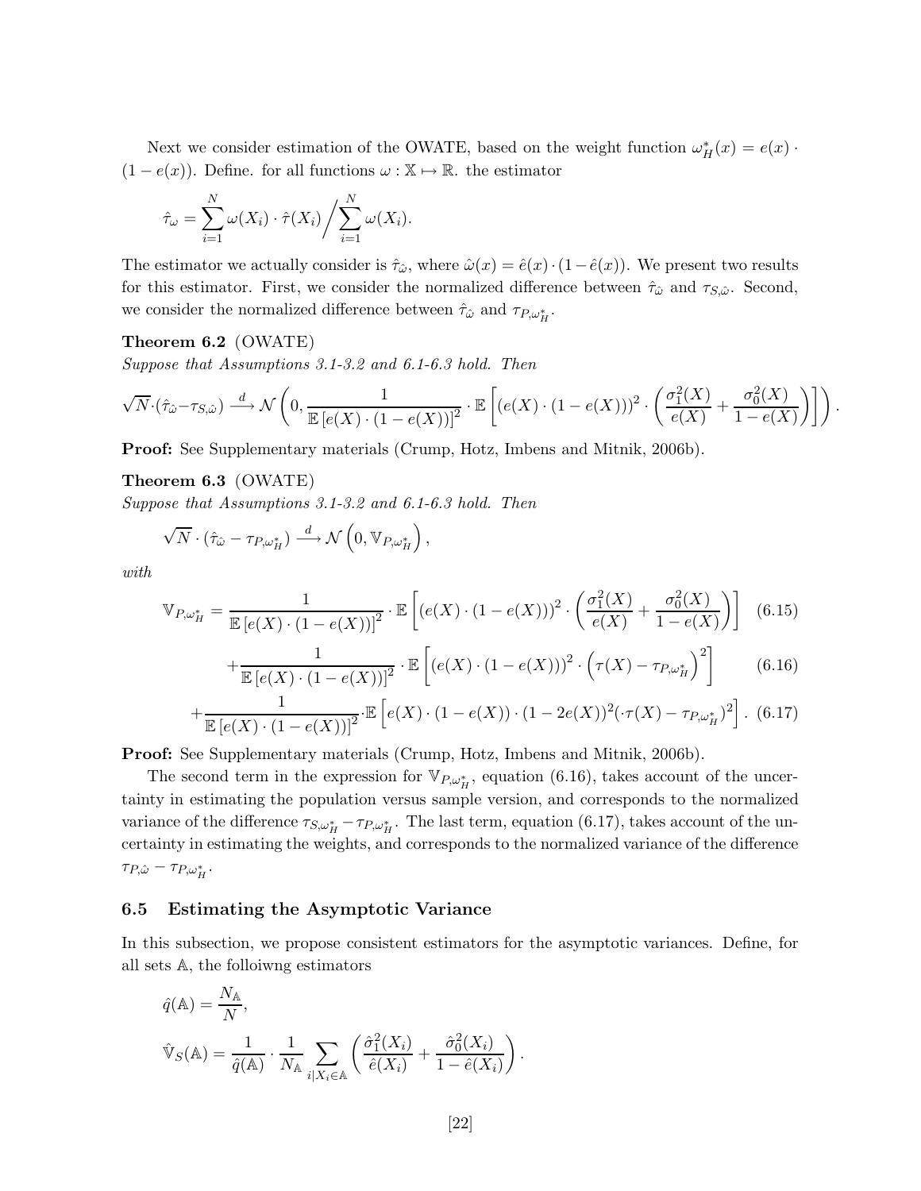Next we consider estimation of the OWATE, based on the weight function $\omega_H^*(x) = e(x) \cdot (1 - e(x))$. Define. for all functions $\omega : \mathbb{X} \mapsto \mathbb{R}$. the estimator

$$\hat{\tau}_\omega = \sum_{i=1}^N \omega(X_i) \cdot \hat{\tau}(X_i) \Big/ \sum_{i=1}^N \omega(X_i).$$

The estimator we actually consider is $\hat{\tau}_{\hat{\omega}}$, where $\hat{\omega}(x) = \hat{e}(x) \cdot (1 - \hat{e}(x))$. We present two results for this estimator. First, we consider the normalized difference between $\hat{\tau}_{\hat{\omega}}$ and $\tau_{S,\hat{\omega}}$. Second, we consider the normalized difference between $\hat{\tau}_{\hat{\omega}}$ and $\tau_{P,\omega_H^*}$.

**Theorem 6.2** (OWATE)
*Suppose that Assumptions 3.1-3.2 and 6.1-6.3 hold. Then*

$$\sqrt{N} \cdot (\hat{\tau}_{\hat{\omega}} - \tau_{S,\hat{\omega}}) \xrightarrow{d} \mathcal{N}\left(0, \frac{1}{\mathbb{E}\left[e(X) \cdot (1 - e(X))\right]^2} \cdot \mathbb{E}\left[(e(X) \cdot (1 - e(X)))^2 \cdot \left(\frac{\sigma_1^2(X)}{e(X)} + \frac{\sigma_0^2(X)}{1 - e(X)}\right)\right]\right).$$

**Proof:** See Supplementary materials (Crump, Hotz, Imbens and Mitnik, 2006b).

**Theorem 6.3** (OWATE)
*Suppose that Assumptions 3.1-3.2 and 6.1-6.3 hold. Then*

$$\sqrt{N} \cdot (\hat{\tau}_{\hat{\omega}} - \tau_{P,\omega_H^*}) \xrightarrow{d} \mathcal{N}\left(0, \mathbb{V}_{P,\omega_H^*}\right),$$

*with*

$$\mathbb{V}_{P,\omega_H^*} = \frac{1}{\mathbb{E}\left[e(X) \cdot (1 - e(X))\right]^2} \cdot \mathbb{E}\left[(e(X) \cdot (1 - e(X)))^2 \cdot \left(\frac{\sigma_1^2(X)}{e(X)} + \frac{\sigma_0^2(X)}{1 - e(X)}\right)\right] \quad (6.15)$$

$$+ \frac{1}{\mathbb{E}\left[e(X) \cdot (1 - e(X))\right]^2} \cdot \mathbb{E}\left[(e(X) \cdot (1 - e(X)))^2 \cdot \left(\tau(X) - \tau_{P,\omega_H^*}\right)^2\right] \quad (6.16)$$

$$+ \frac{1}{\mathbb{E}\left[e(X) \cdot (1 - e(X))\right]^2} \cdot \mathbb{E}\left[e(X) \cdot (1 - e(X)) \cdot (1 - 2e(X))^2 (\cdot \tau(X) - \tau_{P,\omega_H^*})^2\right]. \quad (6.17)$$

**Proof:** See Supplementary materials (Crump, Hotz, Imbens and Mitnik, 2006b).

The second term in the expression for $\mathbb{V}_{P,\omega_H^*}$, equation (6.16), takes account of the uncertainty in estimating the population versus sample version, and corresponds to the normalized variance of the difference $\tau_{S,\omega_H^*} - \tau_{P,\omega_H^*}$. The last term, equation (6.17), takes account of the uncertainty in estimating the weights, and corresponds to the normalized variance of the difference $\tau_{P,\hat{\omega}} - \tau_{P,\omega_H^*}$.

### 6.5 Estimating the Asymptotic Variance

In this subsection, we propose consistent estimators for the asymptotic variances. Define, for all sets $\mathbb{A}$, the folloiwng estimators

$$\hat{q}(\mathbb{A}) = \frac{N_{\mathbb{A}}}{N},$$

$$\hat{\mathbb{V}}_S(\mathbb{A}) = \frac{1}{\hat{q}(\mathbb{A})} \cdot \frac{1}{N_{\mathbb{A}}} \sum_{i|X_i \in \mathbb{A}} \left(\frac{\hat{\sigma}_1^2(X_i)}{\hat{e}(X_i)} + \frac{\hat{\sigma}_0^2(X_i)}{1 - \hat{e}(X_i)}\right).$$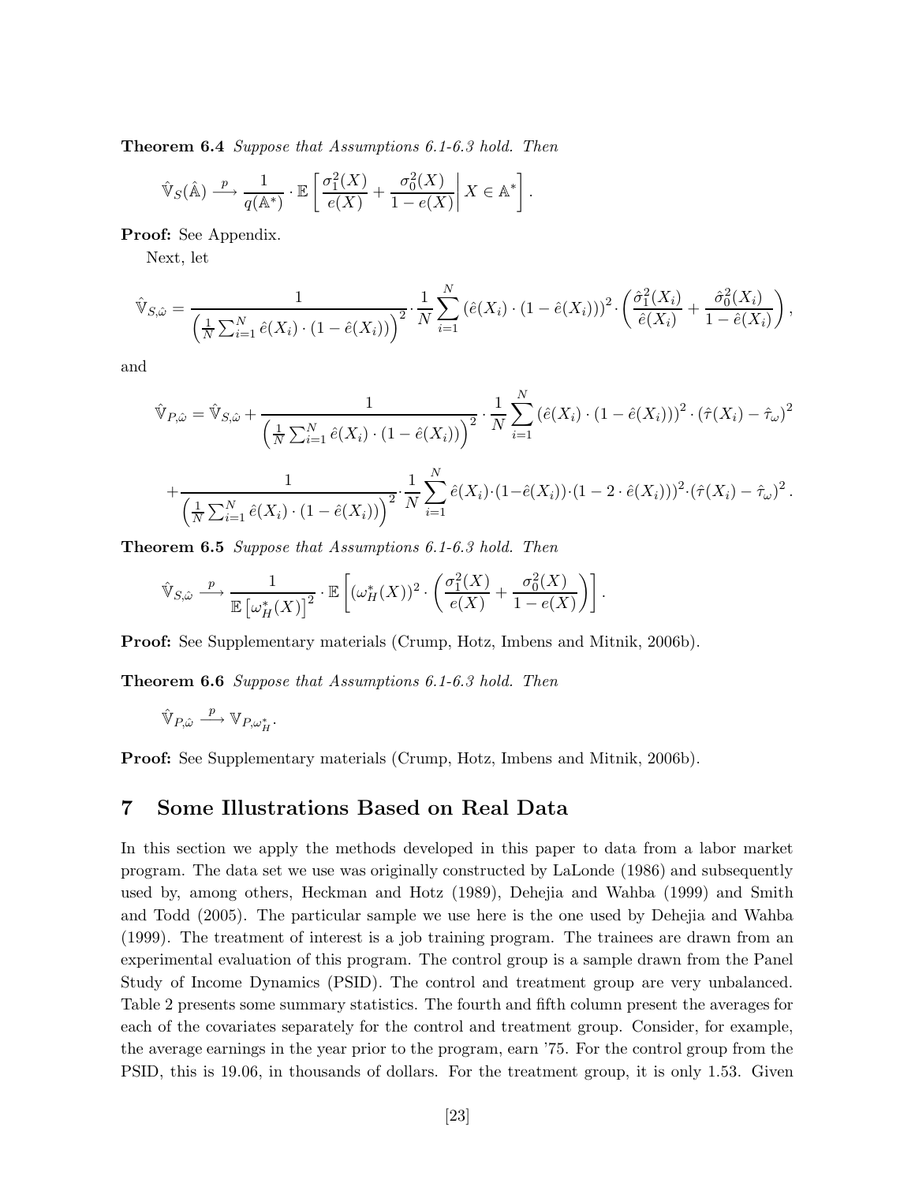**Theorem 6.4** *Suppose that Assumptions 6.1-6.3 hold. Then*

$$\hat{\mathbb{V}}_S(\hat{\mathbb{A}}) \xrightarrow{p} \frac{1}{q(\mathbb{A}^*)} \cdot \mathbb{E}\left[ \frac{\sigma_1^2(X)}{e(X)} + \frac{\sigma_0^2(X)}{1-e(X)} \right| X \in \mathbb{A}^* \left. \right].$$

**Proof:** See Appendix.

Next, let

$$\hat{\mathbb{V}}_{S,\hat{\omega}} = \frac{1}{\left(\frac{1}{N}\sum_{i=1}^N \hat{e}(X_i)\cdot(1-\hat{e}(X_i))\right)^2} \cdot \frac{1}{N}\sum_{i=1}^N \left(\hat{e}(X_i)\cdot(1-\hat{e}(X_i))\right)^2 \cdot \left( \frac{\hat{\sigma}_1^2(X_i)}{\hat{e}(X_i)} + \frac{\hat{\sigma}_0^2(X_i)}{1-\hat{e}(X_i)} \right),$$

and

$$\hat{\mathbb{V}}_{P,\hat{\omega}} = \hat{\mathbb{V}}_{S,\hat{\omega}} + \frac{1}{\left(\frac{1}{N}\sum_{i=1}^N \hat{e}(X_i)\cdot(1-\hat{e}(X_i))\right)^2} \cdot \frac{1}{N}\sum_{i=1}^N \left(\hat{e}(X_i)\cdot(1-\hat{e}(X_i))\right)^2 \cdot \left(\hat{\tau}(X_i) - \hat{\tau}_\omega\right)^2$$

$$+ \frac{1}{\left(\frac{1}{N}\sum_{i=1}^N \hat{e}(X_i)\cdot(1-\hat{e}(X_i))\right)^2} \cdot \frac{1}{N}\sum_{i=1}^N \hat{e}(X_i)\cdot(1-\hat{e}(X_i))\cdot\left(1-2\cdot\hat{e}(X_i)\right)^2 \cdot \left(\hat{\tau}(X_i) - \hat{\tau}_\omega\right)^2.$$

**Theorem 6.5** *Suppose that Assumptions 6.1-6.3 hold. Then*

$$\hat{\mathbb{V}}_{S,\hat{\omega}} \xrightarrow{p} \frac{1}{\mathbb{E}\left[\omega_H^*(X)\right]^2} \cdot \mathbb{E}\left[ (\omega_H^*(X))^2 \cdot \left( \frac{\sigma_1^2(X)}{e(X)} + \frac{\sigma_0^2(X)}{1-e(X)} \right) \right].$$

**Proof:** See Supplementary materials (Crump, Hotz, Imbens and Mitnik, 2006b).

**Theorem 6.6** *Suppose that Assumptions 6.1-6.3 hold. Then*

$$\hat{\mathbb{V}}_{P,\hat{\omega}} \xrightarrow{p} \mathbb{V}_{P,\omega_H^*}.$$

**Proof:** See Supplementary materials (Crump, Hotz, Imbens and Mitnik, 2006b).

## 7 Some Illustrations Based on Real Data

In this section we apply the methods developed in this paper to data from a labor market program. The data set we use was originally constructed by LaLonde (1986) and subsequently used by, among others, Heckman and Hotz (1989), Dehejia and Wahba (1999) and Smith and Todd (2005). The particular sample we use here is the one used by Dehejia and Wahba (1999). The treatment of interest is a job training program. The trainees are drawn from an experimental evaluation of this program. The control group is a sample drawn from the Panel Study of Income Dynamics (PSID). The control and treatment group are very unbalanced. Table 2 presents some summary statistics. The fourth and fifth column present the averages for each of the covariates separately for the control and treatment group. Consider, for example, the average earnings in the year prior to the program, earn '75. For the control group from the PSID, this is 19.06, in thousands of dollars. For the treatment group, it is only 1.53. Given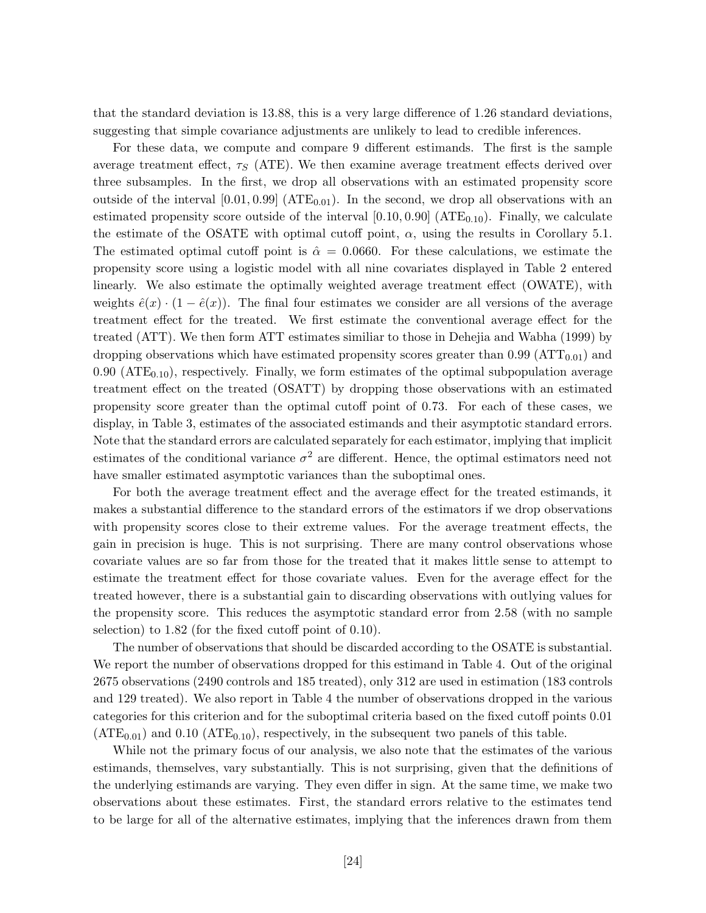that the standard deviation is 13.88, this is a very large difference of 1.26 standard deviations, suggesting that simple covariance adjustments are unlikely to lead to credible inferences.

For these data, we compute and compare 9 different estimands. The first is the sample average treatment effect, $\tau_S$ (ATE). We then examine average treatment effects derived over three subsamples. In the first, we drop all observations with an estimated propensity score outside of the interval $[0.01, 0.99]$ ($\text{ATE}_{0.01}$). In the second, we drop all observations with an estimated propensity score outside of the interval $[0.10, 0.90]$ ($\text{ATE}_{0.10}$). Finally, we calculate the estimate of the OSATE with optimal cutoff point, $\alpha$, using the results in Corollary 5.1. The estimated optimal cutoff point is $\hat{\alpha} = 0.0660$. For these calculations, we estimate the propensity score using a logistic model with all nine covariates displayed in Table 2 entered linearly. We also estimate the optimally weighted average treatment effect (OWATE), with weights $\hat{e}(x) \cdot (1 - \hat{e}(x))$. The final four estimates we consider are all versions of the average treatment effect for the treated. We first estimate the conventional average effect for the treated (ATT). We then form ATT estimates similiar to those in Dehejia and Wabha (1999) by dropping observations which have estimated propensity scores greater than 0.99 ($\text{ATT}_{0.01}$) and 0.90 ($\text{ATE}_{0.10}$), respectively. Finally, we form estimates of the optimal subpopulation average treatment effect on the treated (OSATT) by dropping those observations with an estimated propensity score greater than the optimal cutoff point of 0.73. For each of these cases, we display, in Table 3, estimates of the associated estimands and their asymptotic standard errors. Note that the standard errors are calculated separately for each estimator, implying that implicit estimates of the conditional variance $\sigma^2$ are different. Hence, the optimal estimators need not have smaller estimated asymptotic variances than the suboptimal ones.

For both the average treatment effect and the average effect for the treated estimands, it makes a substantial difference to the standard errors of the estimators if we drop observations with propensity scores close to their extreme values. For the average treatment effects, the gain in precision is huge. This is not surprising. There are many control observations whose covariate values are so far from those for the treated that it makes little sense to attempt to estimate the treatment effect for those covariate values. Even for the average effect for the treated however, there is a substantial gain to discarding observations with outlying values for the propensity score. This reduces the asymptotic standard error from 2.58 (with no sample selection) to 1.82 (for the fixed cutoff point of 0.10).

The number of observations that should be discarded according to the OSATE is substantial. We report the number of observations dropped for this estimand in Table 4. Out of the original 2675 observations (2490 controls and 185 treated), only 312 are used in estimation (183 controls and 129 treated). We also report in Table 4 the number of observations dropped in the various categories for this criterion and for the suboptimal criteria based on the fixed cutoff points 0.01 ($\text{ATE}_{0.01}$) and 0.10 ($\text{ATE}_{0.10}$), respectively, in the subsequent two panels of this table.

While not the primary focus of our analysis, we also note that the estimates of the various estimands, themselves, vary substantially. This is not surprising, given that the definitions of the underlying estimands are varying. They even differ in sign. At the same time, we make two observations about these estimates. First, the standard errors relative to the estimates tend to be large for all of the alternative estimates, implying that the inferences drawn from them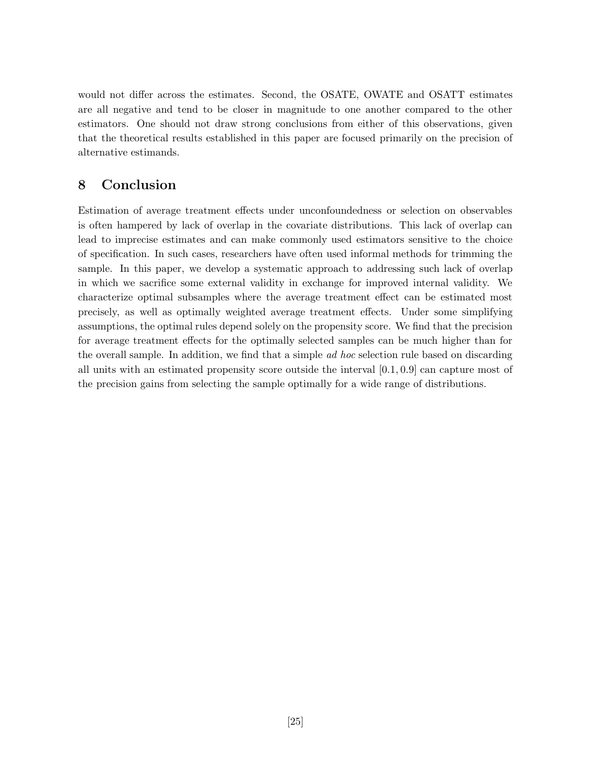would not differ across the estimates. Second, the OSATE, OWATE and OSATT estimates are all negative and tend to be closer in magnitude to one another compared to the other estimators. One should not draw strong conclusions from either of this observations, given that the theoretical results established in this paper are focused primarily on the precision of alternative estimands.

## 8 Conclusion

Estimation of average treatment effects under unconfoundedness or selection on observables is often hampered by lack of overlap in the covariate distributions. This lack of overlap can lead to imprecise estimates and can make commonly used estimators sensitive to the choice of specification. In such cases, researchers have often used informal methods for trimming the sample. In this paper, we develop a systematic approach to addressing such lack of overlap in which we sacrifice some external validity in exchange for improved internal validity. We characterize optimal subsamples where the average treatment effect can be estimated most precisely, as well as optimally weighted average treatment effects. Under some simplifying assumptions, the optimal rules depend solely on the propensity score. We find that the precision for average treatment effects for the optimally selected samples can be much higher than for the overall sample. In addition, we find that a simple *ad hoc* selection rule based on discarding all units with an estimated propensity score outside the interval $[0.1, 0.9]$ can capture most of the precision gains from selecting the sample optimally for a wide range of distributions.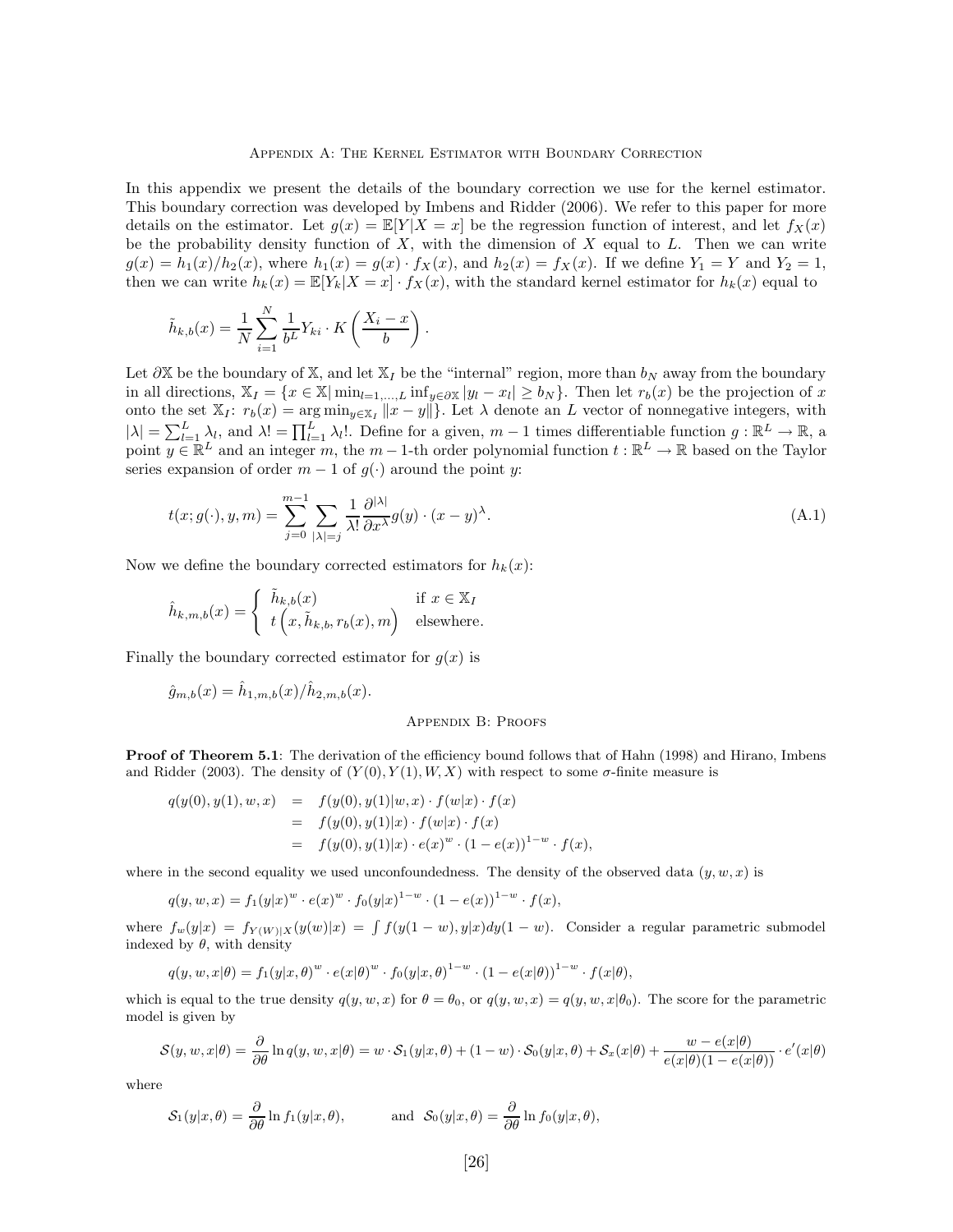## Appendix A: The Kernel Estimator with Boundary Correction

In this appendix we present the details of the boundary correction we use for the kernel estimator. This boundary correction was developed by Imbens and Ridder (2006). We refer to this paper for more details on the estimator. Let $g(x) = \mathbb{E}[Y|X = x]$ be the regression function of interest, and let $f_X(x)$ be the probability density function of $X$, with the dimension of $X$ equal to $L$. Then we can write $g(x) = h_1(x)/h_2(x)$, where $h_1(x) = g(x) \cdot f_X(x)$, and $h_2(x) = f_X(x)$. If we define $Y_1 = Y$ and $Y_2 = 1$, then we can write $h_k(x) = \mathbb{E}[Y_k|X = x] \cdot f_X(x)$, with the standard kernel estimator for $h_k(x)$ equal to

$$\tilde{h}_{k,b}(x) = \frac{1}{N}\sum_{i=1}^{N} \frac{1}{b^L} Y_{ki} \cdot K\left(\frac{X_i - x}{b}\right).$$

Let $\partial\mathbb{X}$ be the boundary of $\mathbb{X}$, and let $\mathbb{X}_I$ be the "internal" region, more than $b_N$ away from the boundary in all directions, $\mathbb{X}_I = \{x \in \mathbb{X} | \min_{l=1,\ldots,L} \inf_{y\in\partial\mathbb{X}} |y_l - x_l| \geq b_N\}$. Then let $r_b(x)$ be the projection of $x$ onto the set $\mathbb{X}_I$: $r_b(x) = \arg\min_{y\in\mathbb{X}_I} \|x - y\|\}$. Let $\lambda$ denote an $L$ vector of nonnegative integers, with $|\lambda| = \sum_{l=1}^{L} \lambda_l$, and $\lambda! = \prod_{l=1}^{L} \lambda_l!$. Define for a given, $m-1$ times differentiable function $g : \mathbb{R}^L \to \mathbb{R}$, a point $y \in \mathbb{R}^L$ and an integer $m$, the $m-1$-th order polynomial function $t : \mathbb{R}^L \to \mathbb{R}$ based on the Taylor series expansion of order $m-1$ of $g(\cdot)$ around the point $y$:

$$t(x; g(\cdot), y, m) = \sum_{j=0}^{m-1} \sum_{|\lambda|=j} \frac{1}{\lambda!} \frac{\partial^{|\lambda|}}{\partial x^{\lambda}} g(y) \cdot (x - y)^{\lambda}. \tag{A.1}$$

Now we define the boundary corrected estimators for $h_k(x)$:

$$\hat{h}_{k,m,b}(x) = \begin{cases} \tilde{h}_{k,b}(x) & \text{if } x \in \mathbb{X}_I \\ t\left(x, \tilde{h}_{k,b}, r_b(x), m\right) & \text{elsewhere.} \end{cases}$$

Finally the boundary corrected estimator for $g(x)$ is

$$\hat{g}_{m,b}(x) = \hat{h}_{1,m,b}(x)/\hat{h}_{2,m,b}(x).$$

## Appendix B: Proofs

**Proof of Theorem 5.1**: The derivation of the efficiency bound follows that of Hahn (1998) and Hirano, Imbens and Ridder (2003). The density of $(Y(0), Y(1), W, X)$ with respect to some $\sigma$-finite measure is

$$\begin{aligned} q(y(0), y(1), w, x) &= f(y(0), y(1)|w, x) \cdot f(w|x) \cdot f(x) \\ &= f(y(0), y(1)|x) \cdot f(w|x) \cdot f(x) \\ &= f(y(0), y(1)|x) \cdot e(x)^w \cdot (1 - e(x))^{1-w} \cdot f(x), \end{aligned}$$

where in the second equality we used unconfoundedness. The density of the observed data $(y, w, x)$ is

$$q(y, w, x) = f_1(y|x)^w \cdot e(x)^w \cdot f_0(y|x)^{1-w} \cdot (1 - e(x))^{1-w} \cdot f(x),$$

where $f_w(y|x) = f_{Y(W)|X}(y(w)|x) = \int f(y(1-w), y|x) dy(1-w)$. Consider a regular parametric submodel indexed by $\theta$, with density

$$q(y, w, x|\theta) = f_1(y|x, \theta)^w \cdot e(x|\theta)^w \cdot f_0(y|x, \theta)^{1-w} \cdot (1 - e(x|\theta))^{1-w} \cdot f(x|\theta),$$

which is equal to the true density $q(y, w, x)$ for $\theta = \theta_0$, or $q(y, w, x) = q(y, w, x|\theta_0)$. The score for the parametric model is given by

$$\mathcal{S}(y, w, x|\theta) = \frac{\partial}{\partial\theta} \ln q(y, w, x|\theta) = w \cdot \mathcal{S}_1(y|x, \theta) + (1 - w) \cdot \mathcal{S}_0(y|x, \theta) + \mathcal{S}_x(x|\theta) + \frac{w - e(x|\theta)}{e(x|\theta)(1 - e(x|\theta))} \cdot e'(x|\theta)$$

where

$$\mathcal{S}_1(y|x, \theta) = \frac{\partial}{\partial\theta} \ln f_1(y|x, \theta), \qquad \text{and } \mathcal{S}_0(y|x, \theta) = \frac{\partial}{\partial\theta} \ln f_0(y|x, \theta),$$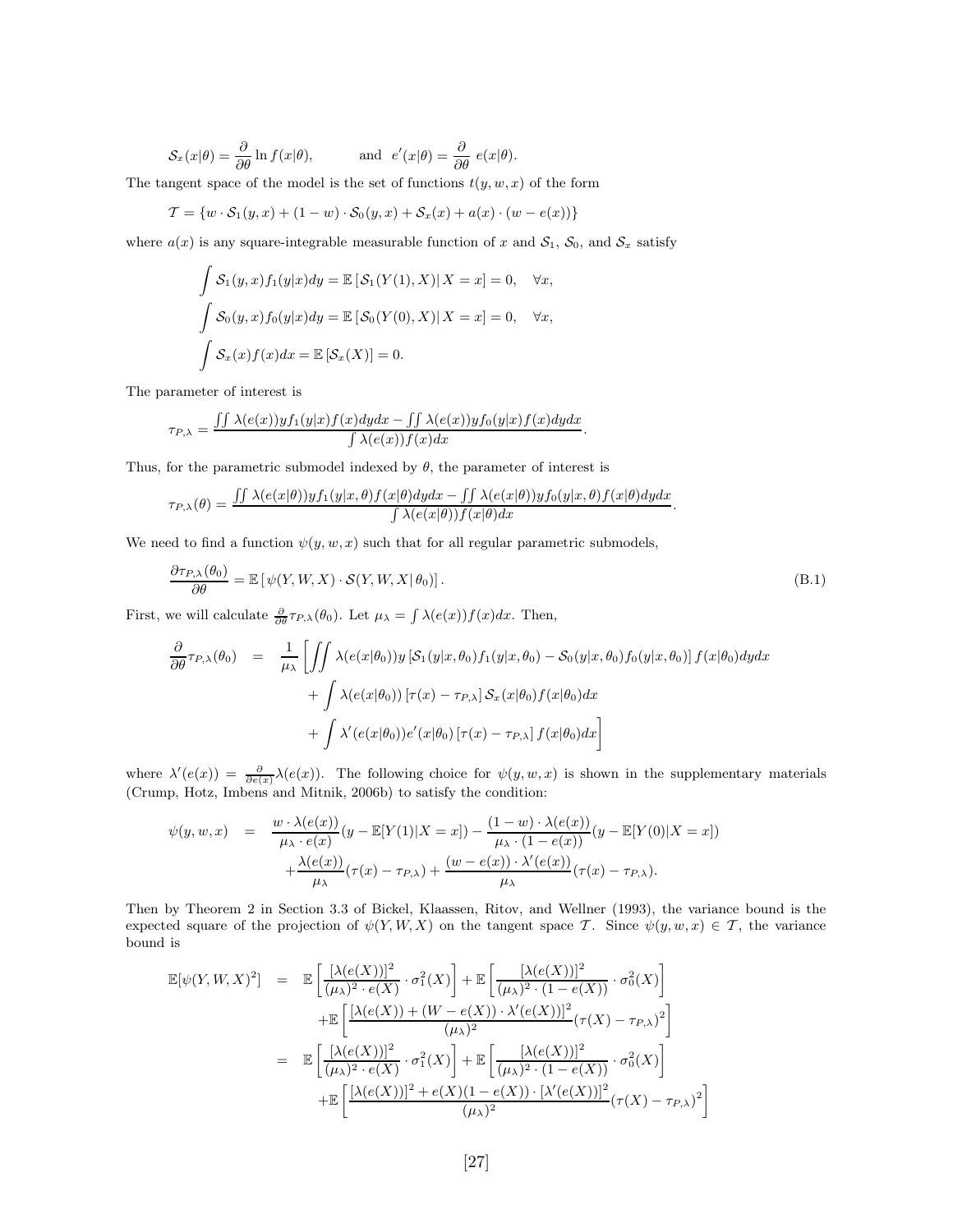$$\mathcal{S}_x(x|\theta) = \frac{\partial}{\partial \theta} \ln f(x|\theta), \qquad \text{and} \;\; e'(x|\theta) = \frac{\partial}{\partial \theta}\; e(x|\theta).$$

The tangent space of the model is the set of functions $t(y, w, x)$ of the form

$$\mathcal{T} = \{w \cdot \mathcal{S}_1(y, x) + (1 - w) \cdot \mathcal{S}_0(y, x) + \mathcal{S}_x(x) + a(x) \cdot (w - e(x))\}$$

where $a(x)$ is any square-integrable measurable function of $x$ and $\mathcal{S}_1$, $\mathcal{S}_0$, and $\mathcal{S}_x$ satisfy

$$\int \mathcal{S}_1(y, x) f_1(y|x) dy = \mathbb{E}\left[\mathcal{S}_1(Y(1), X)|\, X = x\right] = 0, \quad \forall x,$$

$$\int \mathcal{S}_0(y, x) f_0(y|x) dy = \mathbb{E}\left[\mathcal{S}_0(Y(0), X)|\, X = x\right] = 0, \quad \forall x,$$

$$\int \mathcal{S}_x(x) f(x) dx = \mathbb{E}\left[\mathcal{S}_x(X)\right] = 0.$$

The parameter of interest is

$$\tau_{P,\lambda} = \frac{\iint \lambda(e(x)) y f_1(y|x) f(x) dy dx - \iint \lambda(e(x)) y f_0(y|x) f(x) dy dx}{\int \lambda(e(x)) f(x) dx}.$$

Thus, for the parametric submodel indexed by $\theta$, the parameter of interest is

$$\tau_{P,\lambda}(\theta) = \frac{\iint \lambda(e(x|\theta)) y f_1(y|x, \theta) f(x|\theta) dy dx - \iint \lambda(e(x|\theta)) y f_0(y|x, \theta) f(x|\theta) dy dx}{\int \lambda(e(x|\theta)) f(x|\theta) dx}.$$

We need to find a function $\psi(y, w, x)$ such that for all regular parametric submodels,

$$\frac{\partial \tau_{P,\lambda}(\theta_0)}{\partial \theta} = \mathbb{E}\left[\,\psi(Y, W, X) \cdot \mathcal{S}(Y, W, X|\, \theta_0)\right]. \tag{B.1}$$

First, we will calculate $\frac{\partial}{\partial \theta} \tau_{P,\lambda}(\theta_0)$. Let $\mu_\lambda = \int \lambda(e(x)) f(x) dx$. Then,

$$\begin{aligned}
\frac{\partial}{\partial \theta} \tau_{P,\lambda}(\theta_0) \;\; = \;\; & \frac{1}{\mu_\lambda} \Bigg[ \iint \lambda(e(x|\theta_0)) y \left[\mathcal{S}_1(y|x, \theta_0) f_1(y|x, \theta_0) - \mathcal{S}_0(y|x, \theta_0) f_0(y|x, \theta_0)\right] f(x|\theta_0) dy dx \\
& + \int \lambda(e(x|\theta_0)) \left[\tau(x) - \tau_{P,\lambda}\right] \mathcal{S}_x(x|\theta_0) f(x|\theta_0) dx \\
& + \int \lambda'(e(x|\theta_0)) e'(x|\theta_0) \left[\tau(x) - \tau_{P,\lambda}\right] f(x|\theta_0) dx \Bigg]
\end{aligned}$$

where $\lambda'(e(x)) = \frac{\partial}{\partial e(x)} \lambda(e(x))$. The following choice for $\psi(y, w, x)$ is shown in the supplementary materials (Crump, Hotz, Imbens and Mitnik, 2006b) to satisfy the condition:

$$\begin{aligned}
\psi(y, w, x) \;\; = \;\; & \frac{w \cdot \lambda(e(x))}{\mu_\lambda \cdot e(x)} (y - \mathbb{E}[Y(1)|X = x]) - \frac{(1 - w) \cdot \lambda(e(x))}{\mu_\lambda \cdot (1 - e(x))} (y - \mathbb{E}[Y(0)|X = x]) \\
& + \frac{\lambda(e(x))}{\mu_\lambda} (\tau(x) - \tau_{P,\lambda}) + \frac{(w - e(x)) \cdot \lambda'(e(x))}{\mu_\lambda} (\tau(x) - \tau_{P,\lambda}).
\end{aligned}$$

Then by Theorem 2 in Section 3.3 of Bickel, Klaassen, Ritov, and Wellner (1993), the variance bound is the expected square of the projection of $\psi(Y, W, X)$ on the tangent space $\mathcal{T}$. Since $\psi(y, w, x) \in \mathcal{T}$, the variance bound is

$$\begin{aligned}
\mathbb{E}[\psi(Y, W, X)^2] \;\; = \;\; & \mathbb{E}\left[\frac{[\lambda(e(X))]^2}{(\mu_\lambda)^2 \cdot e(X)} \cdot \sigma_1^2(X)\right] + \mathbb{E}\left[\frac{[\lambda(e(X))]^2}{(\mu_\lambda)^2 \cdot (1 - e(X))} \cdot \sigma_0^2(X)\right] \\
& + \mathbb{E}\left[\frac{[\lambda(e(X)) + (W - e(X)) \cdot \lambda'(e(X))]^2}{(\mu_\lambda)^2} (\tau(X) - \tau_{P,\lambda})^2\right] \\
= \;\; & \mathbb{E}\left[\frac{[\lambda(e(X))]^2}{(\mu_\lambda)^2 \cdot e(X)} \cdot \sigma_1^2(X)\right] + \mathbb{E}\left[\frac{[\lambda(e(X))]^2}{(\mu_\lambda)^2 \cdot (1 - e(X))} \cdot \sigma_0^2(X)\right] \\
& + \mathbb{E}\left[\frac{[\lambda(e(X))]^2 + e(X)(1 - e(X)) \cdot [\lambda'(e(X))]^2}{(\mu_\lambda)^2} (\tau(X) - \tau_{P,\lambda})^2\right]
\end{aligned}$$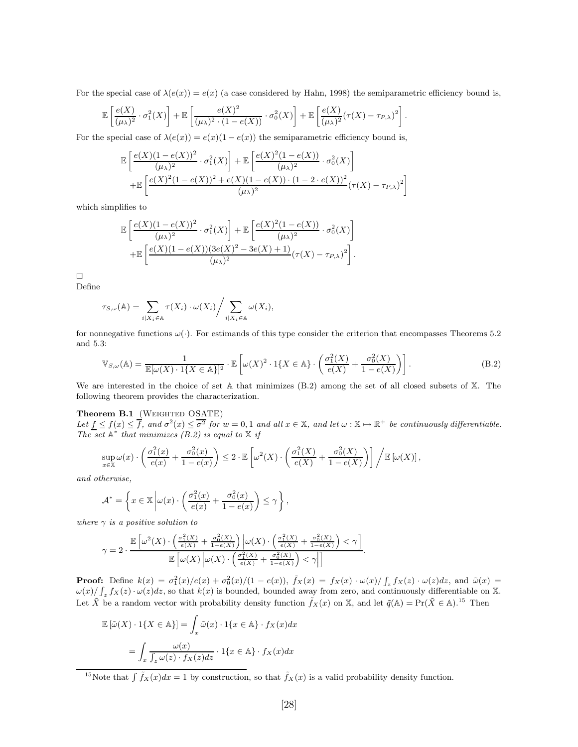For the special case of $\lambda(e(x)) = e(x)$ (a case considered by Hahn, 1998) the semiparametric efficiency bound is,

$$\mathbb{E}\left[\frac{e(X)}{(\mu_\lambda)^2}\cdot\sigma_1^2(X)\right] + \mathbb{E}\left[\frac{e(X)^2}{(\mu_\lambda)^2\cdot(1-e(X))}\cdot\sigma_0^2(X)\right] + \mathbb{E}\left[\frac{e(X)}{(\mu_\lambda)^2}(\tau(X)-\tau_{P,\lambda})^2\right].$$

For the special case of $\lambda(e(x)) = e(x)(1-e(x))$ the semiparametric efficiency bound is,

$$\mathbb{E}\left[\frac{e(X)(1-e(X))^2}{(\mu_\lambda)^2}\cdot\sigma_1^2(X)\right] + \mathbb{E}\left[\frac{e(X)^2(1-e(X))}{(\mu_\lambda)^2}\cdot\sigma_0^2(X)\right]$$
$$+\mathbb{E}\left[\frac{e(X)^2(1-e(X))^2 + e(X)(1-e(X))\cdot(1-2\cdot e(X))^2}{(\mu_\lambda)^2}(\tau(X)-\tau_{P,\lambda})^2\right]$$

which simplifies to

$$\mathbb{E}\left[\frac{e(X)(1-e(X))^2}{(\mu_\lambda)^2}\cdot\sigma_1^2(X)\right] + \mathbb{E}\left[\frac{e(X)^2(1-e(X))}{(\mu_\lambda)^2}\cdot\sigma_0^2(X)\right]$$
$$+\mathbb{E}\left[\frac{e(X)(1-e(X))(3e(X)^2-3e(X)+1)}{(\mu_\lambda)^2}(\tau(X)-\tau_{P,\lambda})^2\right].$$

□

Define

$$\tau_{S,\omega}(\mathbb{A}) = \sum_{i|X_i\in\mathbb{A}}\tau(X_i)\cdot\omega(X_i)\Big/\sum_{i|X_i\in\mathbb{A}}\omega(X_i),$$

for nonnegative functions $\omega(\cdot)$. For estimands of this type consider the criterion that encompasses Theorems 5.2 and 5.3:

$$\mathbb{V}_{S,\omega}(\mathbb{A}) = \frac{1}{\mathbb{E}[\omega(X)\cdot 1\{X\in\mathbb{A}\}]^2}\cdot\mathbb{E}\left[\omega(X)^2\cdot 1\{X\in\mathbb{A}\}\cdot\left(\frac{\sigma_1^2(X)}{e(X)}+\frac{\sigma_0^2(X)}{1-e(X)}\right)\right]. \tag{B.2}$$

We are interested in the choice of set $\mathbb{A}$ that minimizes (B.2) among the set of all closed subsets of $\mathbb{X}$. The following theorem provides the characterization.

**Theorem B.1** (Weighted OSATE)
*Let $\underline{f}\le f(x)\le\overline{f}$, and $\sigma^2(x)\le\overline{\sigma^2}$ for $w=0,1$ and all $x\in\mathbb{X}$, and let $\omega:\mathbb{X}\mapsto\mathbb{R}^+$ be continuously differentiable. The set $\mathbb{A}^*$ that minimizes (B.2) is equal to $\mathbb{X}$ if*

$$\sup_{x\in\mathbb{X}}\omega(x)\cdot\left(\frac{\sigma_1^2(x)}{e(x)}+\frac{\sigma_0^2(x)}{1-e(x)}\right)\le 2\cdot\mathbb{E}\left[\omega^2(X)\cdot\left(\frac{\sigma_1^2(X)}{e(X)}+\frac{\sigma_0^2(X)}{1-e(X)}\right)\right]\Big/\mathbb{E}\left[\omega(X)\right],$$

*and otherwise,*

$$\mathcal{A}^* = \left\{x\in\mathbb{X}\,\middle|\,\omega(x)\cdot\left(\frac{\sigma_1^2(x)}{e(x)}+\frac{\sigma_0^2(x)}{1-e(x)}\right)\le\gamma\right\},$$

*where $\gamma$ is a positive solution to*

$$\gamma = 2\cdot\frac{\mathbb{E}\left[\omega^2(X)\cdot\left(\frac{\sigma_1^2(X)}{e(X)}+\frac{\sigma_0^2(X)}{1-e(X)}\right)\middle|\,\omega(X)\cdot\left(\frac{\sigma_1^2(X)}{e(X)}+\frac{\sigma_0^2(X)}{1-e(X)}\right)<\gamma\right]}{\mathbb{E}\left[\omega(X)\middle|\,\omega(X)\cdot\left(\frac{\sigma_1^2(X)}{e(X)}+\frac{\sigma_0^2(X)}{1-e(X)}\right)<\gamma\right]}.$$

**Proof:** Define $k(x)=\sigma_1^2(x)/e(x)+\sigma_0^2(x)/(1-e(x))$, $\tilde{f}_X(x)=f_X(x)\cdot\omega(x)/\int_z f_X(z)\cdot\omega(z)dz$, and $\tilde{\omega}(x)=\omega(x)/\int_z f_X(z)\cdot\omega(z)dz$, so that $k(x)$ is bounded, bounded away from zero, and continuously differentiable on $\mathbb{X}$. Let $\tilde{X}$ be a random vector with probability density function $\tilde{f}_X(x)$ on $\mathbb{X}$, and let $\tilde{q}(\mathbb{A})=\Pr(\tilde{X}\in\mathbb{A})$.[15] Then

$$\mathbb{E}\left[\tilde{\omega}(X)\cdot 1\{X\in\mathbb{A}\}\right] = \int_x\tilde{\omega}(x)\cdot 1\{x\in\mathbb{A}\}\cdot f_X(x)dx$$
$$= \int_x\frac{\omega(x)}{\int_z\omega(z)\cdot f_X(z)dz}\cdot 1\{x\in\mathbb{A}\}\cdot f_X(x)dx$$

[15] Note that $\int\tilde{f}_X(x)dx=1$ by construction, so that $\tilde{f}_X(x)$ is a valid probability density function.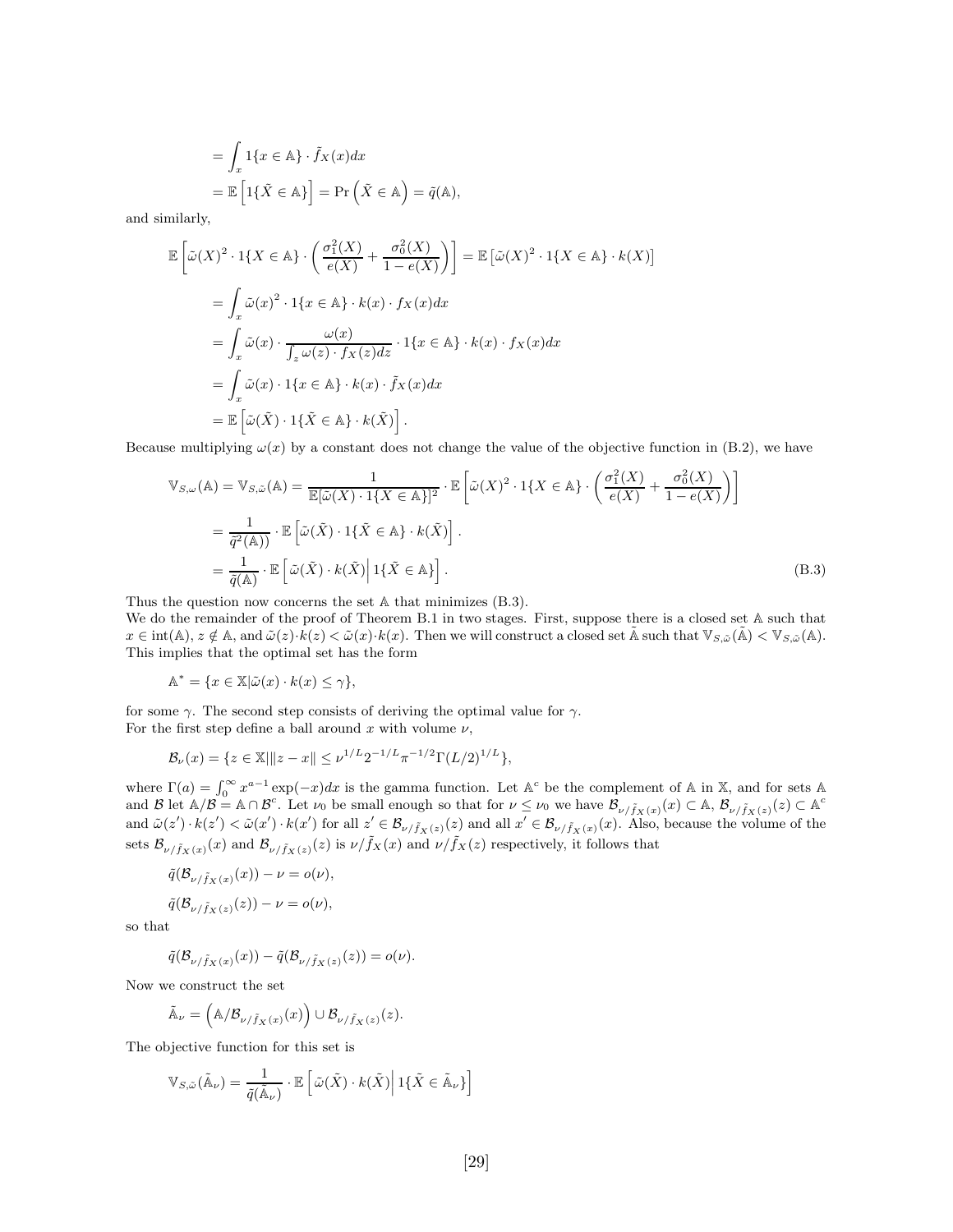$$
\begin{aligned}
&= \int_x 1\{x \in \mathbb{A}\} \cdot \tilde{f}_X(x)dx \\
&= \mathbb{E}\left[1\{\tilde{X} \in \mathbb{A}\}\right] = \Pr\left(\tilde{X} \in \mathbb{A}\right) = \tilde{q}(\mathbb{A}),
\end{aligned}
$$

and similarly,

$$
\begin{aligned}
\mathbb{E}\left[\tilde{\omega}(X)^2 \cdot 1\{X \in \mathbb{A}\} \cdot \left(\frac{\sigma_1^2(X)}{e(X)} + \frac{\sigma_0^2(X)}{1-e(X)}\right)\right] &= \mathbb{E}\left[\tilde{\omega}(X)^2 \cdot 1\{X \in \mathbb{A}\} \cdot k(X)\right] \\
&= \int_x \tilde{\omega}(x)^2 \cdot 1\{x \in \mathbb{A}\} \cdot k(x) \cdot f_X(x)dx \\
&= \int_x \tilde{\omega}(x) \cdot \frac{\omega(x)}{\int_z \omega(z) \cdot f_X(z)dz} \cdot 1\{x \in \mathbb{A}\} \cdot k(x) \cdot f_X(x)dx \\
&= \int_x \tilde{\omega}(x) \cdot 1\{x \in \mathbb{A}\} \cdot k(x) \cdot \tilde{f}_X(x)dx \\
&= \mathbb{E}\left[\tilde{\omega}(\tilde{X}) \cdot 1\{\tilde{X} \in \mathbb{A}\} \cdot k(\tilde{X})\right].
\end{aligned}
$$

Because multiplying $\omega(x)$ by a constant does not change the value of the objective function in (B.2), we have

$$
\begin{aligned}
\mathbb{V}_{S,\omega}(\mathbb{A}) = \mathbb{V}_{S,\tilde{\omega}}(\mathbb{A}) &= \frac{1}{\mathbb{E}[\tilde{\omega}(X) \cdot 1\{X \in \mathbb{A}\}]^2} \cdot \mathbb{E}\left[\tilde{\omega}(X)^2 \cdot 1\{X \in \mathbb{A}\} \cdot \left(\frac{\sigma_1^2(X)}{e(X)} + \frac{\sigma_0^2(X)}{1-e(X)}\right)\right] \\
&= \frac{1}{\tilde{q}^2(\mathbb{A}))} \cdot \mathbb{E}\left[\tilde{\omega}(\tilde{X}) \cdot 1\{\tilde{X} \in \mathbb{A}\} \cdot k(\tilde{X})\right]. \\
&= \frac{1}{\tilde{q}(\mathbb{A})} \cdot \mathbb{E}\left[\tilde{\omega}(\tilde{X}) \cdot k(\tilde{X}) \middle| 1\{\tilde{X} \in \mathbb{A}\}\right]. \qquad \text{(B.3)}
\end{aligned}
$$

Thus the question now concerns the set $\mathbb{A}$ that minimizes (B.3).

We do the remainder of the proof of Theorem B.1 in two stages. First, suppose there is a closed set $\mathbb{A}$ such that $x \in \text{int}(\mathbb{A})$, $z \notin \mathbb{A}$, and $\tilde{\omega}(z) \cdot k(z) < \tilde{\omega}(x) \cdot k(x)$. Then we will construct a closed set $\tilde{\mathbb{A}}$ such that $\mathbb{V}_{S,\tilde{\omega}}(\tilde{\mathbb{A}}) < \mathbb{V}_{S,\tilde{\omega}}(\mathbb{A})$. This implies that the optimal set has the form

$$
\mathbb{A}^* = \{x \in \mathbb{X} | \tilde{\omega}(x) \cdot k(x) \le \gamma\},
$$

for some $\gamma$. The second step consists of deriving the optimal value for $\gamma$.

For the first step define a ball around $x$ with volume $\nu$,

$$
\mathcal{B}_\nu(x) = \{z \in \mathbb{X} | \|z - x\| \le \nu^{1/L} 2^{-1/L} \pi^{-1/2} \Gamma(L/2)^{1/L}\},
$$

where $\Gamma(a) = \int_0^\infty x^{a-1} \exp(-x)dx$ is the gamma function. Let $\mathbb{A}^c$ be the complement of $\mathbb{A}$ in $\mathbb{X}$, and for sets $\mathbb{A}$ and $\mathcal{B}$ let $\mathbb{A}/\mathcal{B} = \mathbb{A} \cap \mathcal{B}^c$. Let $\nu_0$ be small enough so that for $\nu \le \nu_0$ we have $\mathcal{B}_{\nu/\tilde{f}_X(x)}(x) \subset \mathbb{A}$, $\mathcal{B}_{\nu/\tilde{f}_X(z)}(z) \subset \mathbb{A}^c$ and $\tilde{\omega}(z') \cdot k(z') < \tilde{\omega}(x') \cdot k(x')$ for all $z' \in \mathcal{B}_{\nu/\tilde{f}_X(z)}(z)$ and all $x' \in \mathcal{B}_{\nu/\tilde{f}_X(x)}(x)$. Also, because the volume of the sets $\mathcal{B}_{\nu/\tilde{f}_X(x)}(x)$ and $\mathcal{B}_{\nu/\tilde{f}_X(z)}(z)$ is $\nu/\tilde{f}_X(x)$ and $\nu/\tilde{f}_X(z)$ respectively, it follows that

$$
\tilde{q}(\mathcal{B}_{\nu/\tilde{f}_X(x)}(x)) - \nu = o(\nu),
$$

$$
\tilde{q}(\mathcal{B}_{\nu/\tilde{f}_X(z)}(z)) - \nu = o(\nu),
$$

so that

$$
\tilde{q}(\mathcal{B}_{\nu/\tilde{f}_X(x)}(x)) - \tilde{q}(\mathcal{B}_{\nu/\tilde{f}_X(z)}(z)) = o(\nu).
$$

Now we construct the set

$$
\tilde{\mathbb{A}}_\nu = \left(\mathbb{A}/\mathcal{B}_{\nu/\tilde{f}_X(x)}(x)\right) \cup \mathcal{B}_{\nu/\tilde{f}_X(z)}(z).
$$

The objective function for this set is

$$
\mathbb{V}_{S,\tilde{\omega}}(\tilde{\mathbb{A}}_\nu) = \frac{1}{\tilde{q}(\tilde{\mathbb{A}}_\nu)} \cdot \mathbb{E}\left[\tilde{\omega}(\tilde{X}) \cdot k(\tilde{X}) \middle| 1\{\tilde{X} \in \tilde{\mathbb{A}}_\nu\}\right]
$$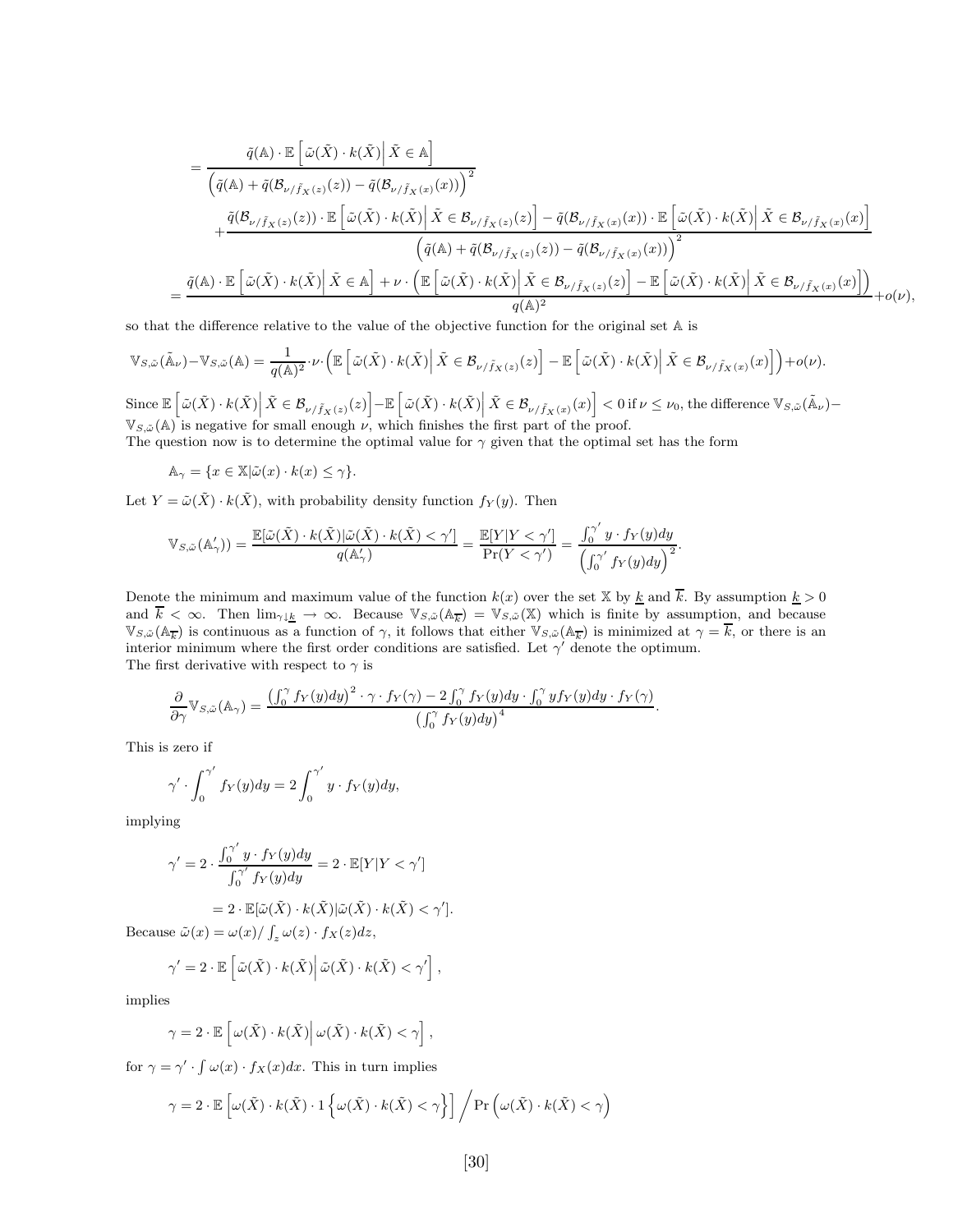$$
= \frac{\tilde{q}(\mathbb{A}) \cdot \mathbb{E}\left[\tilde{\omega}(\tilde{X}) \cdot k(\tilde{X}) \middle| \tilde{X} \in \mathbb{A}\right]}{\left(\tilde{q}(\mathbb{A}) + \tilde{q}(\mathcal{B}_{\nu/\tilde{f}_X(z)}(z)) - \tilde{q}(\mathcal{B}_{\nu/\tilde{f}_X(x)}(x))\right)^2}
$$

$$
+ \frac{\tilde{q}(\mathcal{B}_{\nu/\tilde{f}_X(z)}(z)) \cdot \mathbb{E}\left[\tilde{\omega}(\tilde{X}) \cdot k(\tilde{X}) \middle| \tilde{X} \in \mathcal{B}_{\nu/\tilde{f}_X(z)}(z)\right] - \tilde{q}(\mathcal{B}_{\nu/\tilde{f}_X(x)}(x)) \cdot \mathbb{E}\left[\tilde{\omega}(\tilde{X}) \cdot k(\tilde{X}) \middle| \tilde{X} \in \mathcal{B}_{\nu/\tilde{f}_X(x)}(x)\right]}{\left(\tilde{q}(\mathbb{A}) + \tilde{q}(\mathcal{B}_{\nu/\tilde{f}_X(z)}(z)) - \tilde{q}(\mathcal{B}_{\nu/\tilde{f}_X(x)}(x))\right)^2}
$$

$$
= \frac{\tilde{q}(\mathbb{A}) \cdot \mathbb{E}\left[\tilde{\omega}(\tilde{X}) \cdot k(\tilde{X}) \middle| \tilde{X} \in \mathbb{A}\right] + \nu \cdot \left(\mathbb{E}\left[\tilde{\omega}(\tilde{X}) \cdot k(\tilde{X}) \middle| \tilde{X} \in \mathcal{B}_{\nu/\tilde{f}_X(z)}(z)\right] - \mathbb{E}\left[\tilde{\omega}(\tilde{X}) \cdot k(\tilde{X}) \middle| \tilde{X} \in \mathcal{B}_{\nu/\tilde{f}_X(x)}(x)\right]\right)}{q(\mathbb{A})^2} + o(\nu),
$$

so that the difference relative to the value of the objective function for the original set $\mathbb{A}$ is

$$
\mathbb{V}_{S,\tilde{\omega}}(\tilde{\mathbb{A}}_\nu) - \mathbb{V}_{S,\tilde{\omega}}(\mathbb{A}) = \frac{1}{q(\mathbb{A})^2} \cdot \nu \cdot \left(\mathbb{E}\left[\tilde{\omega}(\tilde{X}) \cdot k(\tilde{X}) \middle| \tilde{X} \in \mathcal{B}_{\nu/\tilde{f}_X(z)}(z)\right] - \mathbb{E}\left[\tilde{\omega}(\tilde{X}) \cdot k(\tilde{X}) \middle| \tilde{X} \in \mathcal{B}_{\nu/\tilde{f}_X(x)}(x)\right]\right) + o(\nu).
$$

Since $\mathbb{E}\left[\tilde{\omega}(\tilde{X}) \cdot k(\tilde{X}) \middle| \tilde{X} \in \mathcal{B}_{\nu/\tilde{f}_X(z)}(z)\right] - \mathbb{E}\left[\tilde{\omega}(\tilde{X}) \cdot k(\tilde{X}) \middle| \tilde{X} \in \mathcal{B}_{\nu/\tilde{f}_X(x)}(x)\right] < 0$ if $\nu \leq \nu_0$, the difference $\mathbb{V}_{S,\tilde{\omega}}(\tilde{\mathbb{A}}_\nu) - \mathbb{V}_{S,\tilde{\omega}}(\mathbb{A})$ is negative for small enough $\nu$, which finishes the first part of the proof.

The question now is to determine the optimal value for $\gamma$ given that the optimal set has the form

$$
\mathbb{A}_\gamma = \{x \in \mathbb{X} | \tilde{\omega}(x) \cdot k(x) \leq \gamma\}.
$$

Let $Y = \tilde{\omega}(\tilde{X}) \cdot k(\tilde{X})$, with probability density function $f_Y(y)$. Then

$$
\mathbb{V}_{S,\tilde{\omega}}(\mathbb{A}'_\gamma)) = \frac{\mathbb{E}[\tilde{\omega}(\tilde{X}) \cdot k(\tilde{X}) | \tilde{\omega}(\tilde{X}) \cdot k(\tilde{X}) < \gamma']}{q(\mathbb{A}'_\gamma)} = \frac{\mathbb{E}[Y|Y < \gamma']}{\Pr(Y < \gamma')} = \frac{\int_0^{\gamma'} y \cdot f_Y(y) dy}{\left(\int_0^{\gamma'} f_Y(y) dy\right)^2}.
$$

Denote the minimum and maximum value of the function $k(x)$ over the set $\mathbb{X}$ by $\underline{k}$ and $\overline{k}$. By assumption $\underline{k} > 0$ and $\overline{k} < \infty$. Then $\lim_{\gamma \downarrow \underline{k}} \to \infty$. Because $\mathbb{V}_{S,\tilde{\omega}}(\mathbb{A}_{\overline{k}}) = \mathbb{V}_{S,\tilde{\omega}}(\mathbb{X})$ which is finite by assumption, and because $\mathbb{V}_{S,\tilde{\omega}}(\mathbb{A}_{\overline{k}})$ is continuous as a function of $\gamma$, it follows that either $\mathbb{V}_{S,\tilde{\omega}}(\mathbb{A}_{\overline{k}})$ is minimized at $\gamma = \overline{k}$, or there is an interior minimum where the first order conditions are satisfied. Let $\gamma'$ denote the optimum.

The first derivative with respect to $\gamma$ is

$$
\frac{\partial}{\partial \gamma} \mathbb{V}_{S,\tilde{\omega}}(\mathbb{A}_\gamma) = \frac{\left(\int_0^\gamma f_Y(y) dy\right)^2 \cdot \gamma \cdot f_Y(\gamma) - 2 \int_0^\gamma f_Y(y) dy \cdot \int_0^\gamma y f_Y(y) dy \cdot f_Y(\gamma)}{\left(\int_0^\gamma f_Y(y) dy\right)^4}.
$$

This is zero if

$$
\gamma' \cdot \int_0^{\gamma'} f_Y(y) dy = 2 \int_0^{\gamma'} y \cdot f_Y(y) dy,
$$

implying

$$
\gamma' = 2 \cdot \frac{\int_0^{\gamma'} y \cdot f_Y(y) dy}{\int_0^{\gamma'} f_Y(y) dy} = 2 \cdot \mathbb{E}[Y|Y < \gamma']
$$

$$
= 2 \cdot \mathbb{E}[\tilde{\omega}(\tilde{X}) \cdot k(\tilde{X}) | \tilde{\omega}(\tilde{X}) \cdot k(\tilde{X}) < \gamma'].
$$

Because $\tilde{\omega}(x) = \omega(x) / \int_z \omega(z) \cdot f_X(z) dz$,

$$
\gamma' = 2 \cdot \mathbb{E}\left[\tilde{\omega}(\tilde{X}) \cdot k(\tilde{X}) \middle| \tilde{\omega}(\tilde{X}) \cdot k(\tilde{X}) < \gamma'\right],
$$

implies

$$
\gamma = 2 \cdot \mathbb{E}\left[\omega(\tilde{X}) \cdot k(\tilde{X}) \middle| \omega(\tilde{X}) \cdot k(\tilde{X}) < \gamma\right],
$$

for $\gamma = \gamma' \cdot \int \omega(x) \cdot f_X(x) dx$. This in turn implies

$$
\gamma = 2 \cdot \mathbb{E}\left[\omega(\tilde{X}) \cdot k(\tilde{X}) \cdot 1\left\{\omega(\tilde{X}) \cdot k(\tilde{X}) < \gamma\right\}\right] \Big/ \Pr\left(\omega(\tilde{X}) \cdot k(\tilde{X}) < \gamma\right)
$$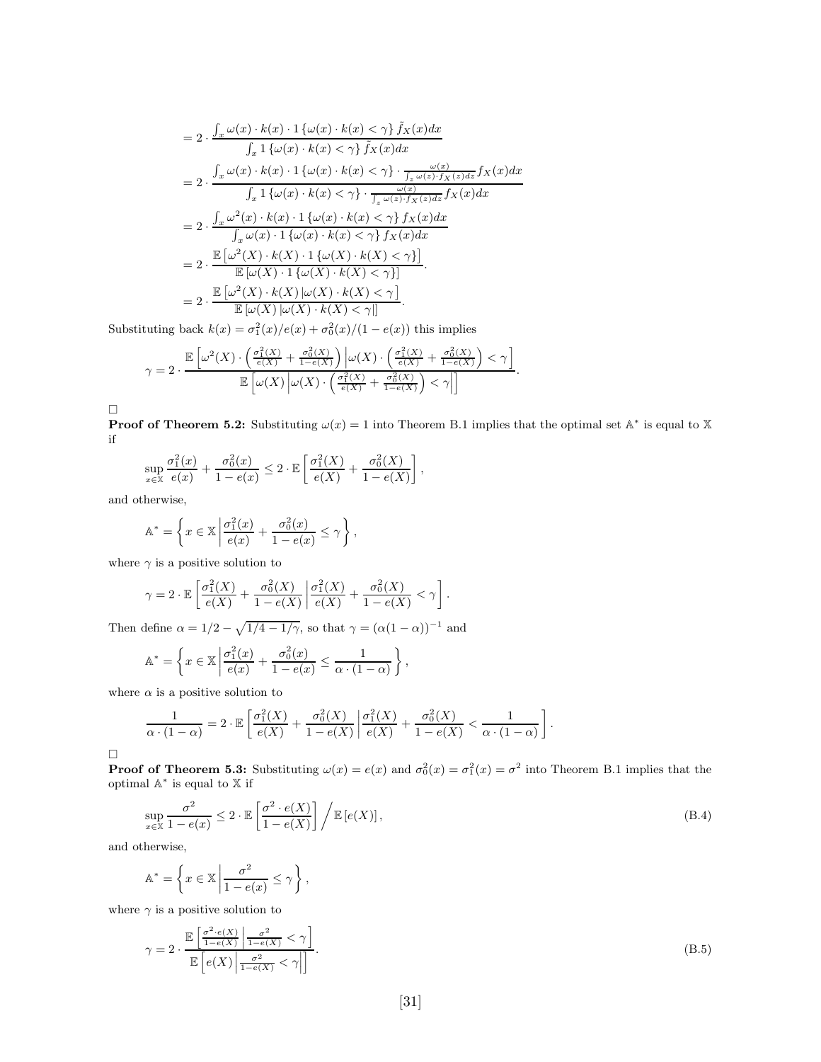$$
\begin{aligned}
&= 2 \cdot \frac{\int_x \omega(x) \cdot k(x) \cdot 1\{\omega(x) \cdot k(x) < \gamma\} \tilde{f}_X(x) dx}{\int_x 1\{\omega(x) \cdot k(x) < \gamma\} \tilde{f}_X(x) dx} \\
&= 2 \cdot \frac{\int_x \omega(x) \cdot k(x) \cdot 1\{\omega(x) \cdot k(x) < \gamma\} \cdot \frac{\omega(x)}{\int_z \omega(z) \cdot f_X(z) dz} f_X(x) dx}{\int_x 1\{\omega(x) \cdot k(x) < \gamma\} \cdot \frac{\omega(x)}{\int_z \omega(z) \cdot f_X(z) dz} f_X(x) dx} \\
&= 2 \cdot \frac{\int_x \omega^2(x) \cdot k(x) \cdot 1\{\omega(x) \cdot k(x) < \gamma\} f_X(x) dx}{\int_x \omega(x) \cdot 1\{\omega(x) \cdot k(x) < \gamma\} f_X(x) dx} \\
&= 2 \cdot \frac{\mathbb{E}\left[\omega^2(X) \cdot k(X) \cdot 1\{\omega(X) \cdot k(X) < \gamma\}\right]}{\mathbb{E}\left[\omega(X) \cdot 1\{\omega(X) \cdot k(X) < \gamma\}\right]}. \\
&= 2 \cdot \frac{\mathbb{E}\left[\omega^2(X) \cdot k(X) \,|\omega(X) \cdot k(X) < \gamma\right]}{\mathbb{E}\left[\omega(X) \,|\omega(X) \cdot k(X) < \gamma|\right]}.
\end{aligned}
$$

Substituting back $k(x) = \sigma_1^2(x)/e(x) + \sigma_0^2(x)/(1-e(x))$ this implies

$$
\gamma = 2 \cdot \frac{\mathbb{E}\left[\omega^2(X) \cdot \left(\frac{\sigma_1^2(X)}{e(X)} + \frac{\sigma_0^2(X)}{1-e(X)}\right) \Big| \omega(X) \cdot \left(\frac{\sigma_1^2(X)}{e(X)} + \frac{\sigma_0^2(X)}{1-e(X)}\right) < \gamma\right]}{\mathbb{E}\left[\omega(X) \Big| \omega(X) \cdot \left(\frac{\sigma_1^2(X)}{e(X)} + \frac{\sigma_0^2(X)}{1-e(X)}\right) < \gamma\Big|\right]}.
$$

□

**Proof of Theorem 5.2:** Substituting $\omega(x) = 1$ into Theorem B.1 implies that the optimal set $\mathbb{A}^*$ is equal to $\mathbb{X}$ if

$$
\sup_{x \in \mathbb{X}} \frac{\sigma_1^2(x)}{e(x)} + \frac{\sigma_0^2(x)}{1-e(x)} \leq 2 \cdot \mathbb{E}\left[\frac{\sigma_1^2(X)}{e(X)} + \frac{\sigma_0^2(X)}{1-e(X)}\right],
$$

and otherwise,

$$
\mathbb{A}^* = \left\{ x \in \mathbb{X} \left| \frac{\sigma_1^2(x)}{e(x)} + \frac{\sigma_0^2(x)}{1-e(x)} \leq \gamma \right. \right\},
$$

where $\gamma$ is a positive solution to

$$
\gamma = 2 \cdot \mathbb{E}\left[\frac{\sigma_1^2(X)}{e(X)} + \frac{\sigma_0^2(X)}{1-e(X)} \left| \frac{\sigma_1^2(X)}{e(X)} + \frac{\sigma_0^2(X)}{1-e(X)} < \gamma \right. \right].
$$

Then define $\alpha = 1/2 - \sqrt{1/4 - 1/\gamma}$, so that $\gamma = (\alpha(1-\alpha))^{-1}$ and

$$
\mathbb{A}^* = \left\{ x \in \mathbb{X} \left| \frac{\sigma_1^2(x)}{e(x)} + \frac{\sigma_0^2(x)}{1-e(x)} \leq \frac{1}{\alpha \cdot (1-\alpha)} \right. \right\},
$$

where $\alpha$ is a positive solution to

$$
\frac{1}{\alpha \cdot (1-\alpha)} = 2 \cdot \mathbb{E}\left[\frac{\sigma_1^2(X)}{e(X)} + \frac{\sigma_0^2(X)}{1-e(X)} \left| \frac{\sigma_1^2(X)}{e(X)} + \frac{\sigma_0^2(X)}{1-e(X)} < \frac{1}{\alpha \cdot (1-\alpha)} \right. \right].
$$

□

**Proof of Theorem 5.3:** Substituting $\omega(x) = e(x)$ and $\sigma_0^2(x) = \sigma_1^2(x) = \sigma^2$ into Theorem B.1 implies that the optimal $\mathbb{A}^*$ is equal to $\mathbb{X}$ if

$$
\sup_{x \in \mathbb{X}} \frac{\sigma^2}{1-e(x)} \leq 2 \cdot \mathbb{E}\left[\frac{\sigma^2 \cdot e(X)}{1-e(X)}\right] \Big/ \mathbb{E}\left[e(X)\right], \tag{B.4}
$$

and otherwise,

$$
\mathbb{A}^* = \left\{ x \in \mathbb{X} \left| \frac{\sigma^2}{1-e(x)} \leq \gamma \right. \right\},
$$

where $\gamma$ is a positive solution to

$$
\gamma = 2 \cdot \frac{\mathbb{E}\left[\frac{\sigma^2 \cdot e(X)}{1-e(X)} \Big| \frac{\sigma^2}{1-e(X)} < \gamma\right]}{\mathbb{E}\left[e(X) \Big| \frac{\sigma^2}{1-e(X)} < \gamma\Big|\right]}. \tag{B.5}
$$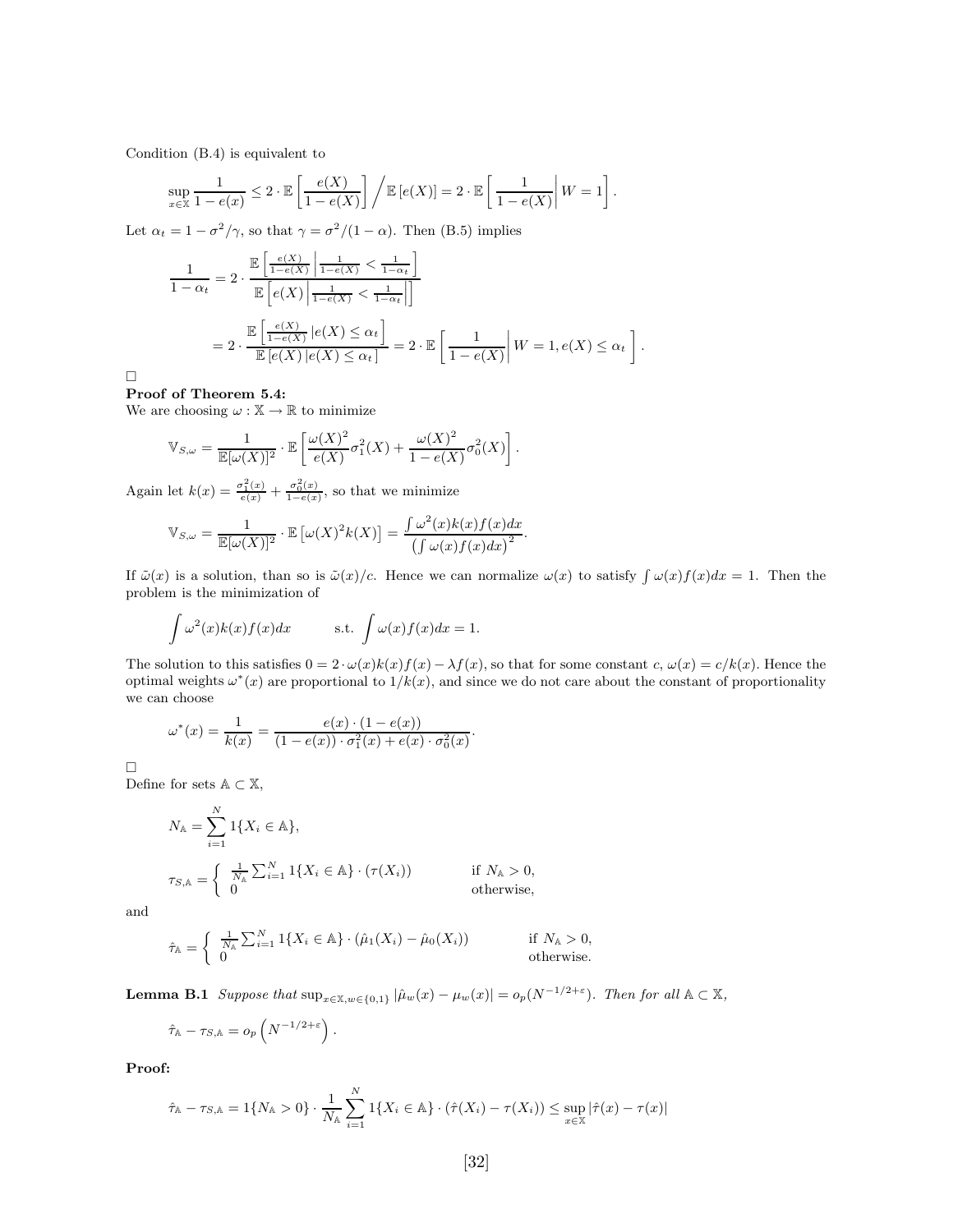Condition (B.4) is equivalent to

$$\sup_{x\in\mathbb{X}} \frac{1}{1-e(x)} \leq 2\cdot\mathbb{E}\left[\frac{e(X)}{1-e(X)}\right] \Big/ \mathbb{E}\left[e(X)\right] = 2\cdot\mathbb{E}\left[\left.\frac{1}{1-e(X)}\right| W=1\right].$$

Let $\alpha_t = 1-\sigma^2/\gamma$, so that $\gamma = \sigma^2/(1-\alpha)$. Then (B.5) implies

$$\frac{1}{1-\alpha_t} = 2\cdot\frac{\mathbb{E}\left[\frac{e(X)}{1-e(X)}\left|\frac{1}{1-e(X)} < \frac{1}{1-\alpha_t}\right.\right]}{\mathbb{E}\left[e(X)\left|\frac{1}{1-e(X)} < \frac{1}{1-\alpha_t}\right|\right]}$$

$$= 2\cdot\frac{\mathbb{E}\left[\frac{e(X)}{1-e(X)}\left|e(X)\leq\alpha_t\right.\right]}{\mathbb{E}\left[e(X)\left|e(X)\leq\alpha_t\right.\right]} = 2\cdot\mathbb{E}\left[\left.\frac{1}{1-e(X)}\right| W=1, e(X)\leq\alpha_t\right].$$

□

**Proof of Theorem 5.4:**
We are choosing $\omega:\mathbb{X}\to\mathbb{R}$ to minimize

$$\mathbb{V}_{S,\omega} = \frac{1}{\mathbb{E}[\omega(X)]^2}\cdot\mathbb{E}\left[\frac{\omega(X)^2}{e(X)}\sigma_1^2(X) + \frac{\omega(X)^2}{1-e(X)}\sigma_0^2(X)\right].$$

Again let $k(x) = \frac{\sigma_1^2(x)}{e(x)} + \frac{\sigma_0^2(x)}{1-e(x)}$, so that we minimize

$$\mathbb{V}_{S,\omega} = \frac{1}{\mathbb{E}[\omega(X)]^2}\cdot\mathbb{E}\left[\omega(X)^2 k(X)\right] = \frac{\int\omega^2(x)k(x)f(x)dx}{\left(\int\omega(x)f(x)dx\right)^2}.$$

If $\tilde{\omega}(x)$ is a solution, than so is $\tilde{\omega}(x)/c$. Hence we can normalize $\omega(x)$ to satisfy $\int\omega(x)f(x)dx = 1$. Then the problem is the minimization of

$$\int\omega^2(x)k(x)f(x)dx \qquad \text{s.t.} \int\omega(x)f(x)dx = 1.$$

The solution to this satisfies $0 = 2\cdot\omega(x)k(x)f(x) - \lambda f(x)$, so that for some constant $c$, $\omega(x) = c/k(x)$. Hence the optimal weights $\omega^*(x)$ are proportional to $1/k(x)$, and since we do not care about the constant of proportionality we can choose

$$\omega^*(x) = \frac{1}{k(x)} = \frac{e(x)\cdot(1-e(x))}{(1-e(x))\cdot\sigma_1^2(x) + e(x)\cdot\sigma_0^2(x)}.$$

□

Define for sets $\mathbb{A}\subset\mathbb{X}$,

$$N_{\mathbb{A}} = \sum_{i=1}^N 1\{X_i\in\mathbb{A}\},$$

$$\tau_{S,\mathbb{A}} = \begin{cases} \frac{1}{N_{\mathbb{A}}}\sum_{i=1}^N 1\{X_i\in\mathbb{A}\}\cdot(\tau(X_i)) & \text{if } N_{\mathbb{A}} > 0, \\ 0 & \text{otherwise,}\end{cases}$$

and

$$\hat{\tau}_{\mathbb{A}} = \begin{cases} \frac{1}{N_{\mathbb{A}}}\sum_{i=1}^N 1\{X_i\in\mathbb{A}\}\cdot(\hat{\mu}_1(X_i) - \hat{\mu}_0(X_i)) & \text{if } N_{\mathbb{A}} > 0, \\ 0 & \text{otherwise.}\end{cases}$$

**Lemma B.1** *Suppose that* $\sup_{x\in\mathbb{X},w\in\{0,1\}}|\hat{\mu}_w(x) - \mu_w(x)| = o_p(N^{-1/2+\varepsilon})$. *Then for all* $\mathbb{A}\subset\mathbb{X}$,

$$\hat{\tau}_{\mathbb{A}} - \tau_{S,\mathbb{A}} = o_p\left(N^{-1/2+\varepsilon}\right).$$

**Proof:**

$$\hat{\tau}_{\mathbb{A}} - \tau_{S,\mathbb{A}} = 1\{N_{\mathbb{A}} > 0\}\cdot\frac{1}{N_{\mathbb{A}}}\sum_{i=1}^N 1\{X_i\in\mathbb{A}\}\cdot(\hat{\tau}(X_i) - \tau(X_i)) \leq \sup_{x\in\mathbb{X}}|\hat{\tau}(x) - \tau(x)|$$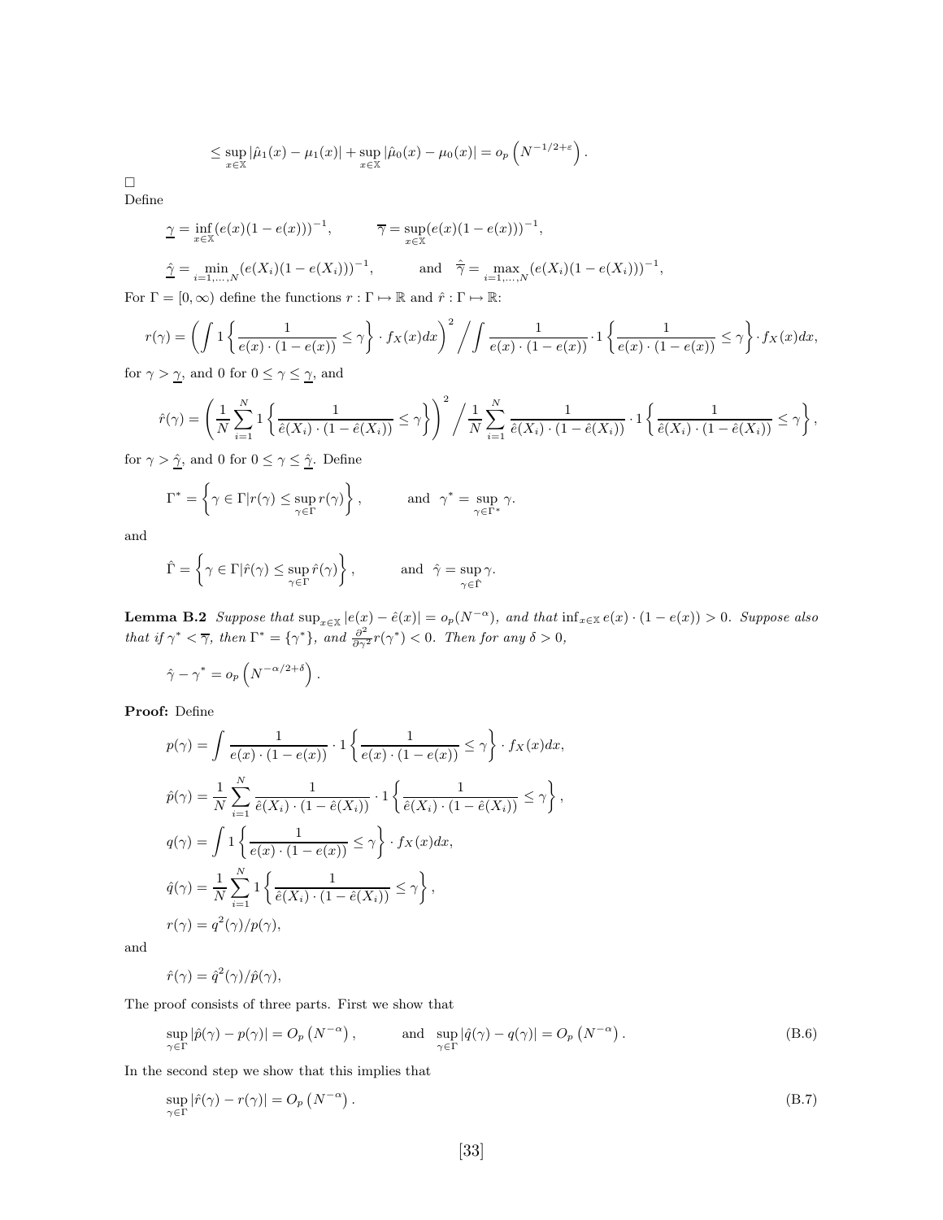$$\leq \sup_{x\in\mathbb{X}} |\hat{\mu}_1(x) - \mu_1(x)| + \sup_{x\in\mathbb{X}} |\hat{\mu}_0(x) - \mu_0(x)| = o_p\left(N^{-1/2+\varepsilon}\right).$$

□

Define

$$\underline{\gamma} = \inf_{x\in\mathbb{X}} (e(x)(1-e(x)))^{-1}, \qquad \overline{\gamma} = \sup_{x\in\mathbb{X}} (e(x)(1-e(x)))^{-1},$$

$$\hat{\underline{\gamma}} = \min_{i=1,\ldots,N} (e(X_i)(1-e(X_i)))^{-1}, \qquad \text{and} \quad \hat{\overline{\gamma}} = \max_{i=1,\ldots,N} (e(X_i)(1-e(X_i)))^{-1},$$

For $\Gamma = [0,\infty)$ define the functions $r : \Gamma \mapsto \mathbb{R}$ and $\hat{r} : \Gamma \mapsto \mathbb{R}$:

$$r(\gamma) = \left( \int 1\left\{ \frac{1}{e(x)\cdot(1-e(x))} \leq \gamma \right\} \cdot f_X(x)dx \right)^2 \Bigg/ \int \frac{1}{e(x)\cdot(1-e(x))} \cdot 1\left\{ \frac{1}{e(x)\cdot(1-e(x))} \leq \gamma \right\} \cdot f_X(x)dx,$$

for $\gamma > \underline{\gamma}$, and 0 for $0 \leq \gamma \leq \underline{\gamma}$, and

$$\hat{r}(\gamma) = \left( \frac{1}{N}\sum_{i=1}^N 1\left\{ \frac{1}{\hat{e}(X_i)\cdot(1-\hat{e}(X_i))} \leq \gamma \right\} \right)^2 \Bigg/ \frac{1}{N}\sum_{i=1}^N \frac{1}{\hat{e}(X_i)\cdot(1-\hat{e}(X_i))} \cdot 1\left\{ \frac{1}{\hat{e}(X_i)\cdot(1-\hat{e}(X_i))} \leq \gamma \right\},$$

for $\gamma > \hat{\underline{\gamma}}$, and 0 for $0 \leq \gamma \leq \hat{\underline{\gamma}}$. Define

$$\Gamma^* = \left\{ \gamma \in \Gamma | r(\gamma) \leq \sup_{\gamma\in\Gamma} r(\gamma) \right\}, \qquad \text{and} \quad \gamma^* = \sup_{\gamma\in\Gamma^*} \gamma.$$

and

$$\hat{\Gamma} = \left\{ \gamma \in \Gamma | \hat{r}(\gamma) \leq \sup_{\gamma\in\Gamma} \hat{r}(\gamma) \right\}, \qquad \text{and} \quad \hat{\gamma} = \sup_{\gamma\in\hat{\Gamma}} \gamma.$$

**Lemma B.2** *Suppose that $\sup_{x\in\mathbb{X}} |e(x) - \hat{e}(x)| = o_p(N^{-\alpha})$, and that $\inf_{x\in\mathbb{X}} e(x)\cdot(1-e(x)) > 0$. Suppose also that if $\gamma^* < \overline{\gamma}$, then $\Gamma^* = \{\gamma^*\}$, and $\frac{\partial^2}{\partial\gamma^2} r(\gamma^*) < 0$. Then for any $\delta > 0$,*

$$\hat{\gamma} - \gamma^* = o_p\left(N^{-\alpha/2+\delta}\right).$$

**Proof:** Define

$$p(\gamma) = \int \frac{1}{e(x)\cdot(1-e(x))} \cdot 1\left\{ \frac{1}{e(x)\cdot(1-e(x))} \leq \gamma \right\} \cdot f_X(x)dx,$$

$$\hat{p}(\gamma) = \frac{1}{N}\sum_{i=1}^N \frac{1}{\hat{e}(X_i)\cdot(1-\hat{e}(X_i))} \cdot 1\left\{ \frac{1}{\hat{e}(X_i)\cdot(1-\hat{e}(X_i))} \leq \gamma \right\},$$

$$q(\gamma) = \int 1\left\{ \frac{1}{e(x)\cdot(1-e(x))} \leq \gamma \right\} \cdot f_X(x)dx,$$

$$\hat{q}(\gamma) = \frac{1}{N}\sum_{i=1}^N 1\left\{ \frac{1}{\hat{e}(X_i)\cdot(1-\hat{e}(X_i))} \leq \gamma \right\},$$

$$r(\gamma) = q^2(\gamma)/p(\gamma),$$

and

$$\hat{r}(\gamma) = \hat{q}^2(\gamma)/\hat{p}(\gamma),$$

The proof consists of three parts. First we show that

$$\sup_{\gamma\in\Gamma} |\hat{p}(\gamma) - p(\gamma)| = O_p\left(N^{-\alpha}\right), \qquad \text{and} \quad \sup_{\gamma\in\Gamma} |\hat{q}(\gamma) - q(\gamma)| = O_p\left(N^{-\alpha}\right). \tag{B.6}$$

In the second step we show that this implies that

$$\sup_{\gamma\in\Gamma} |\hat{r}(\gamma) - r(\gamma)| = O_p\left(N^{-\alpha}\right). \tag{B.7}$$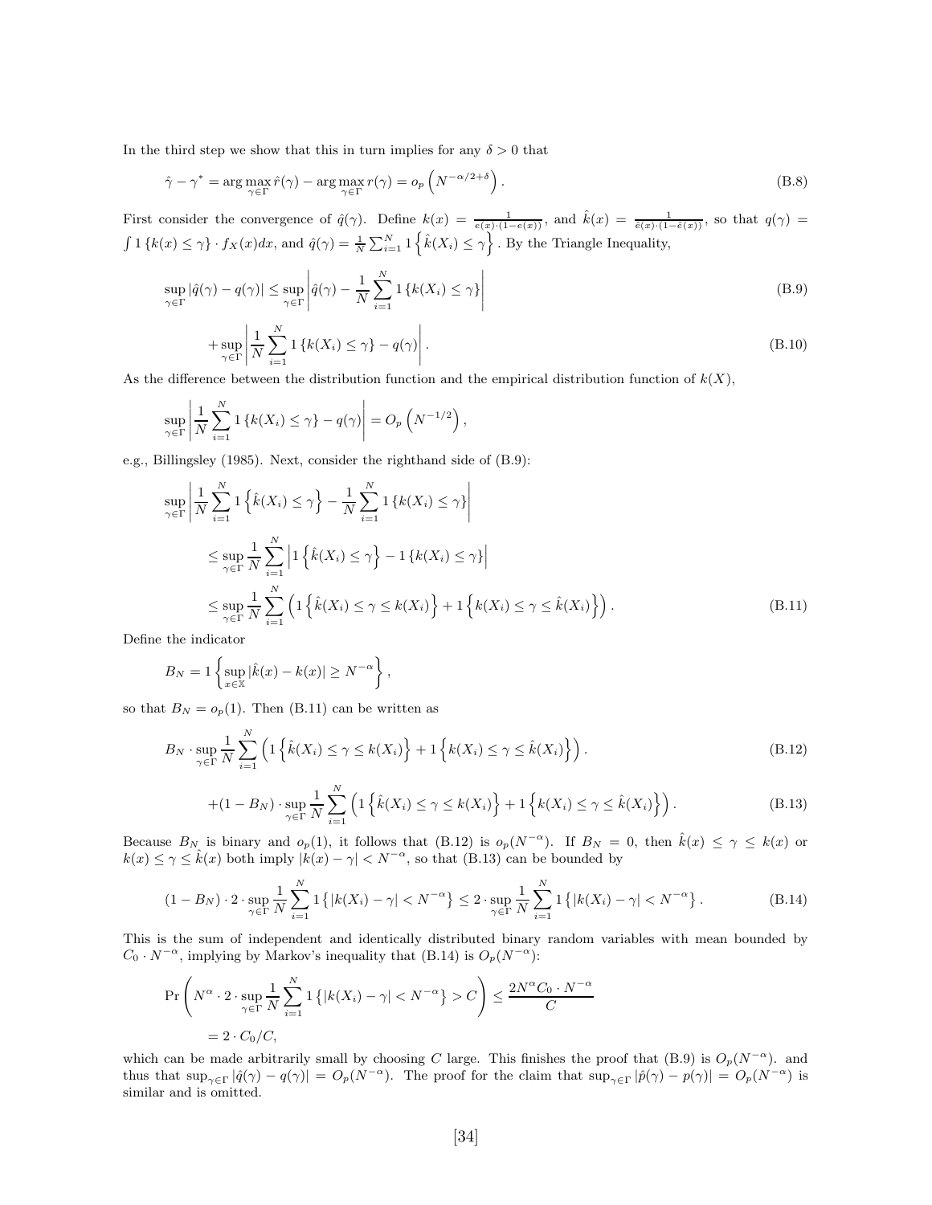In the third step we show that this in turn implies for any $\delta > 0$ that

$$\hat{\gamma} - \gamma^* = \arg\max_{\gamma \in \Gamma} \hat{r}(\gamma) - \arg\max_{\gamma \in \Gamma} r(\gamma) = o_p\left(N^{-\alpha/2+\delta}\right). \tag{B.8}$$

First consider the convergence of $\hat{q}(\gamma)$. Define $k(x) = \frac{1}{e(x)\cdot(1-e(x))}$, and $\hat{k}(x) = \frac{1}{\hat{e}(x)\cdot(1-\hat{e}(x))}$, so that $q(\gamma) = \int 1\{k(x) \le \gamma\} \cdot f_X(x)dx$, and $\hat{q}(\gamma) = \frac{1}{N}\sum_{i=1}^N 1\left\{\hat{k}(X_i) \le \gamma\right\}$. By the Triangle Inequality,

$$\sup_{\gamma\in\Gamma} |\hat{q}(\gamma) - q(\gamma)| \le \sup_{\gamma\in\Gamma}\left|\hat{q}(\gamma) - \frac{1}{N}\sum_{i=1}^N 1\{k(X_i) \le \gamma\}\right| \tag{B.9}$$

$$+ \sup_{\gamma\in\Gamma}\left|\frac{1}{N}\sum_{i=1}^N 1\{k(X_i) \le \gamma\} - q(\gamma)\right|. \tag{B.10}$$

As the difference between the distribution function and the empirical distribution function of $k(X)$,

$$\sup_{\gamma\in\Gamma}\left|\frac{1}{N}\sum_{i=1}^N 1\{k(X_i) \le \gamma\} - q(\gamma)\right| = O_p\left(N^{-1/2}\right),$$

e.g., Billingsley (1985). Next, consider the righthand side of (B.9):

$$\sup_{\gamma\in\Gamma}\left|\frac{1}{N}\sum_{i=1}^N 1\left\{\hat{k}(X_i) \le \gamma\right\} - \frac{1}{N}\sum_{i=1}^N 1\{k(X_i) \le \gamma\}\right|$$

$$\le \sup_{\gamma\in\Gamma}\frac{1}{N}\sum_{i=1}^N \left|1\left\{\hat{k}(X_i) \le \gamma\right\} - 1\{k(X_i) \le \gamma\}\right|$$

$$\le \sup_{\gamma\in\Gamma}\frac{1}{N}\sum_{i=1}^N \left(1\left\{\hat{k}(X_i) \le \gamma \le k(X_i)\right\} + 1\left\{k(X_i) \le \gamma \le \hat{k}(X_i)\right\}\right). \tag{B.11}$$

Define the indicator

$$B_N = 1\left\{\sup_{x\in\mathbb{X}}|\hat{k}(x) - k(x)| \ge N^{-\alpha}\right\},$$

so that $B_N = o_p(1)$. Then (B.11) can be written as

$$B_N \cdot \sup_{\gamma\in\Gamma}\frac{1}{N}\sum_{i=1}^N \left(1\left\{\hat{k}(X_i) \le \gamma \le k(X_i)\right\} + 1\left\{k(X_i) \le \gamma \le \hat{k}(X_i)\right\}\right). \tag{B.12}$$

$$+(1 - B_N) \cdot \sup_{\gamma\in\Gamma}\frac{1}{N}\sum_{i=1}^N \left(1\left\{\hat{k}(X_i) \le \gamma \le k(X_i)\right\} + 1\left\{k(X_i) \le \gamma \le \hat{k}(X_i)\right\}\right). \tag{B.13}$$

Because $B_N$ is binary and $o_p(1)$, it follows that (B.12) is $o_p(N^{-\alpha})$. If $B_N = 0$, then $\hat{k}(x) \le \gamma \le k(x)$ or $k(x) \le \gamma \le \hat{k}(x)$ both imply $|k(x) - \gamma| < N^{-\alpha}$, so that (B.13) can be bounded by

$$(1 - B_N) \cdot 2 \cdot \sup_{\gamma\in\Gamma}\frac{1}{N}\sum_{i=1}^N 1\left\{|k(X_i) - \gamma| < N^{-\alpha}\right\} \le 2 \cdot \sup_{\gamma\in\Gamma}\frac{1}{N}\sum_{i=1}^N 1\left\{|k(X_i) - \gamma| < N^{-\alpha}\right\}. \tag{B.14}$$

This is the sum of independent and identically distributed binary random variables with mean bounded by $C_0 \cdot N^{-\alpha}$, implying by Markov's inequality that (B.14) is $O_p(N^{-\alpha})$:

$$\Pr\left(N^{\alpha} \cdot 2 \cdot \sup_{\gamma\in\Gamma}\frac{1}{N}\sum_{i=1}^N 1\left\{|k(X_i) - \gamma| < N^{-\alpha}\right\} > C\right) \le \frac{2N^{\alpha}C_0 \cdot N^{-\alpha}}{C}$$

$$= 2 \cdot C_0/C,$$

which can be made arbitrarily small by choosing $C$ large. This finishes the proof that (B.9) is $O_p(N^{-\alpha})$. and thus that $\sup_{\gamma\in\Gamma}|\hat{q}(\gamma) - q(\gamma)| = O_p(N^{-\alpha})$. The proof for the claim that $\sup_{\gamma\in\Gamma}|\hat{p}(\gamma) - p(\gamma)| = O_p(N^{-\alpha})$ is similar and is omitted.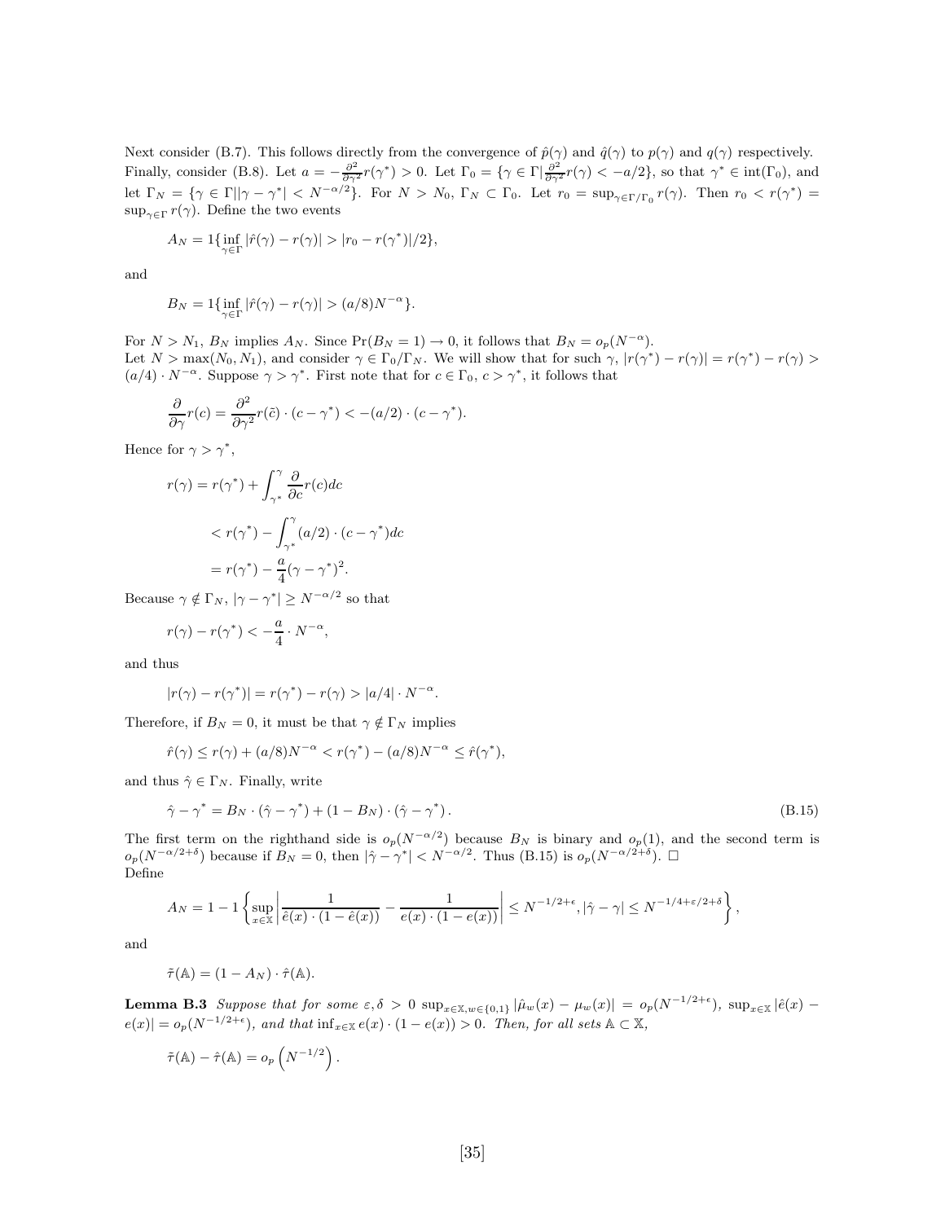Next consider (B.7). This follows directly from the convergence of $\hat{p}(\gamma)$ and $\hat{q}(\gamma)$ to $p(\gamma)$ and $q(\gamma)$ respectively. Finally, consider (B.8). Let $a = -\frac{\partial^2}{\partial\gamma^2} r(\gamma^*) > 0$. Let $\Gamma_0 = \{\gamma \in \Gamma | \frac{\partial^2}{\partial\gamma^2} r(\gamma) < -a/2\}$, so that $\gamma^* \in \text{int}(\Gamma_0)$, and let $\Gamma_N = \{\gamma \in \Gamma || \gamma - \gamma^*| < N^{-\alpha/2}\}$. For $N > N_0$, $\Gamma_N \subset \Gamma_0$. Let $r_0 = \sup_{\gamma \in \Gamma/\Gamma_0} r(\gamma)$. Then $r_0 < r(\gamma^*) = \sup_{\gamma \in \Gamma} r(\gamma)$. Define the two events

$$A_N = 1\{\inf_{\gamma \in \Gamma} |\hat{r}(\gamma) - r(\gamma)| > |r_0 - r(\gamma^*)|/2\},$$

and

$$B_N = 1\{\inf_{\gamma \in \Gamma} |\hat{r}(\gamma) - r(\gamma)| > (a/8)N^{-\alpha}\}.$$

For $N > N_1$, $B_N$ implies $A_N$. Since $\Pr(B_N = 1) \to 0$, it follows that $B_N = o_p(N^{-\alpha})$.
Let $N > \max(N_0, N_1)$, and consider $\gamma \in \Gamma_0/\Gamma_N$. We will show that for such $\gamma$, $|r(\gamma^*) - r(\gamma)| = r(\gamma^*) - r(\gamma) > (a/4) \cdot N^{-\alpha}$. Suppose $\gamma > \gamma^*$. First note that for $c \in \Gamma_0$, $c > \gamma^*$, it follows that

$$\frac{\partial}{\partial\gamma} r(c) = \frac{\partial^2}{\partial\gamma^2} r(\tilde{c}) \cdot (c - \gamma^*) < -(a/2) \cdot (c - \gamma^*).$$

Hence for $\gamma > \gamma^*$,

$$\begin{aligned}
r(\gamma) &= r(\gamma^*) + \int_{\gamma^*}^{\gamma} \frac{\partial}{\partial c} r(c) dc \\
&< r(\gamma^*) - \int_{\gamma^*}^{\gamma} (a/2) \cdot (c - \gamma^*) dc \\
&= r(\gamma^*) - \frac{a}{4}(\gamma - \gamma^*)^2.
\end{aligned}$$

Because $\gamma \notin \Gamma_N$, $|\gamma - \gamma^*| \geq N^{-\alpha/2}$ so that

$$r(\gamma) - r(\gamma^*) < -\frac{a}{4} \cdot N^{-\alpha},$$

and thus

$$|r(\gamma) - r(\gamma^*)| = r(\gamma^*) - r(\gamma) > |a/4| \cdot N^{-\alpha}.$$

Therefore, if $B_N = 0$, it must be that $\gamma \notin \Gamma_N$ implies

$$\hat{r}(\gamma) \leq r(\gamma) + (a/8)N^{-\alpha} < r(\gamma^*) - (a/8)N^{-\alpha} \leq \hat{r}(\gamma^*),$$

and thus $\hat{\gamma} \in \Gamma_N$. Finally, write

$$\hat{\gamma} - \gamma^* = B_N \cdot (\hat{\gamma} - \gamma^*) + (1 - B_N) \cdot (\hat{\gamma} - \gamma^*) \,. \tag{B.15}$$

The first term on the righthand side is $o_p(N^{-\alpha/2})$ because $B_N$ is binary and $o_p(1)$, and the second term is $o_p(N^{-\alpha/2+\delta})$ because if $B_N = 0$, then $|\hat{\gamma} - \gamma^*| < N^{-\alpha/2}$. Thus (B.15) is $o_p(N^{-\alpha/2+\delta})$. $\square$
Define

$$A_N = 1 - 1\left\{ \sup_{x \in \mathbb{X}} \left| \frac{1}{\hat{e}(x) \cdot (1 - \hat{e}(x))} - \frac{1}{e(x) \cdot (1 - e(x))} \right| \leq N^{-1/2+\epsilon}, |\hat{\gamma} - \gamma| \leq N^{-1/4+\varepsilon/2+\delta} \right\},$$

and

$$\tilde{\tau}(\mathbb{A}) = (1 - A_N) \cdot \hat{\tau}(\mathbb{A}).$$

**Lemma B.3** *Suppose that for some $\varepsilon, \delta > 0$ $\sup_{x \in \mathbb{X}, w \in \{0,1\}} |\hat{\mu}_w(x) - \mu_w(x)| = o_p(N^{-1/2+\epsilon})$, $\sup_{x \in \mathbb{X}} |\hat{e}(x) - e(x)| = o_p(N^{-1/2+\epsilon})$, and that $\inf_{x \in \mathbb{X}} e(x) \cdot (1 - e(x)) > 0$. Then, for all sets $\mathbb{A} \subset \mathbb{X}$,*

$$\tilde{\tau}(\mathbb{A}) - \hat{\tau}(\mathbb{A}) = o_p\left(N^{-1/2}\right).$$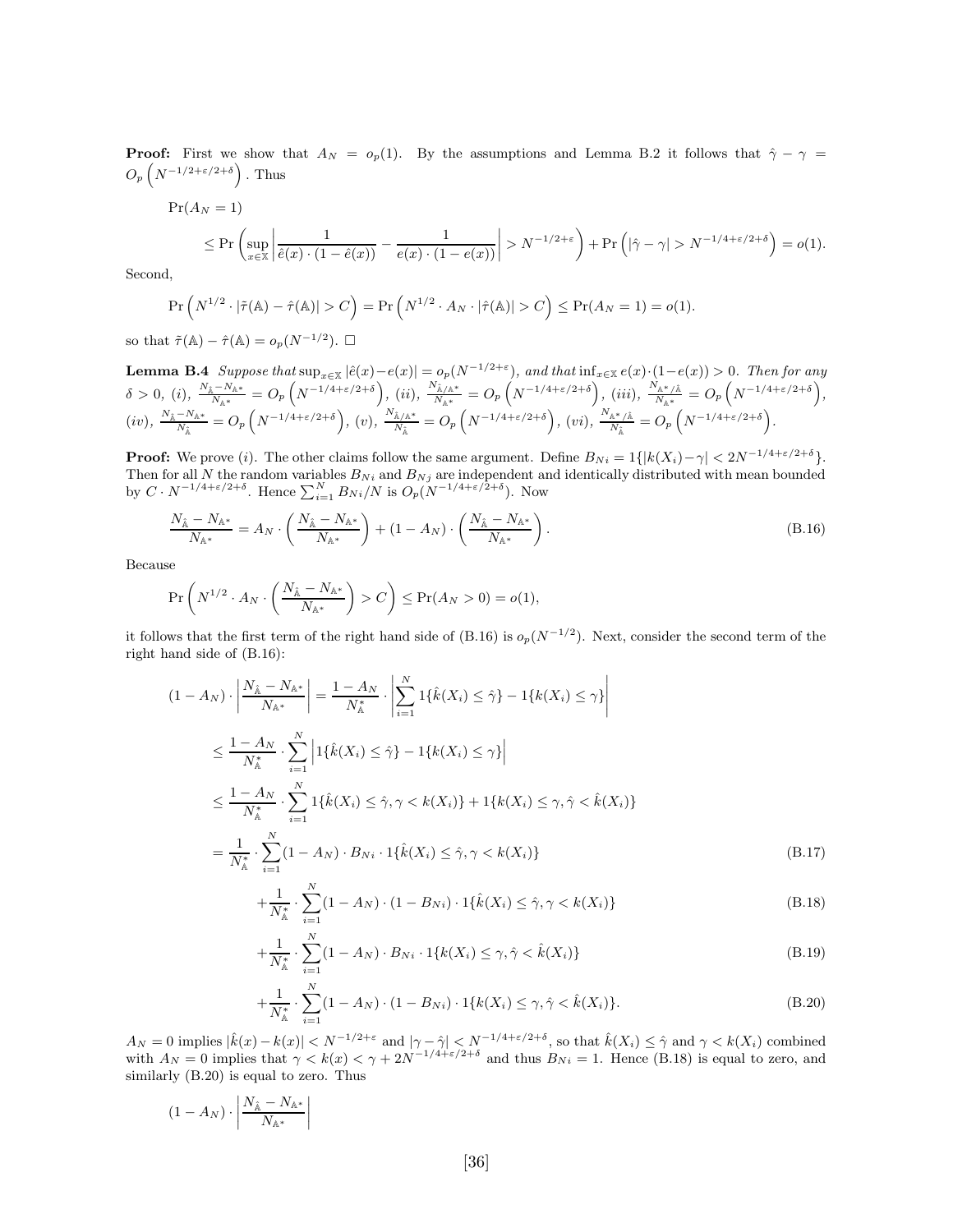**Proof:** First we show that $A_N = o_p(1)$. By the assumptions and Lemma B.2 it follows that $\hat{\gamma} - \gamma = O_p\left(N^{-1/2+\varepsilon/2+\delta}\right)$. Thus

$$
\Pr(A_N = 1)
$$

$$
\leq \Pr\left(\sup_{x\in\mathbb{X}}\left|\frac{1}{\hat{e}(x)\cdot(1-\hat{e}(x))} - \frac{1}{e(x)\cdot(1-e(x))}\right| > N^{-1/2+\varepsilon}\right) + \Pr\left(|\hat{\gamma}-\gamma| > N^{-1/4+\varepsilon/2+\delta}\right) = o(1).
$$

Second,

$$
\Pr\left(N^{1/2}\cdot|\tilde{\tau}(\mathbb{A}) - \hat{\tau}(\mathbb{A})| > C\right) = \Pr\left(N^{1/2}\cdot A_N \cdot |\hat{\tau}(\mathbb{A})| > C\right) \leq \Pr(A_N = 1) = o(1).
$$

so that $\tilde{\tau}(\mathbb{A}) - \hat{\tau}(\mathbb{A}) = o_p(N^{-1/2})$. □

**Lemma B.4** *Suppose that* $\sup_{x\in\mathbb{X}}|\hat{e}(x)-e(x)| = o_p(N^{-1/2+\varepsilon})$*, and that* $\inf_{x\in\mathbb{X}} e(x)\cdot(1-e(x)) > 0$*. Then for any* $\delta > 0$*, (i),* $\frac{N_{\hat{\mathbb{A}}}-N_{\mathbb{A}^*}}{N_{\mathbb{A}^*}} = O_p\left(N^{-1/4+\varepsilon/2+\delta}\right)$*, (ii),* $\frac{N_{\hat{\mathbb{A}}/\mathbb{A}^*}}{N_{\mathbb{A}^*}} = O_p\left(N^{-1/4+\varepsilon/2+\delta}\right)$*, (iii),* $\frac{N_{\mathbb{A}^*/\hat{\mathbb{A}}}}{N_{\mathbb{A}^*}} = O_p\left(N^{-1/4+\varepsilon/2+\delta}\right)$*, (iv),* $\frac{N_{\hat{\mathbb{A}}}-N_{\mathbb{A}^*}}{N_{\hat{\mathbb{A}}}} = O_p\left(N^{-1/4+\varepsilon/2+\delta}\right)$*, (v),* $\frac{N_{\hat{\mathbb{A}}/\mathbb{A}^*}}{N_{\hat{\mathbb{A}}}} = O_p\left(N^{-1/4+\varepsilon/2+\delta}\right)$*, (vi),* $\frac{N_{\mathbb{A}^*/\hat{\mathbb{A}}}}{N_{\hat{\mathbb{A}}}} = O_p\left(N^{-1/4+\varepsilon/2+\delta}\right)$*.*

**Proof:** We prove $(i)$. The other claims follow the same argument. Define $B_{Ni} = 1\{|k(X_i)-\gamma| < 2N^{-1/4+\varepsilon/2+\delta}\}$. Then for all $N$ the random variables $B_{Ni}$ and $B_{Nj}$ are independent and identically distributed with mean bounded by $C\cdot N^{-1/4+\varepsilon/2+\delta}$. Hence $\sum_{i=1}^N B_{Ni}/N$ is $O_p(N^{-1/4+\varepsilon/2+\delta})$. Now

$$
\frac{N_{\hat{\mathbb{A}}}-N_{\mathbb{A}^*}}{N_{\mathbb{A}^*}} = A_N\cdot\left(\frac{N_{\hat{\mathbb{A}}}-N_{\mathbb{A}^*}}{N_{\mathbb{A}^*}}\right) + (1-A_N)\cdot\left(\frac{N_{\hat{\mathbb{A}}}-N_{\mathbb{A}^*}}{N_{\mathbb{A}^*}}\right). \tag{B.16}
$$

Because

$$
\Pr\left(N^{1/2}\cdot A_N\cdot\left(\frac{N_{\hat{\mathbb{A}}}-N_{\mathbb{A}^*}}{N_{\mathbb{A}^*}}\right) > C\right) \leq \Pr(A_N > 0) = o(1),
$$

it follows that the first term of the right hand side of (B.16) is $o_p(N^{-1/2})$. Next, consider the second term of the right hand side of (B.16):

$$
\begin{aligned}
(1-A_N)\cdot\left|\frac{N_{\hat{\mathbb{A}}}-N_{\mathbb{A}^*}}{N_{\mathbb{A}^*}}\right| &= \frac{1-A_N}{N^*_{\mathbb{A}}}\cdot\left|\sum_{i=1}^N 1\{\hat{k}(X_i)\leq\hat{\gamma}\} - 1\{k(X_i)\leq\gamma\}\right| \\
&\leq \frac{1-A_N}{N^*_{\mathbb{A}}}\cdot\sum_{i=1}^N\left|1\{\hat{k}(X_i)\leq\hat{\gamma}\} - 1\{k(X_i)\leq\gamma\}\right| \\
&\leq \frac{1-A_N}{N^*_{\mathbb{A}}}\cdot\sum_{i=1}^N 1\{\hat{k}(X_i)\leq\hat{\gamma},\gamma<k(X_i)\} + 1\{k(X_i)\leq\gamma,\hat{\gamma}<\hat{k}(X_i)\} \\
&= \frac{1}{N^*_{\mathbb{A}}}\cdot\sum_{i=1}^N (1-A_N)\cdot B_{Ni}\cdot 1\{\hat{k}(X_i)\leq\hat{\gamma},\gamma<k(X_i)\} \qquad \text{(B.17)}\\
&\quad + \frac{1}{N^*_{\mathbb{A}}}\cdot\sum_{i=1}^N (1-A_N)\cdot(1-B_{Ni})\cdot 1\{\hat{k}(X_i)\leq\hat{\gamma},\gamma<k(X_i)\} \qquad \text{(B.18)}\\
&\quad + \frac{1}{N^*_{\mathbb{A}}}\cdot\sum_{i=1}^N (1-A_N)\cdot B_{Ni}\cdot 1\{k(X_i)\leq\gamma,\hat{\gamma}<\hat{k}(X_i)\} \qquad \text{(B.19)}\\
&\quad + \frac{1}{N^*_{\mathbb{A}}}\cdot\sum_{i=1}^N (1-A_N)\cdot(1-B_{Ni})\cdot 1\{k(X_i)\leq\gamma,\hat{\gamma}<\hat{k}(X_i)\}. \qquad \text{(B.20)}
\end{aligned}
$$

$A_N = 0$ implies $|\hat{k}(x)-k(x)| < N^{-1/2+\varepsilon}$ and $|\gamma-\hat{\gamma}| < N^{-1/4+\varepsilon/2+\delta}$, so that $\hat{k}(X_i)\leq\hat{\gamma}$ and $\gamma < k(X_i)$ combined with $A_N = 0$ implies that $\gamma < k(x) < \gamma + 2N^{-1/4+\varepsilon/2+\delta}$ and thus $B_{Ni} = 1$. Hence (B.18) is equal to zero, and similarly (B.20) is equal to zero. Thus

$$
(1-A_N)\cdot\left|\frac{N_{\hat{\mathbb{A}}}-N_{\mathbb{A}^*}}{N_{\mathbb{A}^*}}\right|
$$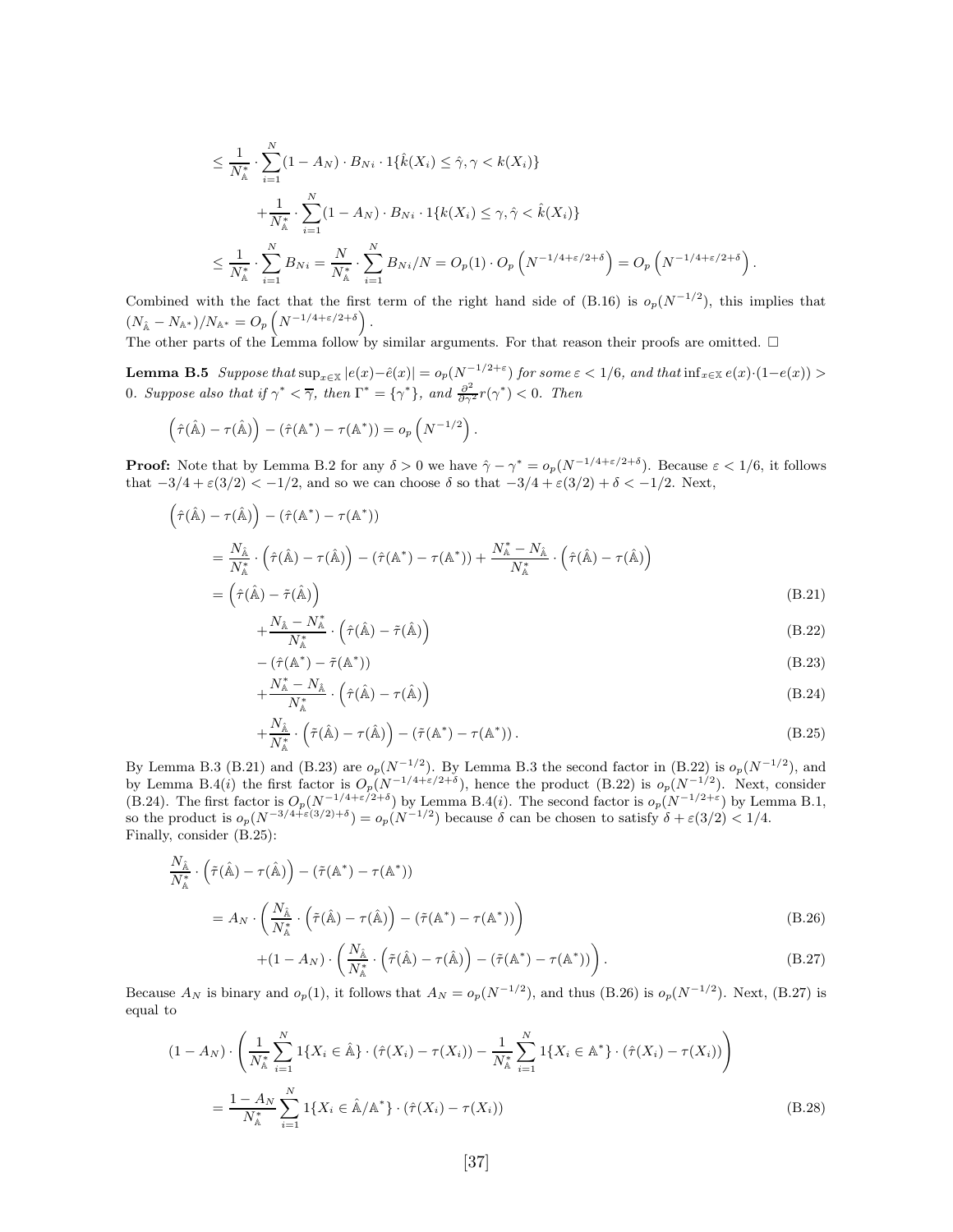$$
\leq \frac{1}{N^*_{\mathbb{A}}} \cdot \sum_{i=1}^{N} (1 - A_N) \cdot B_{Ni} \cdot 1\{\hat{k}(X_i) \leq \hat{\gamma}, \gamma < k(X_i)\}
$$

$$
+ \frac{1}{N^*_{\mathbb{A}}} \cdot \sum_{i=1}^{N} (1 - A_N) \cdot B_{Ni} \cdot 1\{k(X_i) \leq \gamma, \hat{\gamma} < \hat{k}(X_i)\}
$$

$$
\leq \frac{1}{N^*_{\mathbb{A}}} \cdot \sum_{i=1}^{N} B_{Ni} = \frac{N}{N^*_{\mathbb{A}}} \cdot \sum_{i=1}^{N} B_{Ni}/N = O_p(1) \cdot O_p\left(N^{-1/4+\varepsilon/2+\delta}\right) = O_p\left(N^{-1/4+\varepsilon/2+\delta}\right).
$$

Combined with the fact that the first term of the right hand side of (B.16) is $o_p(N^{-1/2})$, this implies that $(N_{\hat{\mathbb{A}}} - N_{\mathbb{A}^*})/N_{\mathbb{A}^*} = O_p\left(N^{-1/4+\varepsilon/2+\delta}\right)$.

The other parts of the Lemma follow by similar arguments. For that reason their proofs are omitted. $\square$

**Lemma B.5** *Suppose that* $\sup_{x\in\mathbb{X}} |e(x) - \hat{e}(x)| = o_p(N^{-1/2+\varepsilon})$ *for some* $\varepsilon < 1/6$*, and that* $\inf_{x\in\mathbb{X}} e(x)\cdot(1-e(x)) > 0$*. Suppose also that if* $\gamma^* < \overline{\gamma}$*, then* $\Gamma^* = \{\gamma^*\}$*, and* $\frac{\partial^2}{\partial\gamma^2} r(\gamma^*) < 0$*. Then*

$$
\left(\hat{\tau}(\hat{\mathbb{A}}) - \tau(\hat{\mathbb{A}})\right) - \left(\hat{\tau}(\mathbb{A}^*) - \tau(\mathbb{A}^*)\right) = o_p\left(N^{-1/2}\right).
$$

**Proof:** Note that by Lemma B.2 for any $\delta > 0$ we have $\hat{\gamma} - \gamma^* = o_p(N^{-1/4+\varepsilon/2+\delta})$. Because $\varepsilon < 1/6$, it follows that $-3/4 + \varepsilon(3/2) < -1/2$, and so we can choose $\delta$ so that $-3/4 + \varepsilon(3/2) + \delta < -1/2$. Next,

$$
\left(\hat{\tau}(\hat{\mathbb{A}}) - \tau(\hat{\mathbb{A}})\right) - \left(\hat{\tau}(\mathbb{A}^*) - \tau(\mathbb{A}^*)\right)
$$

$$
= \frac{N_{\hat{\mathbb{A}}}}{N^*_{\mathbb{A}}} \cdot \left(\hat{\tau}(\hat{\mathbb{A}}) - \tau(\hat{\mathbb{A}})\right) - \left(\hat{\tau}(\mathbb{A}^*) - \tau(\mathbb{A}^*)\right) + \frac{N^*_{\mathbb{A}} - N_{\hat{\mathbb{A}}}}{N^*_{\mathbb{A}}} \cdot \left(\hat{\tau}(\hat{\mathbb{A}}) - \tau(\hat{\mathbb{A}})\right)
$$

$$
= \left(\hat{\tau}(\hat{\mathbb{A}}) - \tilde{\tau}(\hat{\mathbb{A}})\right) \tag{B.21}
$$

$$
+ \frac{N_{\hat{\mathbb{A}}} - N^*_{\mathbb{A}}}{N^*_{\mathbb{A}}} \cdot \left(\hat{\tau}(\hat{\mathbb{A}}) - \tilde{\tau}(\hat{\mathbb{A}})\right) \tag{B.22}
$$

$$
- \left(\hat{\tau}(\mathbb{A}^*) - \tilde{\tau}(\mathbb{A}^*)\right) \tag{B.23}
$$

$$
+ \frac{N^*_{\mathbb{A}} - N_{\hat{\mathbb{A}}}}{N^*_{\mathbb{A}}} \cdot \left(\hat{\tau}(\hat{\mathbb{A}}) - \tau(\hat{\mathbb{A}})\right) \tag{B.24}
$$

$$
+ \frac{N_{\hat{\mathbb{A}}}}{N^*_{\mathbb{A}}} \cdot \left(\tilde{\tau}(\hat{\mathbb{A}}) - \tau(\hat{\mathbb{A}})\right) - \left(\tilde{\tau}(\mathbb{A}^*) - \tau(\mathbb{A}^*)\right). \tag{B.25}
$$

By Lemma B.3 (B.21) and (B.23) are $o_p(N^{-1/2})$. By Lemma B.3 the second factor in (B.22) is $o_p(N^{-1/2})$, and by Lemma B.4(*i*) the first factor is $O_p(N^{-1/4+\varepsilon/2+\delta})$, hence the product (B.22) is $o_p(N^{-1/2})$. Next, consider (B.24). The first factor is $O_p(N^{-1/4+\varepsilon/2+\delta})$ by Lemma B.4(*i*). The second factor is $o_p(N^{-1/2+\varepsilon})$ by Lemma B.1, so the product is $o_p(N^{-3/4+\varepsilon(3/2)+\delta}) = o_p(N^{-1/2})$ because $\delta$ can be chosen to satisfy $\delta + \varepsilon(3/2) < 1/4$.

Finally, consider (B.25):

$$
\frac{N_{\hat{\mathbb{A}}}}{N^*_{\mathbb{A}}} \cdot \left(\tilde{\tau}(\hat{\mathbb{A}}) - \tau(\hat{\mathbb{A}})\right) - \left(\tilde{\tau}(\mathbb{A}^*) - \tau(\mathbb{A}^*)\right)
$$

$$
= A_N \cdot \left( \frac{N_{\hat{\mathbb{A}}}}{N^*_{\mathbb{A}}} \cdot \left(\tilde{\tau}(\hat{\mathbb{A}}) - \tau(\hat{\mathbb{A}})\right) - \left(\tilde{\tau}(\mathbb{A}^*) - \tau(\mathbb{A}^*)\right) \right) \tag{B.26}
$$

$$
+ (1 - A_N) \cdot \left( \frac{N_{\hat{\mathbb{A}}}}{N^*_{\mathbb{A}}} \cdot \left(\tilde{\tau}(\hat{\mathbb{A}}) - \tau(\hat{\mathbb{A}})\right) - \left(\tilde{\tau}(\mathbb{A}^*) - \tau(\mathbb{A}^*)\right) \right). \tag{B.27}
$$

Because $A_N$ is binary and $o_p(1)$, it follows that $A_N = o_p(N^{-1/2})$, and thus (B.26) is $o_p(N^{-1/2})$. Next, (B.27) is equal to

$$
(1 - A_N) \cdot \left( \frac{1}{N^*_{\mathbb{A}}} \sum_{i=1}^{N} 1\{X_i \in \hat{\mathbb{A}}\} \cdot (\hat{\tau}(X_i) - \tau(X_i)) - \frac{1}{N^*_{\mathbb{A}}} \sum_{i=1}^{N} 1\{X_i \in \mathbb{A}^*\} \cdot (\hat{\tau}(X_i) - \tau(X_i)) \right)
$$

$$
= \frac{1 - A_N}{N^*_{\mathbb{A}}} \sum_{i=1}^{N} 1\{X_i \in \hat{\mathbb{A}}/\mathbb{A}^*\} \cdot (\hat{\tau}(X_i) - \tau(X_i)) \tag{B.28}
$$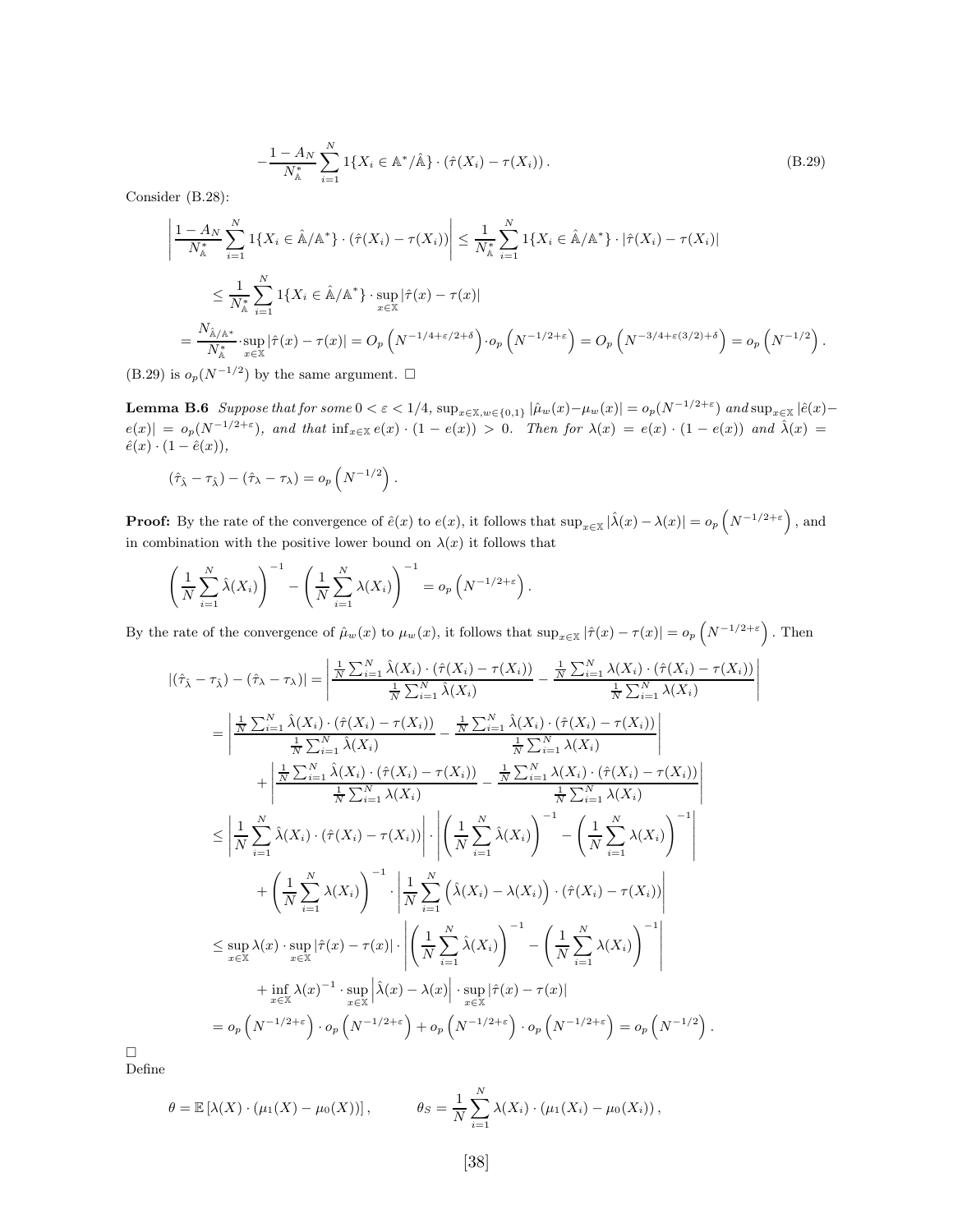$$
-\frac{1-A_N}{N^*_{\mathbb{A}}}\sum_{i=1}^{N} 1\{X_i \in \mathbb{A}^*/\hat{\mathbb{A}}\} \cdot (\hat{\tau}(X_i) - \tau(X_i)) \,. \tag{B.29}
$$

Consider (B.28):

$$
\left|\frac{1-A_N}{N^*_{\mathbb{A}}}\sum_{i=1}^{N} 1\{X_i \in \hat{\mathbb{A}}/\mathbb{A}^*\} \cdot (\hat{\tau}(X_i) - \tau(X_i))\right| \leq \frac{1}{N^*_{\mathbb{A}}}\sum_{i=1}^{N} 1\{X_i \in \hat{\mathbb{A}}/\mathbb{A}^*\} \cdot |\hat{\tau}(X_i) - \tau(X_i)|
$$

$$
\leq \frac{1}{N^*_{\mathbb{A}}}\sum_{i=1}^{N} 1\{X_i \in \hat{\mathbb{A}}/\mathbb{A}^*\} \cdot \sup_{x\in\mathbb{X}} |\hat{\tau}(x) - \tau(x)|
$$

$$
= \frac{N_{\hat{\mathbb{A}}/\mathbb{A}^*}}{N^*_{\mathbb{A}}} \cdot \sup_{x\in\mathbb{X}} |\hat{\tau}(x) - \tau(x)| = O_p\left(N^{-1/4+\varepsilon/2+\delta}\right) \cdot o_p\left(N^{-1/2+\varepsilon}\right) = O_p\left(N^{-3/4+\varepsilon(3/2)+\delta}\right) = o_p\left(N^{-1/2}\right).
$$

(B.29) is $o_p(N^{-1/2})$ by the same argument. □

**Lemma B.6** *Suppose that for some $0 < \varepsilon < 1/4$, $\sup_{x\in\mathbb{X}, w\in\{0,1\}} |\hat{\mu}_w(x) - \mu_w(x)| = o_p(N^{-1/2+\varepsilon})$ and $\sup_{x\in\mathbb{X}} |\hat{e}(x) - e(x)| = o_p(N^{-1/2+\varepsilon})$, and that $\inf_{x\in\mathbb{X}} e(x) \cdot (1-e(x)) > 0$. Then for $\lambda(x) = e(x) \cdot (1-e(x))$ and $\hat{\lambda}(x) = \hat{e}(x) \cdot (1-\hat{e}(x))$,*

$$
(\hat{\tau}_{\hat{\lambda}} - \tau_{\hat{\lambda}}) - (\hat{\tau}_\lambda - \tau_\lambda) = o_p\left(N^{-1/2}\right).
$$

**Proof:** By the rate of the convergence of $\hat{e}(x)$ to $e(x)$, it follows that $\sup_{x\in\mathbb{X}} |\hat{\lambda}(x) - \lambda(x)| = o_p\left(N^{-1/2+\varepsilon}\right)$, and in combination with the positive lower bound on $\lambda(x)$ it follows that

$$
\left(\frac{1}{N}\sum_{i=1}^{N} \hat{\lambda}(X_i)\right)^{-1} - \left(\frac{1}{N}\sum_{i=1}^{N} \lambda(X_i)\right)^{-1} = o_p\left(N^{-1/2+\varepsilon}\right).
$$

By the rate of the convergence of $\hat{\mu}_w(x)$ to $\mu_w(x)$, it follows that $\sup_{x\in\mathbb{X}} |\hat{\tau}(x) - \tau(x)| = o_p\left(N^{-1/2+\varepsilon}\right)$. Then

$$
|(\hat{\tau}_{\hat{\lambda}} - \tau_{\hat{\lambda}}) - (\hat{\tau}_\lambda - \tau_\lambda)| = \left|\frac{\frac{1}{N}\sum_{i=1}^{N} \hat{\lambda}(X_i) \cdot (\hat{\tau}(X_i) - \tau(X_i))}{\frac{1}{N}\sum_{i=1}^{N} \hat{\lambda}(X_i)} - \frac{\frac{1}{N}\sum_{i=1}^{N} \lambda(X_i) \cdot (\hat{\tau}(X_i) - \tau(X_i))}{\frac{1}{N}\sum_{i=1}^{N} \lambda(X_i)}\right|
$$

$$
= \left|\frac{\frac{1}{N}\sum_{i=1}^{N} \hat{\lambda}(X_i) \cdot (\hat{\tau}(X_i) - \tau(X_i))}{\frac{1}{N}\sum_{i=1}^{N} \hat{\lambda}(X_i)} - \frac{\frac{1}{N}\sum_{i=1}^{N} \hat{\lambda}(X_i) \cdot (\hat{\tau}(X_i) - \tau(X_i))}{\frac{1}{N}\sum_{i=1}^{N} \lambda(X_i)}\right|
$$

$$
+ \left|\frac{\frac{1}{N}\sum_{i=1}^{N} \hat{\lambda}(X_i) \cdot (\hat{\tau}(X_i) - \tau(X_i))}{\frac{1}{N}\sum_{i=1}^{N} \lambda(X_i)} - \frac{\frac{1}{N}\sum_{i=1}^{N} \lambda(X_i) \cdot (\hat{\tau}(X_i) - \tau(X_i))}{\frac{1}{N}\sum_{i=1}^{N} \lambda(X_i)}\right|
$$

$$
\leq \left|\frac{1}{N}\sum_{i=1}^{N} \hat{\lambda}(X_i) \cdot (\hat{\tau}(X_i) - \tau(X_i))\right| \cdot \left|\left(\frac{1}{N}\sum_{i=1}^{N} \hat{\lambda}(X_i)\right)^{-1} - \left(\frac{1}{N}\sum_{i=1}^{N} \lambda(X_i)\right)^{-1}\right|
$$

$$
+ \left(\frac{1}{N}\sum_{i=1}^{N} \lambda(X_i)\right)^{-1} \cdot \left|\frac{1}{N}\sum_{i=1}^{N} \left(\hat{\lambda}(X_i) - \lambda(X_i)\right) \cdot (\hat{\tau}(X_i) - \tau(X_i))\right|
$$

$$
\leq \sup_{x\in\mathbb{X}} \lambda(x) \cdot \sup_{x\in\mathbb{X}} |\hat{\tau}(x) - \tau(x)| \cdot \left|\left(\frac{1}{N}\sum_{i=1}^{N} \hat{\lambda}(X_i)\right)^{-1} - \left(\frac{1}{N}\sum_{i=1}^{N} \lambda(X_i)\right)^{-1}\right|
$$

$$
+ \inf_{x\in\mathbb{X}} \lambda(x)^{-1} \cdot \sup_{x\in\mathbb{X}} \left|\hat{\lambda}(x) - \lambda(x)\right| \cdot \sup_{x\in\mathbb{X}} |\hat{\tau}(x) - \tau(x)|
$$

$$
= o_p\left(N^{-1/2+\varepsilon}\right) \cdot o_p\left(N^{-1/2+\varepsilon}\right) + o_p\left(N^{-1/2+\varepsilon}\right) \cdot o_p\left(N^{-1/2+\varepsilon}\right) = o_p\left(N^{-1/2}\right).
$$

□

Define

$$
\theta = \mathbb{E}\left[\lambda(X) \cdot (\mu_1(X) - \mu_0(X))\right], \qquad \theta_S = \frac{1}{N}\sum_{i=1}^{N} \lambda(X_i) \cdot (\mu_1(X_i) - \mu_0(X_i)),
$$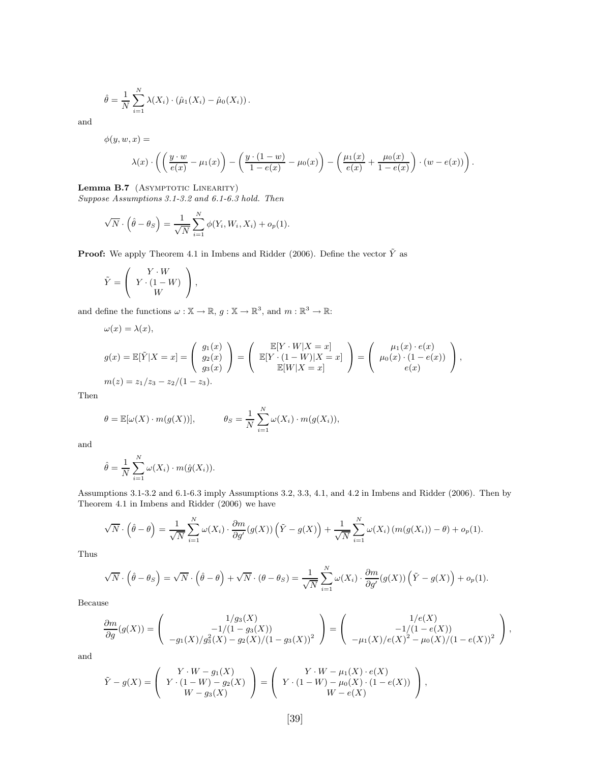$$\hat{\theta} = \frac{1}{N}\sum_{i=1}^{N} \lambda(X_i) \cdot (\hat{\mu}_1(X_i) - \hat{\mu}_0(X_i)).$$

and

$$\phi(y, w, x) =$$

$$\lambda(x) \cdot \left( \left( \frac{y \cdot w}{e(x)} - \mu_1(x) \right) - \left( \frac{y \cdot (1-w)}{1-e(x)} - \mu_0(x) \right) - \left( \frac{\mu_1(x)}{e(x)} + \frac{\mu_0(x)}{1-e(x)} \right) \cdot (w - e(x)) \right).$$

**Lemma B.7** (Asymptotic Linearity)
*Suppose Assumptions 3.1-3.2 and 6.1-6.3 hold. Then*

$$\sqrt{N} \cdot \left( \hat{\theta} - \theta_S \right) = \frac{1}{\sqrt{N}} \sum_{i=1}^{N} \phi(Y_i, W_i, X_i) + o_p(1).$$

**Proof:** We apply Theorem 4.1 in Imbens and Ridder (2006). Define the vector $\tilde{Y}$ as

$$\tilde{Y} = \begin{pmatrix} Y \cdot W \\ Y \cdot (1 - W) \\ W \end{pmatrix},$$

and define the functions $\omega : \mathbb{X} \to \mathbb{R}$, $g : \mathbb{X} \to \mathbb{R}^3$, and $m : \mathbb{R}^3 \to \mathbb{R}$:

$$\omega(x) = \lambda(x),$$

$$g(x) = \mathbb{E}[\tilde{Y}|X = x] = \begin{pmatrix} g_1(x) \\ g_2(x) \\ g_3(x) \end{pmatrix} = \begin{pmatrix} \mathbb{E}[Y \cdot W|X = x] \\ \mathbb{E}[Y \cdot (1-W)|X = x] \\ \mathbb{E}[W|X = x] \end{pmatrix} = \begin{pmatrix} \mu_1(x) \cdot e(x) \\ \mu_0(x) \cdot (1 - e(x)) \\ e(x) \end{pmatrix},$$

$$m(z) = z_1/z_3 - z_2/(1 - z_3).$$

Then

$$\theta = \mathbb{E}[\omega(X) \cdot m(g(X))], \qquad \theta_S = \frac{1}{N}\sum_{i=1}^{N} \omega(X_i) \cdot m(g(X_i)),$$

and

$$\hat{\theta} = \frac{1}{N}\sum_{i=1}^{N} \omega(X_i) \cdot m(\hat{g}(X_i)).$$

Assumptions 3.1-3.2 and 6.1-6.3 imply Assumptions 3.2, 3.3, 4.1, and 4.2 in Imbens and Ridder (2006). Then by Theorem 4.1 in Imbens and Ridder (2006) we have

$$\sqrt{N} \cdot \left( \hat{\theta} - \theta \right) = \frac{1}{\sqrt{N}} \sum_{i=1}^{N} \omega(X_i) \cdot \frac{\partial m}{\partial g'}(g(X)) \left( \tilde{Y} - g(X) \right) + \frac{1}{\sqrt{N}} \sum_{i=1}^{N} \omega(X_i) \left( m(g(X_i)) - \theta \right) + o_p(1).$$

Thus

$$\sqrt{N} \cdot \left( \hat{\theta} - \theta_S \right) = \sqrt{N} \cdot \left( \hat{\theta} - \theta \right) + \sqrt{N} \cdot (\theta - \theta_S) = \frac{1}{\sqrt{N}} \sum_{i=1}^{N} \omega(X_i) \cdot \frac{\partial m}{\partial g'}(g(X)) \left( \tilde{Y} - g(X) \right) + o_p(1).$$

Because

$$\frac{\partial m}{\partial g}(g(X)) = \begin{pmatrix} 1/g_3(X) \\ -1/(1 - g_3(X)) \\ -g_1(X)/g_3^2(X) - g_2(X)/(1 - g_3(X))^2 \end{pmatrix} = \begin{pmatrix} 1/e(X) \\ -1/(1 - e(X)) \\ -\mu_1(X)/e(X)^2 - \mu_0(X)/(1 - e(X))^2 \end{pmatrix},$$

and

$$\tilde{Y} - g(X) = \begin{pmatrix} Y \cdot W - g_1(X) \\ Y \cdot (1 - W) - g_2(X) \\ W - g_3(X) \end{pmatrix} = \begin{pmatrix} Y \cdot W - \mu_1(X) \cdot e(X) \\ Y \cdot (1 - W) - \mu_0(X) \cdot (1 - e(X)) \\ W - e(X) \end{pmatrix},$$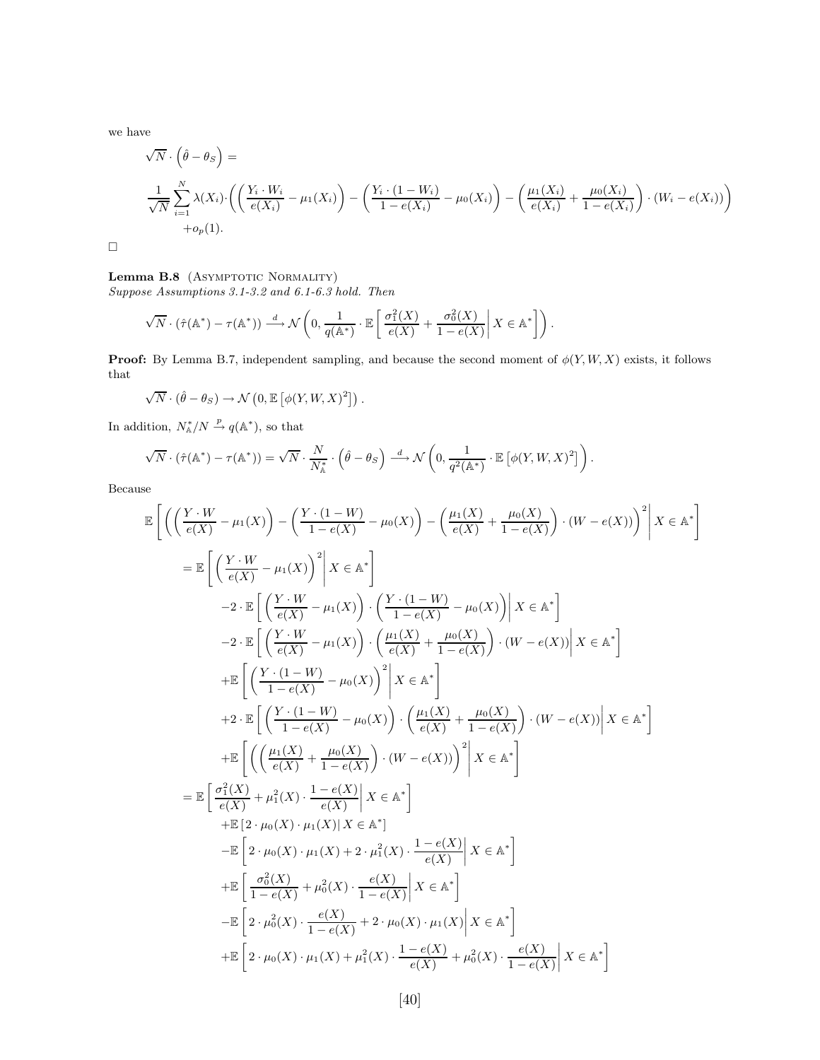we have

$$
\sqrt{N} \cdot \left(\hat{\theta} - \theta_S\right) =
$$

$$
\frac{1}{\sqrt{N}} \sum_{i=1}^{N} \lambda(X_i) \cdot \left( \left( \frac{Y_i \cdot W_i}{e(X_i)} - \mu_1(X_i) \right) - \left( \frac{Y_i \cdot (1 - W_i)}{1 - e(X_i)} - \mu_0(X_i) \right) - \left( \frac{\mu_1(X_i)}{e(X_i)} + \frac{\mu_0(X_i)}{1 - e(X_i)} \right) \cdot (W_i - e(X_i)) \right)
$$

$$
+ o_p(1).
$$

□

**Lemma B.8** (Asymptotic Normality)
*Suppose Assumptions 3.1-3.2 and 6.1-6.3 hold. Then*

$$
\sqrt{N} \cdot (\hat{\tau}(\mathbb{A}^*) - \tau(\mathbb{A}^*)) \xrightarrow{d} \mathcal{N}\left(0, \frac{1}{q(\mathbb{A}^*)} \cdot \mathbb{E}\left[ \frac{\sigma_1^2(X)}{e(X)} + \frac{\sigma_0^2(X)}{1 - e(X)} \right| X \in \mathbb{A}^* \right] \right).
$$

**Proof:** By Lemma B.7, independent sampling, and because the second moment of $\phi(Y, W, X)$ exists, it follows that

$$
\sqrt{N} \cdot (\hat{\theta} - \theta_S) \to \mathcal{N}\left(0, \mathbb{E}\left[\phi(Y, W, X)^2\right]\right).
$$

In addition, $N_{\mathbb{A}}^*/N \xrightarrow{p} q(\mathbb{A}^*)$, so that

$$
\sqrt{N} \cdot (\hat{\tau}(\mathbb{A}^*) - \tau(\mathbb{A}^*)) = \sqrt{N} \cdot \frac{N}{N_{\mathbb{A}}^*} \cdot \left(\hat{\theta} - \theta_S\right) \xrightarrow{d} \mathcal{N}\left(0, \frac{1}{q^2(\mathbb{A}^*)} \cdot \mathbb{E}\left[\phi(Y, W, X)^2\right]\right).
$$

Because

$$
\begin{aligned}
&\mathbb{E}\left[ \left( \left( \frac{Y \cdot W}{e(X)} - \mu_1(X) \right) - \left( \frac{Y \cdot (1 - W)}{1 - e(X)} - \mu_0(X) \right) - \left( \frac{\mu_1(X)}{e(X)} + \frac{\mu_0(X)}{1 - e(X)} \right) \cdot (W - e(X)) \right)^2 \right| X \in \mathbb{A}^* \Bigg] \\
&\quad = \mathbb{E}\left[ \left( \frac{Y \cdot W}{e(X)} - \mu_1(X) \right)^2 \right| X \in \mathbb{A}^* \Bigg] \\
&\qquad - 2 \cdot \mathbb{E}\left[ \left( \frac{Y \cdot W}{e(X)} - \mu_1(X) \right) \cdot \left( \frac{Y \cdot (1 - W)}{1 - e(X)} - \mu_0(X) \right) \right| X \in \mathbb{A}^* \Bigg] \\
&\qquad - 2 \cdot \mathbb{E}\left[ \left( \frac{Y \cdot W}{e(X)} - \mu_1(X) \right) \cdot \left( \frac{\mu_1(X)}{e(X)} + \frac{\mu_0(X)}{1 - e(X)} \right) \cdot (W - e(X)) \right| X \in \mathbb{A}^* \Bigg] \\
&\qquad + \mathbb{E}\left[ \left( \frac{Y \cdot (1 - W)}{1 - e(X)} - \mu_0(X) \right)^2 \right| X \in \mathbb{A}^* \Bigg] \\
&\qquad + 2 \cdot \mathbb{E}\left[ \left( \frac{Y \cdot (1 - W)}{1 - e(X)} - \mu_0(X) \right) \cdot \left( \frac{\mu_1(X)}{e(X)} + \frac{\mu_0(X)}{1 - e(X)} \right) \cdot (W - e(X)) \right| X \in \mathbb{A}^* \Bigg] \\
&\qquad + \mathbb{E}\left[ \left( \left( \frac{\mu_1(X)}{e(X)} + \frac{\mu_0(X)}{1 - e(X)} \right) \cdot (W - e(X)) \right)^2 \right| X \in \mathbb{A}^* \Bigg] \\
&\quad = \mathbb{E}\left[ \frac{\sigma_1^2(X)}{e(X)} + \mu_1^2(X) \cdot \frac{1 - e(X)}{e(X)} \right| X \in \mathbb{A}^* \Bigg] \\
&\qquad + \mathbb{E}\left[ 2 \cdot \mu_0(X) \cdot \mu_1(X) \right| X \in \mathbb{A}^* \big] \\
&\qquad - \mathbb{E}\left[ 2 \cdot \mu_0(X) \cdot \mu_1(X) + 2 \cdot \mu_1^2(X) \cdot \frac{1 - e(X)}{e(X)} \right| X \in \mathbb{A}^* \Bigg] \\
&\qquad + \mathbb{E}\left[ \frac{\sigma_0^2(X)}{1 - e(X)} + \mu_0^2(X) \cdot \frac{e(X)}{1 - e(X)} \right| X \in \mathbb{A}^* \Bigg] \\
&\qquad - \mathbb{E}\left[ 2 \cdot \mu_0^2(X) \cdot \frac{e(X)}{1 - e(X)} + 2 \cdot \mu_0(X) \cdot \mu_1(X) \right| X \in \mathbb{A}^* \Bigg] \\
&\qquad + \mathbb{E}\left[ 2 \cdot \mu_0(X) \cdot \mu_1(X) + \mu_1^2(X) \cdot \frac{1 - e(X)}{e(X)} + \mu_0^2(X) \cdot \frac{e(X)}{1 - e(X)} \right| X \in \mathbb{A}^* \Bigg]
\end{aligned}
$$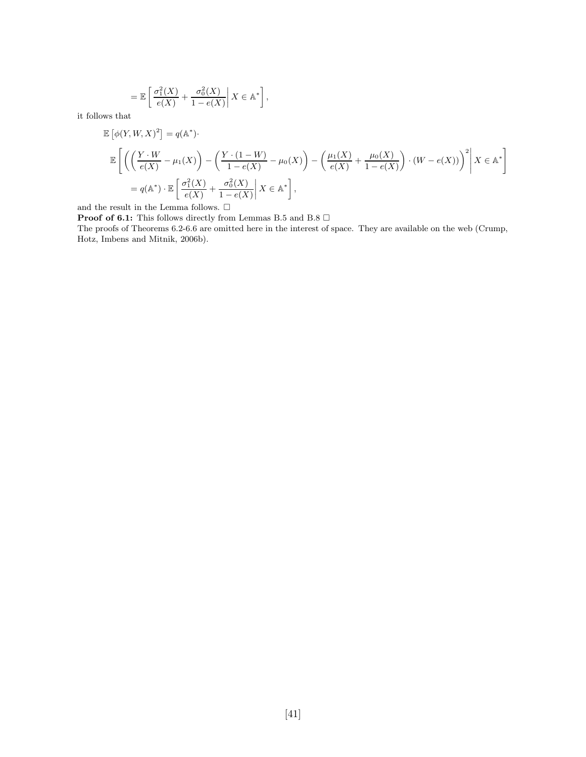$$= \mathbb{E}\left[ \frac{\sigma_1^2(X)}{e(X)} + \frac{\sigma_0^2(X)}{1-e(X)} \right| X \in \mathbb{A}^* \Bigg],$$

it follows that

$$\mathbb{E}\left[\phi(Y,W,X)^2\right] = q(\mathbb{A}^*)\cdot$$

$$\mathbb{E}\left[ \left( \left( \frac{Y\cdot W}{e(X)} - \mu_1(X) \right) - \left( \frac{Y\cdot(1-W)}{1-e(X)} - \mu_0(X) \right) - \left( \frac{\mu_1(X)}{e(X)} + \frac{\mu_0(X)}{1-e(X)} \right) \cdot (W - e(X)) \right)^2 \right| X \in \mathbb{A}^* \Bigg]$$

$$= q(\mathbb{A}^*) \cdot \mathbb{E}\left[ \frac{\sigma_1^2(X)}{e(X)} + \frac{\sigma_0^2(X)}{1-e(X)} \right| X \in \mathbb{A}^* \Bigg],$$

and the result in the Lemma follows. □

**Proof of 6.1:** This follows directly from Lemmas B.5 and B.8 □

The proofs of Theorems 6.2-6.6 are omitted here in the interest of space. They are available on the web (Crump, Hotz, Imbens and Mitnik, 2006b).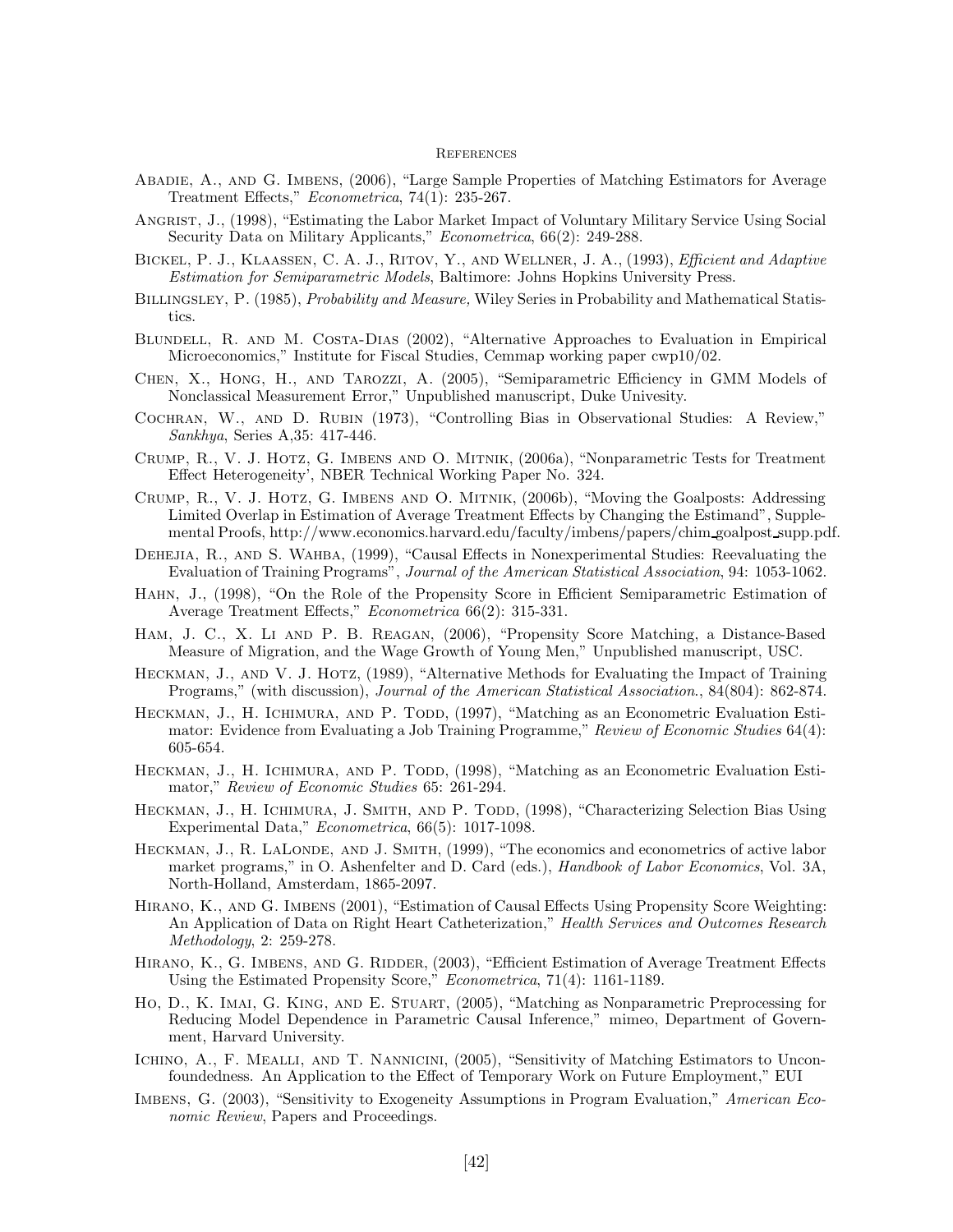## References

Abadie, A., and G. Imbens, (2006), "Large Sample Properties of Matching Estimators for Average Treatment Effects," *Econometrica*, 74(1): 235-267.

Angrist, J., (1998), "Estimating the Labor Market Impact of Voluntary Military Service Using Social Security Data on Military Applicants," *Econometrica*, 66(2): 249-288.

Bickel, P. J., Klaassen, C. A. J., Ritov, Y., and Wellner, J. A., (1993), *Efficient and Adaptive Estimation for Semiparametric Models*, Baltimore: Johns Hopkins University Press.

Billingsley, P. (1985), *Probability and Measure,* Wiley Series in Probability and Mathematical Statistics.

Blundell, R. and M. Costa-Dias (2002), "Alternative Approaches to Evaluation in Empirical Microeconomics," Institute for Fiscal Studies, Cemmap working paper cwp10/02.

Chen, X., Hong, H., and Tarozzi, A. (2005), "Semiparametric Efficiency in GMM Models of Nonclassical Measurement Error," Unpublished manuscript, Duke Univesity.

Cochran, W., and D. Rubin (1973), "Controlling Bias in Observational Studies: A Review," *Sankhya*, Series A,35: 417-446.

Crump, R., V. J. Hotz, G. Imbens and O. Mitnik, (2006a), "Nonparametric Tests for Treatment Effect Heterogeneity', NBER Technical Working Paper No. 324.

Crump, R., V. J. Hotz, G. Imbens and O. Mitnik, (2006b), "Moving the Goalposts: Addressing Limited Overlap in Estimation of Average Treatment Effects by Changing the Estimand", Supplemental Proofs, http://www.economics.harvard.edu/faculty/imbens/papers/chim_goalpost_supp.pdf.

Dehejia, R., and S. Wahba, (1999), "Causal Effects in Nonexperimental Studies: Reevaluating the Evaluation of Training Programs", *Journal of the American Statistical Association*, 94: 1053-1062.

Hahn, J., (1998), "On the Role of the Propensity Score in Efficient Semiparametric Estimation of Average Treatment Effects," *Econometrica* 66(2): 315-331.

Ham, J. C., X. Li and P. B. Reagan, (2006), "Propensity Score Matching, a Distance-Based Measure of Migration, and the Wage Growth of Young Men," Unpublished manuscript, USC.

Heckman, J., and V. J. Hotz, (1989), "Alternative Methods for Evaluating the Impact of Training Programs," (with discussion), *Journal of the American Statistical Association.*, 84(804): 862-874.

Heckman, J., H. Ichimura, and P. Todd, (1997), "Matching as an Econometric Evaluation Estimator: Evidence from Evaluating a Job Training Programme," *Review of Economic Studies* 64(4): 605-654.

Heckman, J., H. Ichimura, and P. Todd, (1998), "Matching as an Econometric Evaluation Estimator," *Review of Economic Studies* 65: 261-294.

Heckman, J., H. Ichimura, J. Smith, and P. Todd, (1998), "Characterizing Selection Bias Using Experimental Data," *Econometrica*, 66(5): 1017-1098.

Heckman, J., R. LaLonde, and J. Smith, (1999), "The economics and econometrics of active labor market programs," in O. Ashenfelter and D. Card (eds.), *Handbook of Labor Economics*, Vol. 3A, North-Holland, Amsterdam, 1865-2097.

Hirano, K., and G. Imbens (2001), "Estimation of Causal Effects Using Propensity Score Weighting: An Application of Data on Right Heart Catheterization," *Health Services and Outcomes Research Methodology*, 2: 259-278.

Hirano, K., G. Imbens, and G. Ridder, (2003), "Efficient Estimation of Average Treatment Effects Using the Estimated Propensity Score," *Econometrica*, 71(4): 1161-1189.

Ho, D., K. Imai, G. King, and E. Stuart, (2005), "Matching as Nonparametric Preprocessing for Reducing Model Dependence in Parametric Causal Inference," mimeo, Department of Government, Harvard University.

Ichino, A., F. Mealli, and T. Nannicini, (2005), "Sensitivity of Matching Estimators to Unconfoundedness. An Application to the Effect of Temporary Work on Future Employment," EUI

Imbens, G. (2003), "Sensitivity to Exogeneity Assumptions in Program Evaluation," *American Economic Review*, Papers and Proceedings.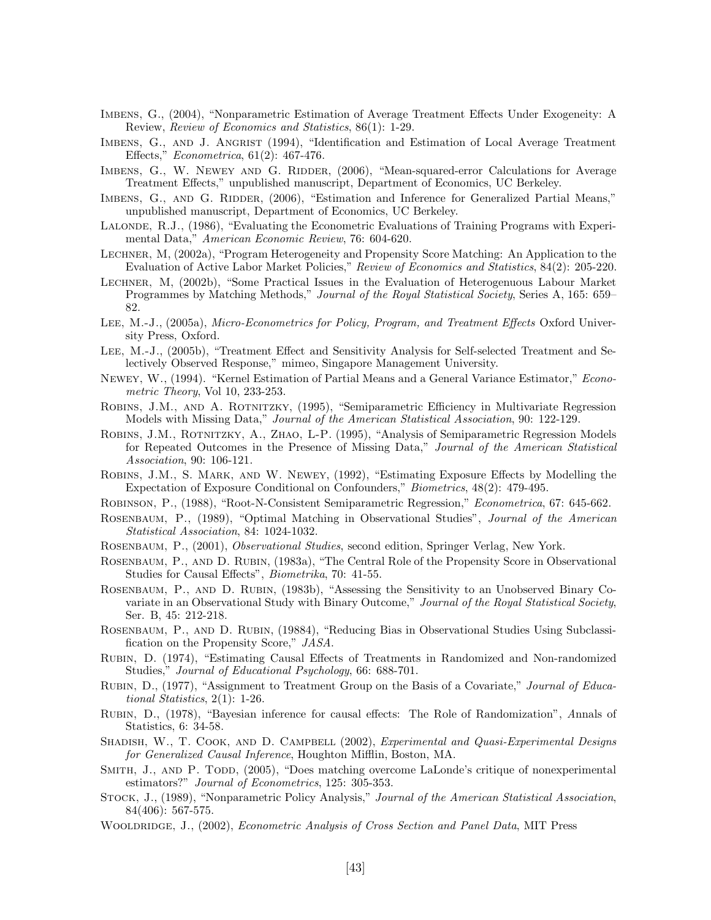Imbens, G., (2004), "Nonparametric Estimation of Average Treatment Effects Under Exogeneity: A Review, *Review of Economics and Statistics*, 86(1): 1-29.

Imbens, G., and J. Angrist (1994), "Identification and Estimation of Local Average Treatment Effects," *Econometrica*, 61(2): 467-476.

Imbens, G., W. Newey and G. Ridder, (2006), "Mean-squared-error Calculations for Average Treatment Effects," unpublished manuscript, Department of Economics, UC Berkeley.

Imbens, G., and G. Ridder, (2006), "Estimation and Inference for Generalized Partial Means," unpublished manuscript, Department of Economics, UC Berkeley.

Lalonde, R.J., (1986), "Evaluating the Econometric Evaluations of Training Programs with Experimental Data," *American Economic Review*, 76: 604-620.

Lechner, M, (2002a), "Program Heterogeneity and Propensity Score Matching: An Application to the Evaluation of Active Labor Market Policies," *Review of Economics and Statistics*, 84(2): 205-220.

Lechner, M, (2002b), "Some Practical Issues in the Evaluation of Heterogenuous Labour Market Programmes by Matching Methods," *Journal of the Royal Statistical Society*, Series A, 165: 659–82.

Lee, M.-J., (2005a), *Micro-Econometrics for Policy, Program, and Treatment Effects* Oxford University Press, Oxford.

Lee, M.-J., (2005b), "Treatment Effect and Sensitivity Analysis for Self-selected Treatment and Selectively Observed Response," mimeo, Singapore Management University.

Newey, W., (1994). "Kernel Estimation of Partial Means and a General Variance Estimator," *Econometric Theory*, Vol 10, 233-253.

Robins, J.M., and A. Rotnitzky, (1995), "Semiparametric Efficiency in Multivariate Regression Models with Missing Data," *Journal of the American Statistical Association*, 90: 122-129.

Robins, J.M., Rotnitzky, A., Zhao, L-P. (1995), "Analysis of Semiparametric Regression Models for Repeated Outcomes in the Presence of Missing Data," *Journal of the American Statistical Association*, 90: 106-121.

Robins, J.M., S. Mark, and W. Newey, (1992), "Estimating Exposure Effects by Modelling the Expectation of Exposure Conditional on Confounders," *Biometrics*, 48(2): 479-495.

Robinson, P., (1988), "Root-N-Consistent Semiparametric Regression," *Econometrica*, 67: 645-662.

Rosenbaum, P., (1989), "Optimal Matching in Observational Studies", *Journal of the American Statistical Association*, 84: 1024-1032.

Rosenbaum, P., (2001), *Observational Studies*, second edition, Springer Verlag, New York.

Rosenbaum, P., and D. Rubin, (1983a), "The Central Role of the Propensity Score in Observational Studies for Causal Effects", *Biometrika*, 70: 41-55.

Rosenbaum, P., and D. Rubin, (1983b), "Assessing the Sensitivity to an Unobserved Binary Covariate in an Observational Study with Binary Outcome," *Journal of the Royal Statistical Society*, Ser. B, 45: 212-218.

Rosenbaum, P., and D. Rubin, (19884), "Reducing Bias in Observational Studies Using Subclassification on the Propensity Score," *JASA*.

Rubin, D. (1974), "Estimating Causal Effects of Treatments in Randomized and Non-randomized Studies," *Journal of Educational Psychology*, 66: 688-701.

Rubin, D., (1977), "Assignment to Treatment Group on the Basis of a Covariate," *Journal of Educational Statistics*, 2(1): 1-26.

Rubin, D., (1978), "Bayesian inference for causal effects: The Role of Randomization", *A*nnals of Statistics, 6: 34-58.

Shadish, W., T. Cook, and D. Campbell (2002), *Experimental and Quasi-Experimental Designs for Generalized Causal Inference*, Houghton Mifflin, Boston, MA.

Smith, J., and P. Todd, (2005), "Does matching overcome LaLonde's critique of nonexperimental estimators?" *Journal of Econometrics*, 125: 305-353.

Stock, J., (1989), "Nonparametric Policy Analysis," *Journal of the American Statistical Association*, 84(406): 567-575.

Wooldridge, J., (2002), *Econometric Analysis of Cross Section and Panel Data*, MIT Press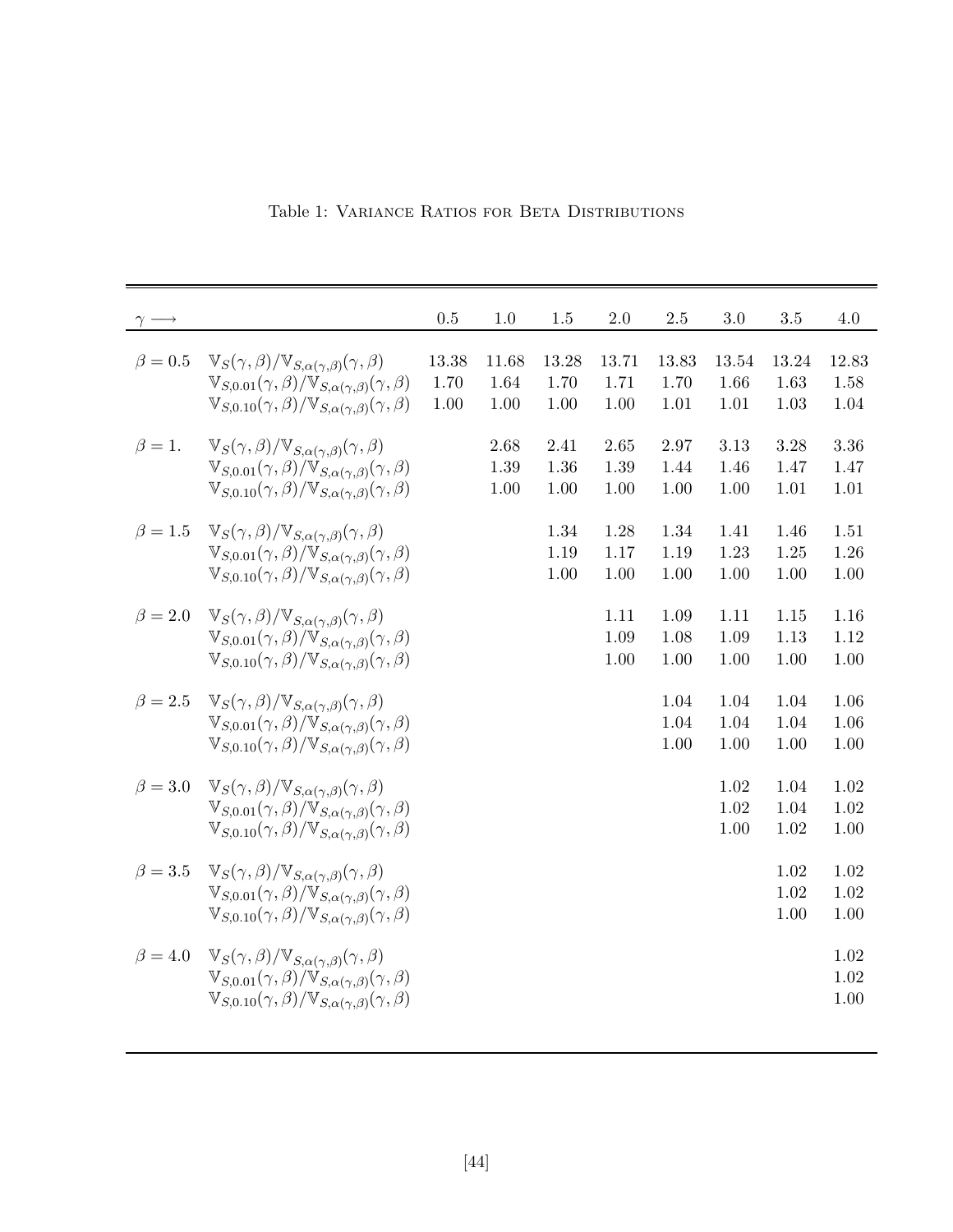Table 1: Variance Ratios for Beta Distributions

| $\gamma \longrightarrow$ | | 0.5 | 1.0 | 1.5 | 2.0 | 2.5 | 3.0 | 3.5 | 4.0 |
|---|---|---|---|---|---|---|---|---|---|
| $\beta = 0.5$ | $\mathbb{V}_S(\gamma,\beta)/\mathbb{V}_{S,\alpha(\gamma,\beta)}(\gamma,\beta)$ | 13.38 | 11.68 | 13.28 | 13.71 | 13.83 | 13.54 | 13.24 | 12.83 |
| | $\mathbb{V}_{S,0.01}(\gamma,\beta)/\mathbb{V}_{S,\alpha(\gamma,\beta)}(\gamma,\beta)$ | 1.70 | 1.64 | 1.70 | 1.71 | 1.70 | 1.66 | 1.63 | 1.58 |
| | $\mathbb{V}_{S,0.10}(\gamma,\beta)/\mathbb{V}_{S,\alpha(\gamma,\beta)}(\gamma,\beta)$ | 1.00 | 1.00 | 1.00 | 1.00 | 1.01 | 1.01 | 1.03 | 1.04 |
| $\beta = 1.$ | $\mathbb{V}_S(\gamma,\beta)/\mathbb{V}_{S,\alpha(\gamma,\beta)}(\gamma,\beta)$ | | 2.68 | 2.41 | 2.65 | 2.97 | 3.13 | 3.28 | 3.36 |
| | $\mathbb{V}_{S,0.01}(\gamma,\beta)/\mathbb{V}_{S,\alpha(\gamma,\beta)}(\gamma,\beta)$ | | 1.39 | 1.36 | 1.39 | 1.44 | 1.46 | 1.47 | 1.47 |
| | $\mathbb{V}_{S,0.10}(\gamma,\beta)/\mathbb{V}_{S,\alpha(\gamma,\beta)}(\gamma,\beta)$ | | 1.00 | 1.00 | 1.00 | 1.00 | 1.00 | 1.01 | 1.01 |
| $\beta = 1.5$ | $\mathbb{V}_S(\gamma,\beta)/\mathbb{V}_{S,\alpha(\gamma,\beta)}(\gamma,\beta)$ | | | 1.34 | 1.28 | 1.34 | 1.41 | 1.46 | 1.51 |
| | $\mathbb{V}_{S,0.01}(\gamma,\beta)/\mathbb{V}_{S,\alpha(\gamma,\beta)}(\gamma,\beta)$ | | | 1.19 | 1.17 | 1.19 | 1.23 | 1.25 | 1.26 |
| | $\mathbb{V}_{S,0.10}(\gamma,\beta)/\mathbb{V}_{S,\alpha(\gamma,\beta)}(\gamma,\beta)$ | | | 1.00 | 1.00 | 1.00 | 1.00 | 1.00 | 1.00 |
| $\beta = 2.0$ | $\mathbb{V}_S(\gamma,\beta)/\mathbb{V}_{S,\alpha(\gamma,\beta)}(\gamma,\beta)$ | | | | 1.11 | 1.09 | 1.11 | 1.15 | 1.16 |
| | $\mathbb{V}_{S,0.01}(\gamma,\beta)/\mathbb{V}_{S,\alpha(\gamma,\beta)}(\gamma,\beta)$ | | | | 1.09 | 1.08 | 1.09 | 1.13 | 1.12 |
| | $\mathbb{V}_{S,0.10}(\gamma,\beta)/\mathbb{V}_{S,\alpha(\gamma,\beta)}(\gamma,\beta)$ | | | | 1.00 | 1.00 | 1.00 | 1.00 | 1.00 |
| $\beta = 2.5$ | $\mathbb{V}_S(\gamma,\beta)/\mathbb{V}_{S,\alpha(\gamma,\beta)}(\gamma,\beta)$ | | | | | 1.04 | 1.04 | 1.04 | 1.06 |
| | $\mathbb{V}_{S,0.01}(\gamma,\beta)/\mathbb{V}_{S,\alpha(\gamma,\beta)}(\gamma,\beta)$ | | | | | 1.04 | 1.04 | 1.04 | 1.06 |
| | $\mathbb{V}_{S,0.10}(\gamma,\beta)/\mathbb{V}_{S,\alpha(\gamma,\beta)}(\gamma,\beta)$ | | | | | 1.00 | 1.00 | 1.00 | 1.00 |
| $\beta = 3.0$ | $\mathbb{V}_S(\gamma,\beta)/\mathbb{V}_{S,\alpha(\gamma,\beta)}(\gamma,\beta)$ | | | | | | 1.02 | 1.04 | 1.02 |
| | $\mathbb{V}_{S,0.01}(\gamma,\beta)/\mathbb{V}_{S,\alpha(\gamma,\beta)}(\gamma,\beta)$ | | | | | | 1.02 | 1.04 | 1.02 |
| | $\mathbb{V}_{S,0.10}(\gamma,\beta)/\mathbb{V}_{S,\alpha(\gamma,\beta)}(\gamma,\beta)$ | | | | | | 1.00 | 1.02 | 1.00 |
| $\beta = 3.5$ | $\mathbb{V}_S(\gamma,\beta)/\mathbb{V}_{S,\alpha(\gamma,\beta)}(\gamma,\beta)$ | | | | | | | 1.02 | 1.02 |
| | $\mathbb{V}_{S,0.01}(\gamma,\beta)/\mathbb{V}_{S,\alpha(\gamma,\beta)}(\gamma,\beta)$ | | | | | | | 1.02 | 1.02 |
| | $\mathbb{V}_{S,0.10}(\gamma,\beta)/\mathbb{V}_{S,\alpha(\gamma,\beta)}(\gamma,\beta)$ | | | | | | | 1.00 | 1.00 |
| $\beta = 4.0$ | $\mathbb{V}_S(\gamma,\beta)/\mathbb{V}_{S,\alpha(\gamma,\beta)}(\gamma,\beta)$ | | | | | | | | 1.02 |
| | $\mathbb{V}_{S,0.01}(\gamma,\beta)/\mathbb{V}_{S,\alpha(\gamma,\beta)}(\gamma,\beta)$ | | | | | | | | 1.02 |
| | $\mathbb{V}_{S,0.10}(\gamma,\beta)/\mathbb{V}_{S,\alpha(\gamma,\beta)}(\gamma,\beta)$ | | | | | | | | 1.00 |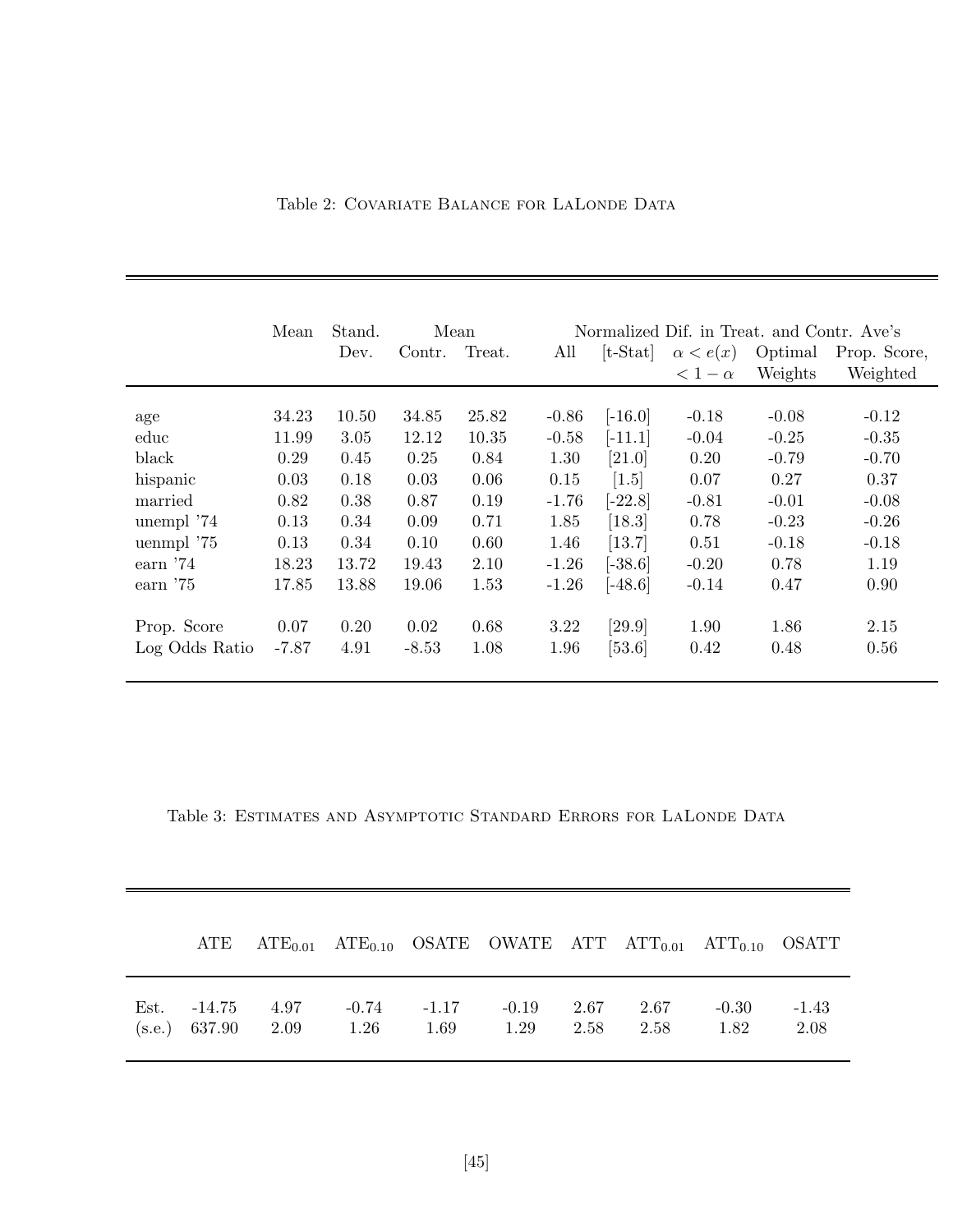Table 2: Covariate Balance for LaLonde Data

| | Mean | Stand. Dev. | Mean Contr. | Mean Treat. | Normalized Dif. in Treat. and Contr. Ave's All | [t-Stat] | $\alpha < e(x) < 1-\alpha$ | Optimal Weights | Prop. Score, Weighted |
|---|---|---|---|---|---|---|---|---|---|
| age | 34.23 | 10.50 | 34.85 | 25.82 | -0.86 | [-16.0] | -0.18 | -0.08 | -0.12 |
| educ | 11.99 | 3.05 | 12.12 | 10.35 | -0.58 | [-11.1] | -0.04 | -0.25 | -0.35 |
| black | 0.29 | 0.45 | 0.25 | 0.84 | 1.30 | [21.0] | 0.20 | -0.79 | -0.70 |
| hispanic | 0.03 | 0.18 | 0.03 | 0.06 | 0.15 | [1.5] | 0.07 | 0.27 | 0.37 |
| married | 0.82 | 0.38 | 0.87 | 0.19 | -1.76 | [-22.8] | -0.81 | -0.01 | -0.08 |
| unempl '74 | 0.13 | 0.34 | 0.09 | 0.71 | 1.85 | [18.3] | 0.78 | -0.23 | -0.26 |
| uenmpl '75 | 0.13 | 0.34 | 0.10 | 0.60 | 1.46 | [13.7] | 0.51 | -0.18 | -0.18 |
| earn '74 | 18.23 | 13.72 | 19.43 | 2.10 | -1.26 | [-38.6] | -0.20 | 0.78 | 1.19 |
| earn '75 | 17.85 | 13.88 | 19.06 | 1.53 | -1.26 | [-48.6] | -0.14 | 0.47 | 0.90 |
| Prop. Score | 0.07 | 0.20 | 0.02 | 0.68 | 3.22 | [29.9] | 1.90 | 1.86 | 2.15 |
| Log Odds Ratio | -7.87 | 4.91 | -8.53 | 1.08 | 1.96 | [53.6] | 0.42 | 0.48 | 0.56 |

Table 3: Estimates and Asymptotic Standard Errors for LaLonde Data

| | ATE | $\text{ATE}_{0.01}$ | $\text{ATE}_{0.10}$ | OSATE | OWATE | ATT | $\text{ATT}_{0.01}$ | $\text{ATT}_{0.10}$ | OSATT |
|---|---|---|---|---|---|---|---|---|---|
| Est. | -14.75 | 4.97 | -0.74 | -1.17 | -0.19 | 2.67 | 2.67 | -0.30 | -1.43 |
| (s.e.) | 637.90 | 2.09 | 1.26 | 1.69 | 1.29 | 2.58 | 2.58 | 1.82 | 2.08 |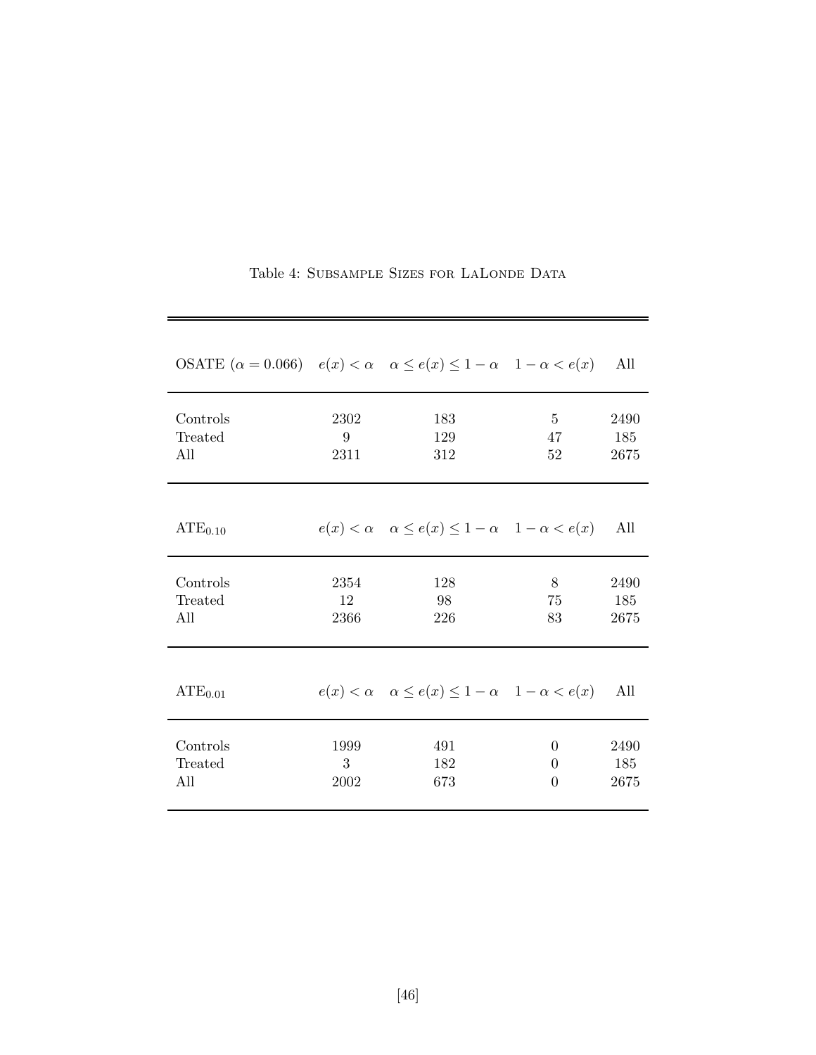Table 4: Subsample Sizes for LaLonde Data

| OSATE ($\alpha = 0.066$) | $e(x) < \alpha$ | $\alpha \leq e(x) \leq 1-\alpha$ | $1-\alpha < e(x)$ | All |
|---|---|---|---|---|
| Controls | 2302 | 183 | 5 | 2490 |
| Treated | 9 | 129 | 47 | 185 |
| All | 2311 | 312 | 52 | 2675 |

| $\text{ATE}_{0.10}$ | $e(x) < \alpha$ | $\alpha \leq e(x) \leq 1-\alpha$ | $1-\alpha < e(x)$ | All |
|---|---|---|---|---|
| Controls | 2354 | 128 | 8 | 2490 |
| Treated | 12 | 98 | 75 | 185 |
| All | 2366 | 226 | 83 | 2675 |

| $\text{ATE}_{0.01}$ | $e(x) < \alpha$ | $\alpha \leq e(x) \leq 1-\alpha$ | $1-\alpha < e(x)$ | All |
|---|---|---|---|---|
| Controls | 1999 | 491 | 0 | 2490 |
| Treated | 3 | 182 | 0 | 185 |
| All | 2002 | 673 | 0 | 2675 |